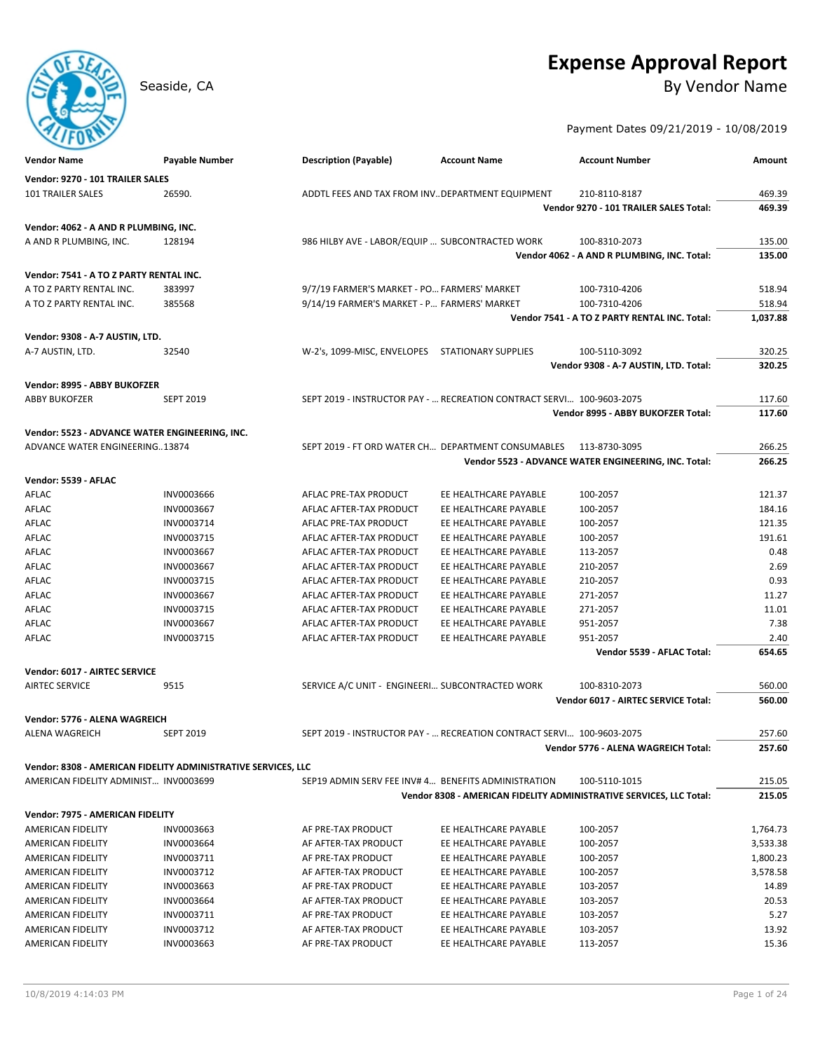# Expense Approval Report

Seaside, CA

**By Vendor Name**

Payment Dates 09/21/2019 - 10/08/2019

| Vendor Name | Payable Number | Description (Payable) | Account Name | Account Number | Amount |
|---|---|---|---|---|---|
| **Vendor: 9270 - 101 TRAILER SALES** | | | | | |
| 101 TRAILER SALES | 26590. | ADDTL FEES AND TAX FROM INV.. | DEPARTMENT EQUIPMENT | 210-8110-8187 | 469.39 |
| | | | | **Vendor 9270 - 101 TRAILER SALES Total:** | **469.39** |
| **Vendor: 4062 - A AND R PLUMBING, INC.** | | | | | |
| A AND R PLUMBING, INC. | 128194 | 986 HILBY AVE - LABOR/EQUIP ... | SUBCONTRACTED WORK | 100-8310-2073 | 135.00 |
| | | | | **Vendor 4062 - A AND R PLUMBING, INC. Total:** | **135.00** |
| **Vendor: 7541 - A TO Z PARTY RENTAL INC.** | | | | | |
| A TO Z PARTY RENTAL INC. | 383997 | 9/7/19 FARMER'S MARKET - PO... | FARMERS' MARKET | 100-7310-4206 | 518.94 |
| A TO Z PARTY RENTAL INC. | 385568 | 9/14/19 FARMER'S MARKET - P... | FARMERS' MARKET | 100-7310-4206 | 518.94 |
| | | | | **Vendor 7541 - A TO Z PARTY RENTAL INC. Total:** | **1,037.88** |
| **Vendor: 9308 - A-7 AUSTIN, LTD.** | | | | | |
| A-7 AUSTIN, LTD. | 32540 | W-2's, 1099-MISC, ENVELOPES | STATIONARY SUPPLIES | 100-5110-3092 | 320.25 |
| | | | | **Vendor 9308 - A-7 AUSTIN, LTD. Total:** | **320.25** |
| **Vendor: 8995 - ABBY BUKOFZER** | | | | | |
| ABBY BUKOFZER | SEPT 2019 | SEPT 2019 - INSTRUCTOR PAY - ... | RECREATION CONTRACT SERVI... | 100-9603-2075 | 117.60 |
| | | | | **Vendor 8995 - ABBY BUKOFZER Total:** | **117.60** |
| **Vendor: 5523 - ADVANCE WATER ENGINEERING, INC.** | | | | | |
| ADVANCE WATER ENGINEERING.. | 13874 | SEPT 2019 - FT ORD WATER CH... | DEPARTMENT CONSUMABLES | 113-8730-3095 | 266.25 |
| | | | | **Vendor 5523 - ADVANCE WATER ENGINEERING, INC. Total:** | **266.25** |
| **Vendor: 5539 - AFLAC** | | | | | |
| AFLAC | INV0003666 | AFLAC PRE-TAX PRODUCT | EE HEALTHCARE PAYABLE | 100-2057 | 121.37 |
| AFLAC | INV0003667 | AFLAC AFTER-TAX PRODUCT | EE HEALTHCARE PAYABLE | 100-2057 | 184.16 |
| AFLAC | INV0003714 | AFLAC PRE-TAX PRODUCT | EE HEALTHCARE PAYABLE | 100-2057 | 121.35 |
| AFLAC | INV0003715 | AFLAC AFTER-TAX PRODUCT | EE HEALTHCARE PAYABLE | 100-2057 | 191.61 |
| AFLAC | INV0003667 | AFLAC AFTER-TAX PRODUCT | EE HEALTHCARE PAYABLE | 113-2057 | 0.48 |
| AFLAC | INV0003667 | AFLAC AFTER-TAX PRODUCT | EE HEALTHCARE PAYABLE | 210-2057 | 2.69 |
| AFLAC | INV0003715 | AFLAC AFTER-TAX PRODUCT | EE HEALTHCARE PAYABLE | 210-2057 | 0.93 |
| AFLAC | INV0003667 | AFLAC AFTER-TAX PRODUCT | EE HEALTHCARE PAYABLE | 271-2057 | 11.27 |
| AFLAC | INV0003715 | AFLAC AFTER-TAX PRODUCT | EE HEALTHCARE PAYABLE | 271-2057 | 11.01 |
| AFLAC | INV0003667 | AFLAC AFTER-TAX PRODUCT | EE HEALTHCARE PAYABLE | 951-2057 | 7.38 |
| AFLAC | INV0003715 | AFLAC AFTER-TAX PRODUCT | EE HEALTHCARE PAYABLE | 951-2057 | 2.40 |
| | | | | **Vendor 5539 - AFLAC Total:** | **654.65** |
| **Vendor: 6017 - AIRTEC SERVICE** | | | | | |
| AIRTEC SERVICE | 9515 | SERVICE A/C UNIT - ENGINEERI... | SUBCONTRACTED WORK | 100-8310-2073 | 560.00 |
| | | | | **Vendor 6017 - AIRTEC SERVICE Total:** | **560.00** |
| **Vendor: 5776 - ALENA WAGREICH** | | | | | |
| ALENA WAGREICH | SEPT 2019 | SEPT 2019 - INSTRUCTOR PAY - ... | RECREATION CONTRACT SERVI... | 100-9603-2075 | 257.60 |
| | | | | **Vendor 5776 - ALENA WAGREICH Total:** | **257.60** |
| **Vendor: 8308 - AMERICAN FIDELITY ADMINISTRATIVE SERVICES, LLC** | | | | | |
| AMERICAN FIDELITY ADMINIST... | INV0003699 | SEP19 ADMIN SERV FEE INV# 4... | BENEFITS ADMINISTRATION | 100-5110-1015 | 215.05 |
| | | | | **Vendor 8308 - AMERICAN FIDELITY ADMINISTRATIVE SERVICES, LLC Total:** | **215.05** |
| **Vendor: 7975 - AMERICAN FIDELITY** | | | | | |
| AMERICAN FIDELITY | INV0003663 | AF PRE-TAX PRODUCT | EE HEALTHCARE PAYABLE | 100-2057 | 1,764.73 |
| AMERICAN FIDELITY | INV0003664 | AF AFTER-TAX PRODUCT | EE HEALTHCARE PAYABLE | 100-2057 | 3,533.38 |
| AMERICAN FIDELITY | INV0003711 | AF PRE-TAX PRODUCT | EE HEALTHCARE PAYABLE | 100-2057 | 1,800.23 |
| AMERICAN FIDELITY | INV0003712 | AF AFTER-TAX PRODUCT | EE HEALTHCARE PAYABLE | 100-2057 | 3,578.58 |
| AMERICAN FIDELITY | INV0003663 | AF PRE-TAX PRODUCT | EE HEALTHCARE PAYABLE | 103-2057 | 14.89 |
| AMERICAN FIDELITY | INV0003664 | AF AFTER-TAX PRODUCT | EE HEALTHCARE PAYABLE | 103-2057 | 20.53 |
| AMERICAN FIDELITY | INV0003711 | AF PRE-TAX PRODUCT | EE HEALTHCARE PAYABLE | 103-2057 | 5.27 |
| AMERICAN FIDELITY | INV0003712 | AF AFTER-TAX PRODUCT | EE HEALTHCARE PAYABLE | 103-2057 | 13.92 |
| AMERICAN FIDELITY | INV0003663 | AF PRE-TAX PRODUCT | EE HEALTHCARE PAYABLE | 113-2057 | 15.36 |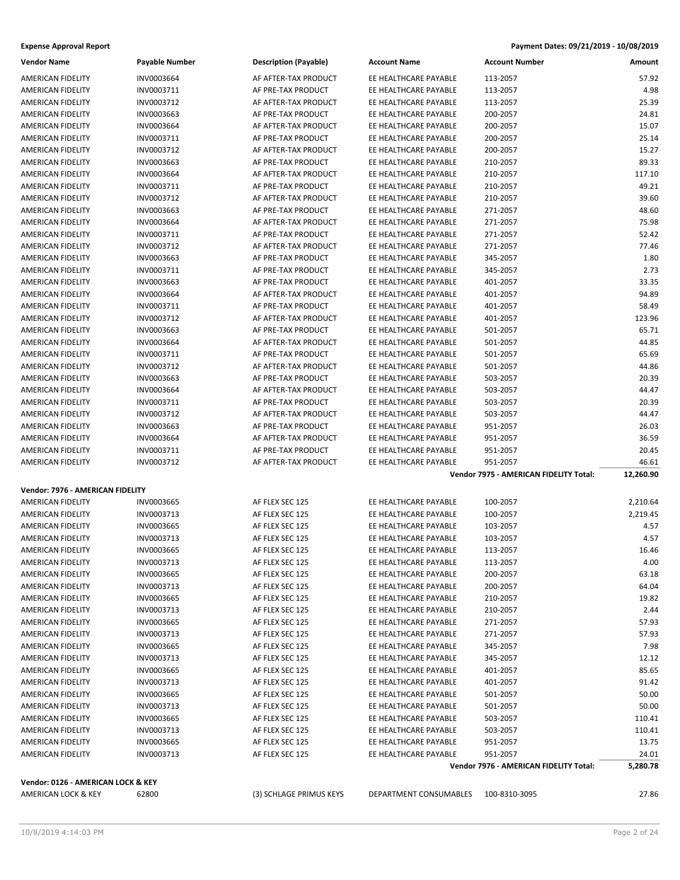**Expense Approval Report** **Payment Dates: 09/21/2019 - 10/08/2019**

| Vendor Name | Payable Number | Description (Payable) | Account Name | Account Number | Amount |
|---|---|---|---|---|---|
| AMERICAN FIDELITY | INV0003664 | AF AFTER-TAX PRODUCT | EE HEALTHCARE PAYABLE | 113-2057 | 57.92 |
| AMERICAN FIDELITY | INV0003711 | AF PRE-TAX PRODUCT | EE HEALTHCARE PAYABLE | 113-2057 | 4.98 |
| AMERICAN FIDELITY | INV0003712 | AF AFTER-TAX PRODUCT | EE HEALTHCARE PAYABLE | 113-2057 | 25.39 |
| AMERICAN FIDELITY | INV0003663 | AF PRE-TAX PRODUCT | EE HEALTHCARE PAYABLE | 200-2057 | 24.81 |
| AMERICAN FIDELITY | INV0003664 | AF AFTER-TAX PRODUCT | EE HEALTHCARE PAYABLE | 200-2057 | 15.07 |
| AMERICAN FIDELITY | INV0003711 | AF PRE-TAX PRODUCT | EE HEALTHCARE PAYABLE | 200-2057 | 25.14 |
| AMERICAN FIDELITY | INV0003712 | AF AFTER-TAX PRODUCT | EE HEALTHCARE PAYABLE | 200-2057 | 15.27 |
| AMERICAN FIDELITY | INV0003663 | AF PRE-TAX PRODUCT | EE HEALTHCARE PAYABLE | 210-2057 | 89.33 |
| AMERICAN FIDELITY | INV0003664 | AF AFTER-TAX PRODUCT | EE HEALTHCARE PAYABLE | 210-2057 | 117.10 |
| AMERICAN FIDELITY | INV0003711 | AF PRE-TAX PRODUCT | EE HEALTHCARE PAYABLE | 210-2057 | 49.21 |
| AMERICAN FIDELITY | INV0003712 | AF AFTER-TAX PRODUCT | EE HEALTHCARE PAYABLE | 210-2057 | 39.60 |
| AMERICAN FIDELITY | INV0003663 | AF PRE-TAX PRODUCT | EE HEALTHCARE PAYABLE | 271-2057 | 48.60 |
| AMERICAN FIDELITY | INV0003664 | AF AFTER-TAX PRODUCT | EE HEALTHCARE PAYABLE | 271-2057 | 75.98 |
| AMERICAN FIDELITY | INV0003711 | AF PRE-TAX PRODUCT | EE HEALTHCARE PAYABLE | 271-2057 | 52.42 |
| AMERICAN FIDELITY | INV0003712 | AF AFTER-TAX PRODUCT | EE HEALTHCARE PAYABLE | 271-2057 | 77.46 |
| AMERICAN FIDELITY | INV0003663 | AF PRE-TAX PRODUCT | EE HEALTHCARE PAYABLE | 345-2057 | 1.80 |
| AMERICAN FIDELITY | INV0003711 | AF PRE-TAX PRODUCT | EE HEALTHCARE PAYABLE | 345-2057 | 2.73 |
| AMERICAN FIDELITY | INV0003663 | AF PRE-TAX PRODUCT | EE HEALTHCARE PAYABLE | 401-2057 | 33.35 |
| AMERICAN FIDELITY | INV0003664 | AF AFTER-TAX PRODUCT | EE HEALTHCARE PAYABLE | 401-2057 | 94.89 |
| AMERICAN FIDELITY | INV0003711 | AF PRE-TAX PRODUCT | EE HEALTHCARE PAYABLE | 401-2057 | 58.49 |
| AMERICAN FIDELITY | INV0003712 | AF AFTER-TAX PRODUCT | EE HEALTHCARE PAYABLE | 401-2057 | 123.96 |
| AMERICAN FIDELITY | INV0003663 | AF PRE-TAX PRODUCT | EE HEALTHCARE PAYABLE | 501-2057 | 65.71 |
| AMERICAN FIDELITY | INV0003664 | AF AFTER-TAX PRODUCT | EE HEALTHCARE PAYABLE | 501-2057 | 44.85 |
| AMERICAN FIDELITY | INV0003711 | AF PRE-TAX PRODUCT | EE HEALTHCARE PAYABLE | 501-2057 | 65.69 |
| AMERICAN FIDELITY | INV0003712 | AF AFTER-TAX PRODUCT | EE HEALTHCARE PAYABLE | 501-2057 | 44.86 |
| AMERICAN FIDELITY | INV0003663 | AF PRE-TAX PRODUCT | EE HEALTHCARE PAYABLE | 503-2057 | 20.39 |
| AMERICAN FIDELITY | INV0003664 | AF AFTER-TAX PRODUCT | EE HEALTHCARE PAYABLE | 503-2057 | 44.47 |
| AMERICAN FIDELITY | INV0003711 | AF PRE-TAX PRODUCT | EE HEALTHCARE PAYABLE | 503-2057 | 20.39 |
| AMERICAN FIDELITY | INV0003712 | AF AFTER-TAX PRODUCT | EE HEALTHCARE PAYABLE | 503-2057 | 44.47 |
| AMERICAN FIDELITY | INV0003663 | AF PRE-TAX PRODUCT | EE HEALTHCARE PAYABLE | 951-2057 | 26.03 |
| AMERICAN FIDELITY | INV0003664 | AF AFTER-TAX PRODUCT | EE HEALTHCARE PAYABLE | 951-2057 | 36.59 |
| AMERICAN FIDELITY | INV0003711 | AF PRE-TAX PRODUCT | EE HEALTHCARE PAYABLE | 951-2057 | 20.45 |
| AMERICAN FIDELITY | INV0003712 | AF AFTER-TAX PRODUCT | EE HEALTHCARE PAYABLE | 951-2057 | 46.61 |
| | | | | **Vendor 7975 - AMERICAN FIDELITY Total:** | **12,260.90** |
| **Vendor: 7976 - AMERICAN FIDELITY** | | | | | |
| AMERICAN FIDELITY | INV0003665 | AF FLEX SEC 125 | EE HEALTHCARE PAYABLE | 100-2057 | 2,210.64 |
| AMERICAN FIDELITY | INV0003713 | AF FLEX SEC 125 | EE HEALTHCARE PAYABLE | 100-2057 | 2,219.45 |
| AMERICAN FIDELITY | INV0003665 | AF FLEX SEC 125 | EE HEALTHCARE PAYABLE | 103-2057 | 4.57 |
| AMERICAN FIDELITY | INV0003713 | AF FLEX SEC 125 | EE HEALTHCARE PAYABLE | 103-2057 | 4.57 |
| AMERICAN FIDELITY | INV0003665 | AF FLEX SEC 125 | EE HEALTHCARE PAYABLE | 113-2057 | 16.46 |
| AMERICAN FIDELITY | INV0003713 | AF FLEX SEC 125 | EE HEALTHCARE PAYABLE | 113-2057 | 4.00 |
| AMERICAN FIDELITY | INV0003665 | AF FLEX SEC 125 | EE HEALTHCARE PAYABLE | 200-2057 | 63.18 |
| AMERICAN FIDELITY | INV0003713 | AF FLEX SEC 125 | EE HEALTHCARE PAYABLE | 200-2057 | 64.04 |
| AMERICAN FIDELITY | INV0003665 | AF FLEX SEC 125 | EE HEALTHCARE PAYABLE | 210-2057 | 19.82 |
| AMERICAN FIDELITY | INV0003713 | AF FLEX SEC 125 | EE HEALTHCARE PAYABLE | 210-2057 | 2.44 |
| AMERICAN FIDELITY | INV0003665 | AF FLEX SEC 125 | EE HEALTHCARE PAYABLE | 271-2057 | 57.93 |
| AMERICAN FIDELITY | INV0003713 | AF FLEX SEC 125 | EE HEALTHCARE PAYABLE | 271-2057 | 57.93 |
| AMERICAN FIDELITY | INV0003665 | AF FLEX SEC 125 | EE HEALTHCARE PAYABLE | 345-2057 | 7.98 |
| AMERICAN FIDELITY | INV0003713 | AF FLEX SEC 125 | EE HEALTHCARE PAYABLE | 345-2057 | 12.12 |
| AMERICAN FIDELITY | INV0003665 | AF FLEX SEC 125 | EE HEALTHCARE PAYABLE | 401-2057 | 85.65 |
| AMERICAN FIDELITY | INV0003713 | AF FLEX SEC 125 | EE HEALTHCARE PAYABLE | 401-2057 | 91.42 |
| AMERICAN FIDELITY | INV0003665 | AF FLEX SEC 125 | EE HEALTHCARE PAYABLE | 501-2057 | 50.00 |
| AMERICAN FIDELITY | INV0003713 | AF FLEX SEC 125 | EE HEALTHCARE PAYABLE | 501-2057 | 50.00 |
| AMERICAN FIDELITY | INV0003665 | AF FLEX SEC 125 | EE HEALTHCARE PAYABLE | 503-2057 | 110.41 |
| AMERICAN FIDELITY | INV0003713 | AF FLEX SEC 125 | EE HEALTHCARE PAYABLE | 503-2057 | 110.41 |
| AMERICAN FIDELITY | INV0003665 | AF FLEX SEC 125 | EE HEALTHCARE PAYABLE | 951-2057 | 13.75 |
| AMERICAN FIDELITY | INV0003713 | AF FLEX SEC 125 | EE HEALTHCARE PAYABLE | 951-2057 | 24.01 |
| | | | | **Vendor 7976 - AMERICAN FIDELITY Total:** | **5,280.78** |
| **Vendor: 0126 - AMERICAN LOCK & KEY** | | | | | |
| AMERICAN LOCK & KEY | 62800 | (3) SCHLAGE PRIMUS KEYS | DEPARTMENT CONSUMABLES | 100-8310-3095 | 27.86 |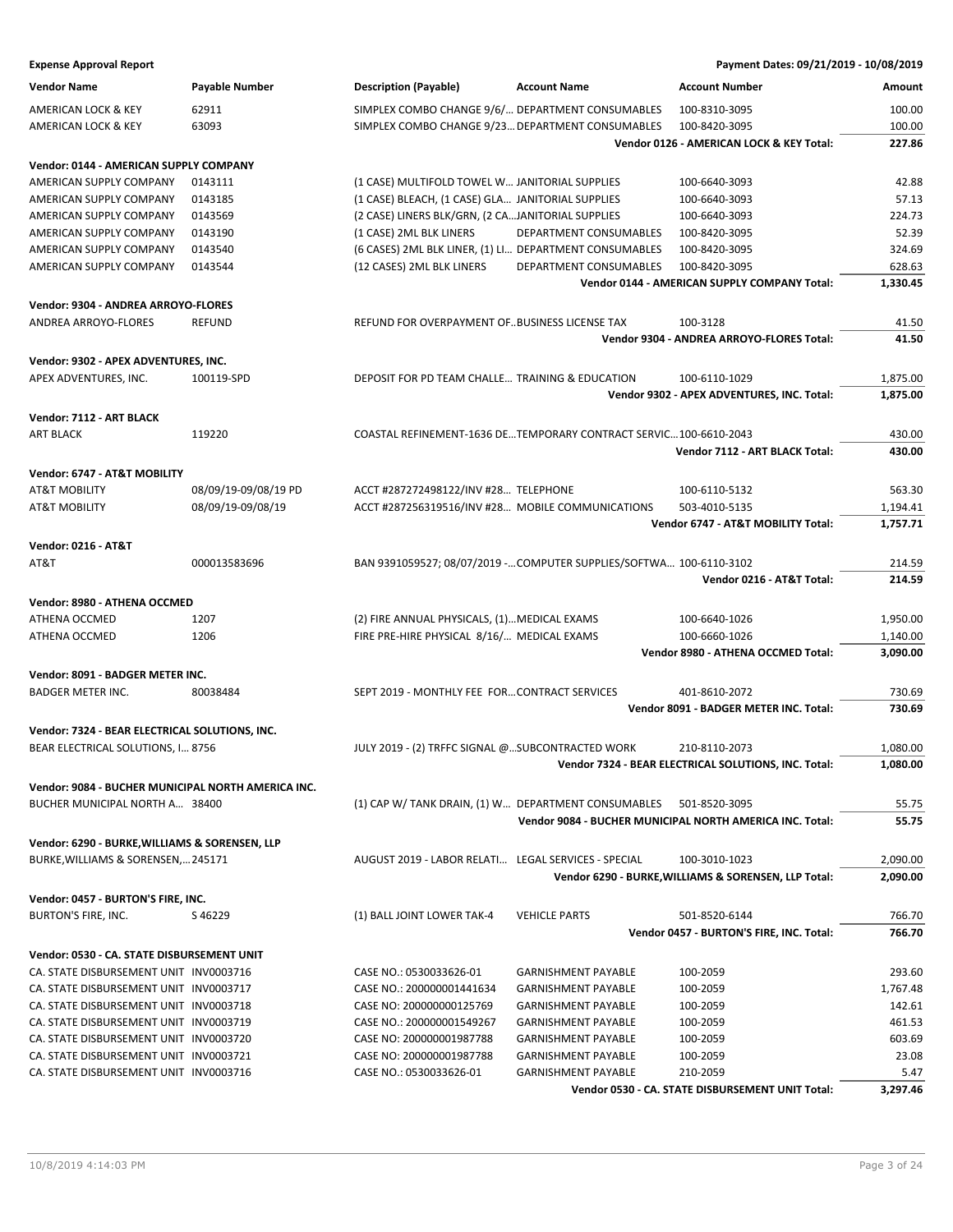**Expense Approval Report** — Payment Dates: 09/21/2019 - 10/08/2019

| Vendor Name | Payable Number | Description (Payable) | Account Name | Account Number | Amount |
|---|---|---|---|---|---|
| AMERICAN LOCK & KEY | 62911 | SIMPLEX COMBO CHANGE 9/6/... | DEPARTMENT CONSUMABLES | 100-8310-3095 | 100.00 |
| AMERICAN LOCK & KEY | 63093 | SIMPLEX COMBO CHANGE 9/23... | DEPARTMENT CONSUMABLES | 100-8420-3095 | 100.00 |
| | | | | **Vendor 0126 - AMERICAN LOCK & KEY Total:** | **227.86** |
| **Vendor: 0144 - AMERICAN SUPPLY COMPANY** | | | | | |
| AMERICAN SUPPLY COMPANY | 0143111 | (1 CASE) MULTIFOLD TOWEL W... | JANITORIAL SUPPLIES | 100-6640-3093 | 42.88 |
| AMERICAN SUPPLY COMPANY | 0143185 | (1 CASE) BLEACH, (1 CASE) GLA... | JANITORIAL SUPPLIES | 100-6640-3093 | 57.13 |
| AMERICAN SUPPLY COMPANY | 0143569 | (2 CASE) LINERS BLK/GRN, (2 CA... | JANITORIAL SUPPLIES | 100-6640-3093 | 224.73 |
| AMERICAN SUPPLY COMPANY | 0143190 | (1 CASE) 2ML BLK LINERS | DEPARTMENT CONSUMABLES | 100-8420-3095 | 52.39 |
| AMERICAN SUPPLY COMPANY | 0143540 | (6 CASES) 2ML BLK LINER, (1) LI... | DEPARTMENT CONSUMABLES | 100-8420-3095 | 324.69 |
| AMERICAN SUPPLY COMPANY | 0143544 | (12 CASES) 2ML BLK LINERS | DEPARTMENT CONSUMABLES | 100-8420-3095 | 628.63 |
| | | | | **Vendor 0144 - AMERICAN SUPPLY COMPANY Total:** | **1,330.45** |
| **Vendor: 9304 - ANDREA ARROYO-FLORES** | | | | | |
| ANDREA ARROYO-FLORES | REFUND | REFUND FOR OVERPAYMENT OF... | BUSINESS LICENSE TAX | 100-3128 | 41.50 |
| | | | | **Vendor 9304 - ANDREA ARROYO-FLORES Total:** | **41.50** |
| **Vendor: 9302 - APEX ADVENTURES, INC.** | | | | | |
| APEX ADVENTURES, INC. | 100119-SPD | DEPOSIT FOR PD TEAM CHALLE... | TRAINING & EDUCATION | 100-6110-1029 | 1,875.00 |
| | | | | **Vendor 9302 - APEX ADVENTURES, INC. Total:** | **1,875.00** |
| **Vendor: 7112 - ART BLACK** | | | | | |
| ART BLACK | 119220 | COASTAL REFINEMENT-1636 DE... | TEMPORARY CONTRACT SERVIC... | 100-6610-2043 | 430.00 |
| | | | | **Vendor 7112 - ART BLACK Total:** | **430.00** |
| **Vendor: 6747 - AT&T MOBILITY** | | | | | |
| AT&T MOBILITY | 08/09/19-09/08/19 PD | ACCT #287272498122/INV #28... | TELEPHONE | 100-6110-5132 | 563.30 |
| AT&T MOBILITY | 08/09/19-09/08/19 | ACCT #287256319516/INV #28... | MOBILE COMMUNICATIONS | 503-4010-5135 | 1,194.41 |
| | | | | **Vendor 6747 - AT&T MOBILITY Total:** | **1,757.71** |
| **Vendor: 0216 - AT&T** | | | | | |
| AT&T | 000013583696 | BAN 9391059527; 08/07/2019 -... | COMPUTER SUPPLIES/SOFTWA... | 100-6110-3102 | 214.59 |
| | | | | **Vendor 0216 - AT&T Total:** | **214.59** |
| **Vendor: 8980 - ATHENA OCCMED** | | | | | |
| ATHENA OCCMED | 1207 | (2) FIRE ANNUAL PHYSICALS, (1)... | MEDICAL EXAMS | 100-6640-1026 | 1,950.00 |
| ATHENA OCCMED | 1206 | FIRE PRE-HIRE PHYSICAL 8/16/... | MEDICAL EXAMS | 100-6660-1026 | 1,140.00 |
| | | | | **Vendor 8980 - ATHENA OCCMED Total:** | **3,090.00** |
| **Vendor: 8091 - BADGER METER INC.** | | | | | |
| BADGER METER INC. | 80038484 | SEPT 2019 - MONTHLY FEE FOR... | CONTRACT SERVICES | 401-8610-2072 | 730.69 |
| | | | | **Vendor 8091 - BADGER METER INC. Total:** | **730.69** |
| **Vendor: 7324 - BEAR ELECTRICAL SOLUTIONS, INC.** | | | | | |
| BEAR ELECTRICAL SOLUTIONS, I... | 8756 | JULY 2019 - (2) TRFFC SIGNAL @... | SUBCONTRACTED WORK | 210-8110-2073 | 1,080.00 |
| | | | | **Vendor 7324 - BEAR ELECTRICAL SOLUTIONS, INC. Total:** | **1,080.00** |
| **Vendor: 9084 - BUCHER MUNICIPAL NORTH AMERICA INC.** | | | | | |
| BUCHER MUNICIPAL NORTH A... | 38400 | (1) CAP W/ TANK DRAIN, (1) W... | DEPARTMENT CONSUMABLES | 501-8520-3095 | 55.75 |
| | | | | **Vendor 9084 - BUCHER MUNICIPAL NORTH AMERICA INC. Total:** | **55.75** |
| **Vendor: 6290 - BURKE,WILLIAMS & SORENSEN, LLP** | | | | | |
| BURKE,WILLIAMS & SORENSEN,... | 245171 | AUGUST 2019 - LABOR RELATI... | LEGAL SERVICES - SPECIAL | 100-3010-1023 | 2,090.00 |
| | | | | **Vendor 6290 - BURKE,WILLIAMS & SORENSEN, LLP Total:** | **2,090.00** |
| **Vendor: 0457 - BURTON'S FIRE, INC.** | | | | | |
| BURTON'S FIRE, INC. | S 46229 | (1) BALL JOINT LOWER TAK-4 | VEHICLE PARTS | 501-8520-6144 | 766.70 |
| | | | | **Vendor 0457 - BURTON'S FIRE, INC. Total:** | **766.70** |
| **Vendor: 0530 - CA. STATE DISBURSEMENT UNIT** | | | | | |
| CA. STATE DISBURSEMENT UNIT | INV0003716 | CASE NO.: 0530033626-01 | GARNISHMENT PAYABLE | 100-2059 | 293.60 |
| CA. STATE DISBURSEMENT UNIT | INV0003717 | CASE NO.: 200000001441634 | GARNISHMENT PAYABLE | 100-2059 | 1,767.48 |
| CA. STATE DISBURSEMENT UNIT | INV0003718 | CASE NO: 200000000125769 | GARNISHMENT PAYABLE | 100-2059 | 142.61 |
| CA. STATE DISBURSEMENT UNIT | INV0003719 | CASE NO.: 200000001549267 | GARNISHMENT PAYABLE | 100-2059 | 461.53 |
| CA. STATE DISBURSEMENT UNIT | INV0003720 | CASE NO: 200000001987788 | GARNISHMENT PAYABLE | 100-2059 | 603.69 |
| CA. STATE DISBURSEMENT UNIT | INV0003721 | CASE NO: 200000001987788 | GARNISHMENT PAYABLE | 100-2059 | 23.08 |
| CA. STATE DISBURSEMENT UNIT | INV0003716 | CASE NO.: 0530033626-01 | GARNISHMENT PAYABLE | 210-2059 | 5.47 |
| | | | | **Vendor 0530 - CA. STATE DISBURSEMENT UNIT Total:** | **3,297.46** |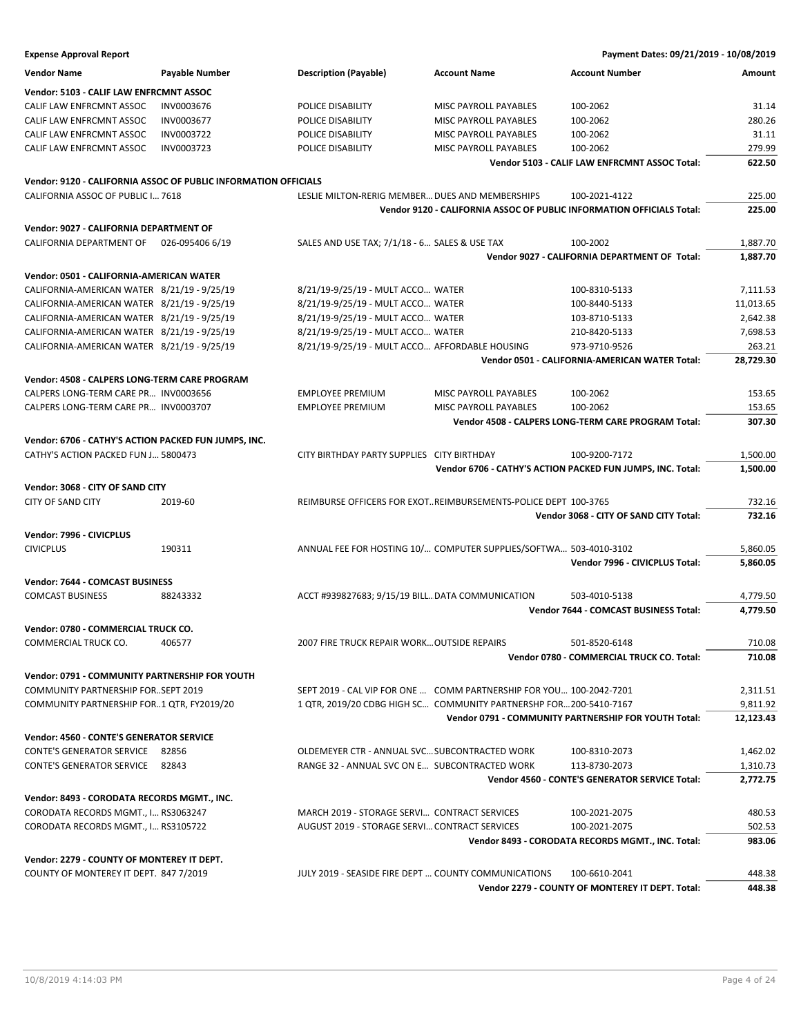**Expense Approval Report** — Payment Dates: 09/21/2019 - 10/08/2019

| Vendor Name | Payable Number | Description (Payable) | Account Name | Account Number | Amount |
|---|---|---|---|---|---|
| **Vendor: 5103 - CALIF LAW ENFRCMNT ASSOC** | | | | | |
| CALIF LAW ENFRCMNT ASSOC | INV0003676 | POLICE DISABILITY | MISC PAYROLL PAYABLES | 100-2062 | 31.14 |
| CALIF LAW ENFRCMNT ASSOC | INV0003677 | POLICE DISABILITY | MISC PAYROLL PAYABLES | 100-2062 | 280.26 |
| CALIF LAW ENFRCMNT ASSOC | INV0003722 | POLICE DISABILITY | MISC PAYROLL PAYABLES | 100-2062 | 31.11 |
| CALIF LAW ENFRCMNT ASSOC | INV0003723 | POLICE DISABILITY | MISC PAYROLL PAYABLES | 100-2062 | 279.99 |
| | | | | **Vendor 5103 - CALIF LAW ENFRCMNT ASSOC Total:** | **622.50** |
| **Vendor: 9120 - CALIFORNIA ASSOC OF PUBLIC INFORMATION OFFICIALS** | | | | | |
| CALIFORNIA ASSOC OF PUBLIC I... | 7618 | LESLIE MILTON-RERIG MEMBER... | DUES AND MEMBERSHIPS | 100-2021-4122 | 225.00 |
| | | | | **Vendor 9120 - CALIFORNIA ASSOC OF PUBLIC INFORMATION OFFICIALS Total:** | **225.00** |
| **Vendor: 9027 - CALIFORNIA DEPARTMENT OF** | | | | | |
| CALIFORNIA DEPARTMENT OF | 026-095406 6/19 | SALES AND USE TAX; 7/1/18 - 6... | SALES & USE TAX | 100-2002 | 1,887.70 |
| | | | | **Vendor 9027 - CALIFORNIA DEPARTMENT OF Total:** | **1,887.70** |
| **Vendor: 0501 - CALIFORNIA-AMERICAN WATER** | | | | | |
| CALIFORNIA-AMERICAN WATER | 8/21/19 - 9/25/19 | 8/21/19-9/25/19 - MULT ACCO... | WATER | 100-8310-5133 | 7,111.53 |
| CALIFORNIA-AMERICAN WATER | 8/21/19 - 9/25/19 | 8/21/19-9/25/19 - MULT ACCO... | WATER | 100-8440-5133 | 11,013.65 |
| CALIFORNIA-AMERICAN WATER | 8/21/19 - 9/25/19 | 8/21/19-9/25/19 - MULT ACCO... | WATER | 103-8710-5133 | 2,642.38 |
| CALIFORNIA-AMERICAN WATER | 8/21/19 - 9/25/19 | 8/21/19-9/25/19 - MULT ACCO... | WATER | 210-8420-5133 | 7,698.53 |
| CALIFORNIA-AMERICAN WATER | 8/21/19 - 9/25/19 | 8/21/19-9/25/19 - MULT ACCO... | AFFORDABLE HOUSING | 973-9710-9526 | 263.21 |
| | | | | **Vendor 0501 - CALIFORNIA-AMERICAN WATER Total:** | **28,729.30** |
| **Vendor: 4508 - CALPERS LONG-TERM CARE PROGRAM** | | | | | |
| CALPERS LONG-TERM CARE PR... | INV0003656 | EMPLOYEE PREMIUM | MISC PAYROLL PAYABLES | 100-2062 | 153.65 |
| CALPERS LONG-TERM CARE PR... | INV0003707 | EMPLOYEE PREMIUM | MISC PAYROLL PAYABLES | 100-2062 | 153.65 |
| | | | | **Vendor 4508 - CALPERS LONG-TERM CARE PROGRAM Total:** | **307.30** |
| **Vendor: 6706 - CATHY'S ACTION PACKED FUN JUMPS, INC.** | | | | | |
| CATHY'S ACTION PACKED FUN J... | 5800473 | CITY BIRTHDAY PARTY SUPPLIES | CITY BIRTHDAY | 100-9200-7172 | 1,500.00 |
| | | | | **Vendor 6706 - CATHY'S ACTION PACKED FUN JUMPS, INC. Total:** | **1,500.00** |
| **Vendor: 3068 - CITY OF SAND CITY** | | | | | |
| CITY OF SAND CITY | 2019-60 | REIMBURSE OFFICERS FOR EXOT... | REIMBURSEMENTS-POLICE DEPT | 100-3765 | 732.16 |
| | | | | **Vendor 3068 - CITY OF SAND CITY Total:** | **732.16** |
| **Vendor: 7996 - CIVICPLUS** | | | | | |
| CIVICPLUS | 190311 | ANNUAL FEE FOR HOSTING 10/... | COMPUTER SUPPLIES/SOFTWA... | 503-4010-3102 | 5,860.05 |
| | | | | **Vendor 7996 - CIVICPLUS Total:** | **5,860.05** |
| **Vendor: 7644 - COMCAST BUSINESS** | | | | | |
| COMCAST BUSINESS | 88243332 | ACCT #939827683; 9/15/19 BILL... | DATA COMMUNICATION | 503-4010-5138 | 4,779.50 |
| | | | | **Vendor 7644 - COMCAST BUSINESS Total:** | **4,779.50** |
| **Vendor: 0780 - COMMERCIAL TRUCK CO.** | | | | | |
| COMMERCIAL TRUCK CO. | 406577 | 2007 FIRE TRUCK REPAIR WORK... | OUTSIDE REPAIRS | 501-8520-6148 | 710.08 |
| | | | | **Vendor 0780 - COMMERCIAL TRUCK CO. Total:** | **710.08** |
| **Vendor: 0791 - COMMUNITY PARTNERSHIP FOR YOUTH** | | | | | |
| COMMUNITY PARTNERSHIP FOR... | SEPT 2019 | SEPT 2019 - CAL VIP FOR ONE ... | COMM PARTNERSHIP FOR YOU... | 100-2042-7201 | 2,311.51 |
| COMMUNITY PARTNERSHIP FOR... | 1 QTR, FY2019/20 | 1 QTR, 2019/20 CDBG HIGH SC... | COMMUNITY PARTNERSHP FOR... | 200-5410-7167 | 9,811.92 |
| | | | | **Vendor 0791 - COMMUNITY PARTNERSHIP FOR YOUTH Total:** | **12,123.43** |
| **Vendor: 4560 - CONTE'S GENERATOR SERVICE** | | | | | |
| CONTE'S GENERATOR SERVICE | 82856 | OLDEMEYER CTR - ANNUAL SVC... | SUBCONTRACTED WORK | 100-8310-2073 | 1,462.02 |
| CONTE'S GENERATOR SERVICE | 82843 | RANGE 32 - ANNUAL SVC ON E... | SUBCONTRACTED WORK | 113-8730-2073 | 1,310.73 |
| | | | | **Vendor 4560 - CONTE'S GENERATOR SERVICE Total:** | **2,772.75** |
| **Vendor: 8493 - CORODATA RECORDS MGMT., INC.** | | | | | |
| CORODATA RECORDS MGMT., I... | RS3063247 | MARCH 2019 - STORAGE SERVI... | CONTRACT SERVICES | 100-2021-2075 | 480.53 |
| CORODATA RECORDS MGMT., I... | RS3105722 | AUGUST 2019 - STORAGE SERVI... | CONTRACT SERVICES | 100-2021-2075 | 502.53 |
| | | | | **Vendor 8493 - CORODATA RECORDS MGMT., INC. Total:** | **983.06** |
| **Vendor: 2279 - COUNTY OF MONTEREY IT DEPT.** | | | | | |
| COUNTY OF MONTEREY IT DEPT. | 847 7/2019 | JULY 2019 - SEASIDE FIRE DEPT ... | COUNTY COMMUNICATIONS | 100-6610-2041 | 448.38 |
| | | | | **Vendor 2279 - COUNTY OF MONTEREY IT DEPT. Total:** | **448.38** |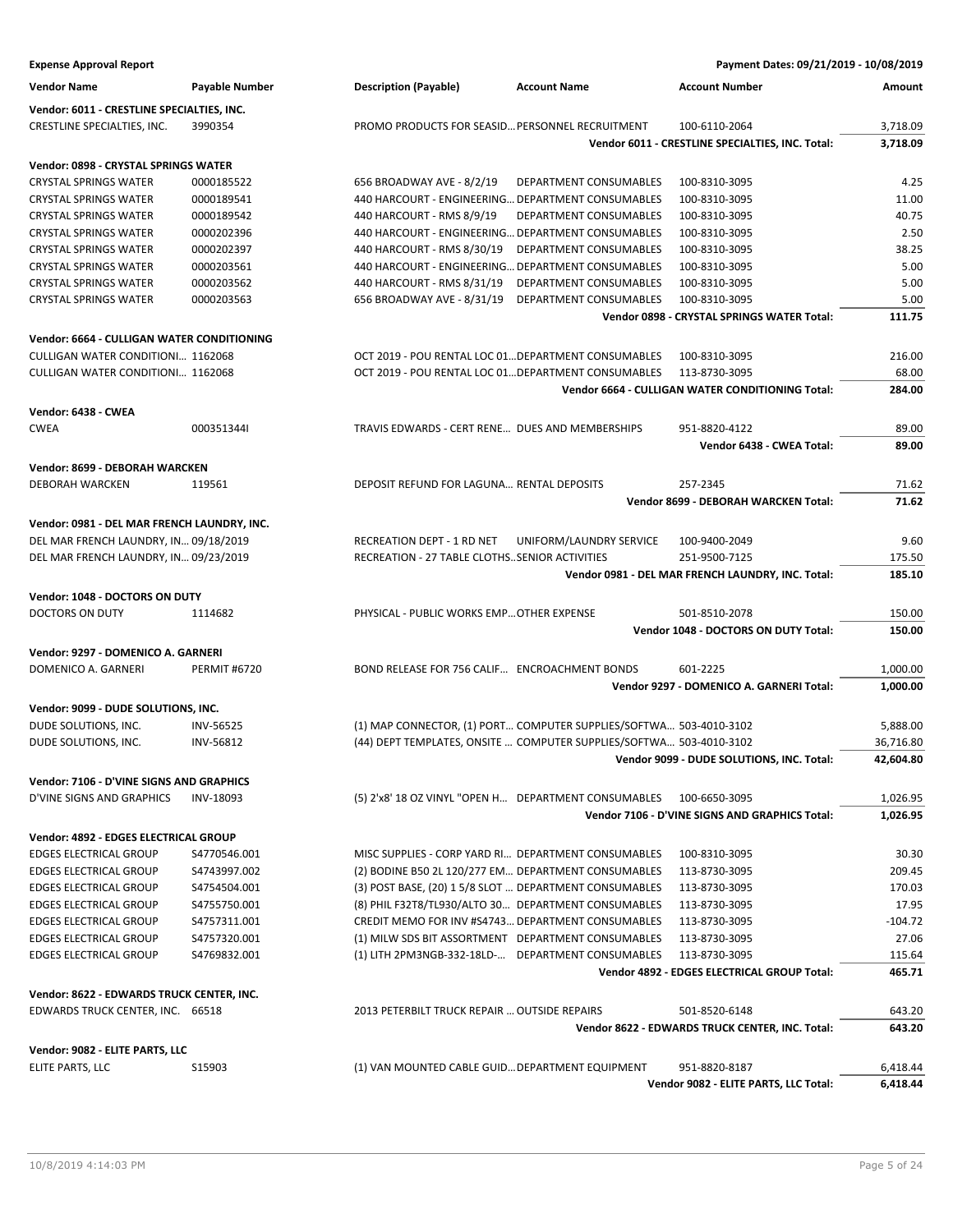**Expense Approval Report** Payment Dates: 09/21/2019 - 10/08/2019

| Vendor Name | Payable Number | Description (Payable) | Account Name | Account Number | Amount |
|---|---|---|---|---|---|
| **Vendor: 6011 - CRESTLINE SPECIALTIES, INC.** | | | | | |
| CRESTLINE SPECIALTIES, INC. | 3990354 | PROMO PRODUCTS FOR SEASID... | PERSONNEL RECRUITMENT | 100-6110-2064 | 3,718.09 |
| | | | | **Vendor 6011 - CRESTLINE SPECIALTIES, INC. Total:** | **3,718.09** |
| **Vendor: 0898 - CRYSTAL SPRINGS WATER** | | | | | |
| CRYSTAL SPRINGS WATER | 0000185522 | 656 BROADWAY AVE - 8/2/19 | DEPARTMENT CONSUMABLES | 100-8310-3095 | 4.25 |
| CRYSTAL SPRINGS WATER | 0000189541 | 440 HARCOURT - ENGINEERING... | DEPARTMENT CONSUMABLES | 100-8310-3095 | 11.00 |
| CRYSTAL SPRINGS WATER | 0000189542 | 440 HARCOURT - RMS 8/9/19 | DEPARTMENT CONSUMABLES | 100-8310-3095 | 40.75 |
| CRYSTAL SPRINGS WATER | 0000202396 | 440 HARCOURT - ENGINEERING... | DEPARTMENT CONSUMABLES | 100-8310-3095 | 2.50 |
| CRYSTAL SPRINGS WATER | 0000202397 | 440 HARCOURT - RMS 8/30/19 | DEPARTMENT CONSUMABLES | 100-8310-3095 | 38.25 |
| CRYSTAL SPRINGS WATER | 0000203561 | 440 HARCOURT - ENGINEERING... | DEPARTMENT CONSUMABLES | 100-8310-3095 | 5.00 |
| CRYSTAL SPRINGS WATER | 0000203562 | 440 HARCOURT - RMS 8/31/19 | DEPARTMENT CONSUMABLES | 100-8310-3095 | 5.00 |
| CRYSTAL SPRINGS WATER | 0000203563 | 656 BROADWAY AVE - 8/31/19 | DEPARTMENT CONSUMABLES | 100-8310-3095 | 5.00 |
| | | | | **Vendor 0898 - CRYSTAL SPRINGS WATER Total:** | **111.75** |
| **Vendor: 6664 - CULLIGAN WATER CONDITIONING** | | | | | |
| CULLIGAN WATER CONDITIONI... | 1162068 | OCT 2019 - POU RENTAL LOC 01... | DEPARTMENT CONSUMABLES | 100-8310-3095 | 216.00 |
| CULLIGAN WATER CONDITIONI... | 1162068 | OCT 2019 - POU RENTAL LOC 01... | DEPARTMENT CONSUMABLES | 113-8730-3095 | 68.00 |
| | | | | **Vendor 6664 - CULLIGAN WATER CONDITIONING Total:** | **284.00** |
| **Vendor: 6438 - CWEA** | | | | | |
| CWEA | 000351344I | TRAVIS EDWARDS - CERT RENE... | DUES AND MEMBERSHIPS | 951-8820-4122 | 89.00 |
| | | | | **Vendor 6438 - CWEA Total:** | **89.00** |
| **Vendor: 8699 - DEBORAH WARCKEN** | | | | | |
| DEBORAH WARCKEN | 119561 | DEPOSIT REFUND FOR LAGUNA... | RENTAL DEPOSITS | 257-2345 | 71.62 |
| | | | | **Vendor 8699 - DEBORAH WARCKEN Total:** | **71.62** |
| **Vendor: 0981 - DEL MAR FRENCH LAUNDRY, INC.** | | | | | |
| DEL MAR FRENCH LAUNDRY, IN... | 09/18/2019 | RECREATION DEPT - 1 RD NET | UNIFORM/LAUNDRY SERVICE | 100-9400-2049 | 9.60 |
| DEL MAR FRENCH LAUNDRY, IN... | 09/23/2019 | RECREATION - 27 TABLE CLOTHS... | SENIOR ACTIVITIES | 251-9500-7125 | 175.50 |
| | | | | **Vendor 0981 - DEL MAR FRENCH LAUNDRY, INC. Total:** | **185.10** |
| **Vendor: 1048 - DOCTORS ON DUTY** | | | | | |
| DOCTORS ON DUTY | 1114682 | PHYSICAL - PUBLIC WORKS EMP... | OTHER EXPENSE | 501-8510-2078 | 150.00 |
| | | | | **Vendor 1048 - DOCTORS ON DUTY Total:** | **150.00** |
| **Vendor: 9297 - DOMENICO A. GARNERI** | | | | | |
| DOMENICO A. GARNERI | PERMIT #6720 | BOND RELEASE FOR 756 CALIF... | ENCROACHMENT BONDS | 601-2225 | 1,000.00 |
| | | | | **Vendor 9297 - DOMENICO A. GARNERI Total:** | **1,000.00** |
| **Vendor: 9099 - DUDE SOLUTIONS, INC.** | | | | | |
| DUDE SOLUTIONS, INC. | INV-56525 | (1) MAP CONNECTOR, (1) PORT... | COMPUTER SUPPLIES/SOFTWA... | 503-4010-3102 | 5,888.00 |
| DUDE SOLUTIONS, INC. | INV-56812 | (44) DEPT TEMPLATES, ONSITE ... | COMPUTER SUPPLIES/SOFTWA... | 503-4010-3102 | 36,716.80 |
| | | | | **Vendor 9099 - DUDE SOLUTIONS, INC. Total:** | **42,604.80** |
| **Vendor: 7106 - D'VINE SIGNS AND GRAPHICS** | | | | | |
| D'VINE SIGNS AND GRAPHICS | INV-18093 | (5) 2'x8' 18 OZ VINYL "OPEN H... | DEPARTMENT CONSUMABLES | 100-6650-3095 | 1,026.95 |
| | | | | **Vendor 7106 - D'VINE SIGNS AND GRAPHICS Total:** | **1,026.95** |
| **Vendor: 4892 - EDGES ELECTRICAL GROUP** | | | | | |
| EDGES ELECTRICAL GROUP | S4770546.001 | MISC SUPPLIES - CORP YARD RI... | DEPARTMENT CONSUMABLES | 100-8310-3095 | 30.30 |
| EDGES ELECTRICAL GROUP | S4743997.002 | (2) BODINE B50 2L 120/277 EM... | DEPARTMENT CONSUMABLES | 113-8730-3095 | 209.45 |
| EDGES ELECTRICAL GROUP | S4754504.001 | (3) POST BASE, (20) 1 5/8 SLOT ... | DEPARTMENT CONSUMABLES | 113-8730-3095 | 170.03 |
| EDGES ELECTRICAL GROUP | S4755750.001 | (8) PHIL F32T8/TL930/ALTO 30... | DEPARTMENT CONSUMABLES | 113-8730-3095 | 17.95 |
| EDGES ELECTRICAL GROUP | S4757311.001 | CREDIT MEMO FOR INV #S4743... | DEPARTMENT CONSUMABLES | 113-8730-3095 | -104.72 |
| EDGES ELECTRICAL GROUP | S4757320.001 | (1) MILW SDS BIT ASSORTMENT | DEPARTMENT CONSUMABLES | 113-8730-3095 | 27.06 |
| EDGES ELECTRICAL GROUP | S4769832.001 | (1) LITH 2PM3NGB-332-18LD-... | DEPARTMENT CONSUMABLES | 113-8730-3095 | 115.64 |
| | | | | **Vendor 4892 - EDGES ELECTRICAL GROUP Total:** | **465.71** |
| **Vendor: 8622 - EDWARDS TRUCK CENTER, INC.** | | | | | |
| EDWARDS TRUCK CENTER, INC. | 66518 | 2013 PETERBILT TRUCK REPAIR ... | OUTSIDE REPAIRS | 501-8520-6148 | 643.20 |
| | | | | **Vendor 8622 - EDWARDS TRUCK CENTER, INC. Total:** | **643.20** |
| **Vendor: 9082 - ELITE PARTS, LLC** | | | | | |
| ELITE PARTS, LLC | S15903 | (1) VAN MOUNTED CABLE GUID... | DEPARTMENT EQUIPMENT | 951-8820-8187 | 6,418.44 |
| | | | | **Vendor 9082 - ELITE PARTS, LLC Total:** | **6,418.44** |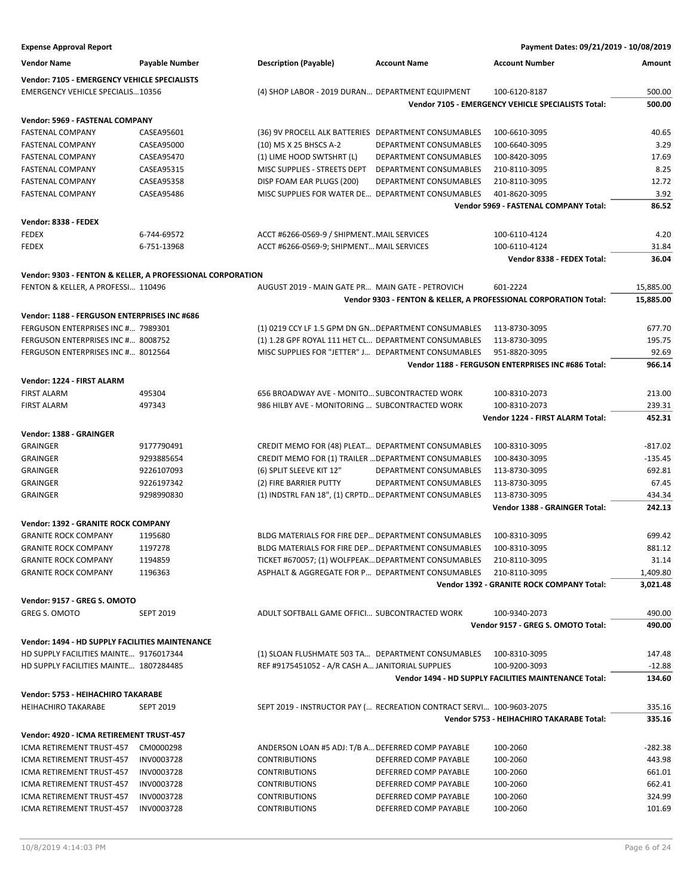**Expense Approval Report** — Payment Dates: 09/21/2019 - 10/08/2019

| Vendor Name | Payable Number | Description (Payable) | Account Name | Account Number | Amount |
|---|---|---|---|---|---|
| **Vendor: 7105 - EMERGENCY VEHICLE SPECIALISTS** | | | | | |
| EMERGENCY VEHICLE SPECIALIS… | 10356 | (4) SHOP LABOR - 2019 DURAN… | DEPARTMENT EQUIPMENT | 100-6120-8187 | 500.00 |
| | | | | **Vendor 7105 - EMERGENCY VEHICLE SPECIALISTS Total:** | **500.00** |
| **Vendor: 5969 - FASTENAL COMPANY** | | | | | |
| FASTENAL COMPANY | CASEA95601 | (36) 9V PROCELL ALK BATTERIES | DEPARTMENT CONSUMABLES | 100-6610-3095 | 40.65 |
| FASTENAL COMPANY | CASEA95000 | (10) M5 X 25 BHSCS A-2 | DEPARTMENT CONSUMABLES | 100-6640-3095 | 3.29 |
| FASTENAL COMPANY | CASEA95470 | (1) LIME HOOD SWTSHRT (L) | DEPARTMENT CONSUMABLES | 100-8420-3095 | 17.69 |
| FASTENAL COMPANY | CASEA95315 | MISC SUPPLIES - STREETS DEPT | DEPARTMENT CONSUMABLES | 210-8110-3095 | 8.25 |
| FASTENAL COMPANY | CASEA95358 | DISP FOAM EAR PLUGS (200) | DEPARTMENT CONSUMABLES | 210-8110-3095 | 12.72 |
| FASTENAL COMPANY | CASEA95486 | MISC SUPPLIES FOR WATER DE… | DEPARTMENT CONSUMABLES | 401-8620-3095 | 3.92 |
| | | | | **Vendor 5969 - FASTENAL COMPANY Total:** | **86.52** |
| **Vendor: 8338 - FEDEX** | | | | | |
| FEDEX | 6-744-69572 | ACCT #6266-0569-9 / SHIPMENT… | MAIL SERVICES | 100-6110-4124 | 4.20 |
| FEDEX | 6-751-13968 | ACCT #6266-0569-9; SHIPMENT… | MAIL SERVICES | 100-6110-4124 | 31.84 |
| | | | | **Vendor 8338 - FEDEX Total:** | **36.04** |
| **Vendor: 9303 - FENTON & KELLER, A PROFESSIONAL CORPORATION** | | | | | |
| FENTON & KELLER, A PROFESSI… | 110496 | AUGUST 2019 - MAIN GATE PR… | MAIN GATE - PETROVICH | 601-2224 | 15,885.00 |
| | | | | **Vendor 9303 - FENTON & KELLER, A PROFESSIONAL CORPORATION Total:** | **15,885.00** |
| **Vendor: 1188 - FERGUSON ENTERPRISES INC #686** | | | | | |
| FERGUSON ENTERPRISES INC #… | 7989301 | (1) 0219 CCY LF 1.5 GPM DN GN… | DEPARTMENT CONSUMABLES | 113-8730-3095 | 677.70 |
| FERGUSON ENTERPRISES INC #… | 8008752 | (1) 1.28 GPF ROYAL 111 HET CL… | DEPARTMENT CONSUMABLES | 113-8730-3095 | 195.75 |
| FERGUSON ENTERPRISES INC #… | 8012564 | MISC SUPPLIES FOR "JETTER" J… | DEPARTMENT CONSUMABLES | 951-8820-3095 | 92.69 |
| | | | | **Vendor 1188 - FERGUSON ENTERPRISES INC #686 Total:** | **966.14** |
| **Vendor: 1224 - FIRST ALARM** | | | | | |
| FIRST ALARM | 495304 | 656 BROADWAY AVE - MONITO… | SUBCONTRACTED WORK | 100-8310-2073 | 213.00 |
| FIRST ALARM | 497343 | 986 HILBY AVE - MONITORING … | SUBCONTRACTED WORK | 100-8310-2073 | 239.31 |
| | | | | **Vendor 1224 - FIRST ALARM Total:** | **452.31** |
| **Vendor: 1388 - GRAINGER** | | | | | |
| GRAINGER | 9177790491 | CREDIT MEMO FOR (48) PLEAT… | DEPARTMENT CONSUMABLES | 100-8310-3095 | -817.02 |
| GRAINGER | 9293885654 | CREDIT MEMO FOR (1) TRAILER … | DEPARTMENT CONSUMABLES | 100-8430-3095 | -135.45 |
| GRAINGER | 9226107093 | (6) SPLIT SLEEVE KIT 12" | DEPARTMENT CONSUMABLES | 113-8730-3095 | 692.81 |
| GRAINGER | 9226197342 | (2) FIRE BARRIER PUTTY | DEPARTMENT CONSUMABLES | 113-8730-3095 | 67.45 |
| GRAINGER | 9298990830 | (1) INDSTRL FAN 18", (1) CRPTD… | DEPARTMENT CONSUMABLES | 113-8730-3095 | 434.34 |
| | | | | **Vendor 1388 - GRAINGER Total:** | **242.13** |
| **Vendor: 1392 - GRANITE ROCK COMPANY** | | | | | |
| GRANITE ROCK COMPANY | 1195680 | BLDG MATERIALS FOR FIRE DEP… | DEPARTMENT CONSUMABLES | 100-8310-3095 | 699.42 |
| GRANITE ROCK COMPANY | 1197278 | BLDG MATERIALS FOR FIRE DEP… | DEPARTMENT CONSUMABLES | 100-8310-3095 | 881.12 |
| GRANITE ROCK COMPANY | 1194859 | TICKET #670057; (1) WOLFPEAK… | DEPARTMENT CONSUMABLES | 210-8110-3095 | 31.14 |
| GRANITE ROCK COMPANY | 1196363 | ASPHALT & AGGREGATE FOR P… | DEPARTMENT CONSUMABLES | 210-8110-3095 | 1,409.80 |
| | | | | **Vendor 1392 - GRANITE ROCK COMPANY Total:** | **3,021.48** |
| **Vendor: 9157 - GREG S. OMOTO** | | | | | |
| GREG S. OMOTO | SEPT 2019 | ADULT SOFTBALL GAME OFFICI… | SUBCONTRACTED WORK | 100-9340-2073 | 490.00 |
| | | | | **Vendor 9157 - GREG S. OMOTO Total:** | **490.00** |
| **Vendor: 1494 - HD SUPPLY FACILITIES MAINTENANCE** | | | | | |
| HD SUPPLY FACILITIES MAINTE… | 9176017344 | (1) SLOAN FLUSHMATE 503 TA… | DEPARTMENT CONSUMABLES | 100-8310-3095 | 147.48 |
| HD SUPPLY FACILITIES MAINTE… | 1807284485 | REF #9175451052 - A/R CASH A… | JANITORIAL SUPPLIES | 100-9200-3093 | -12.88 |
| | | | | **Vendor 1494 - HD SUPPLY FACILITIES MAINTENANCE Total:** | **134.60** |
| **Vendor: 5753 - HEIHACHIRO TAKARABE** | | | | | |
| HEIHACHIRO TAKARABE | SEPT 2019 | SEPT 2019 - INSTRUCTOR PAY (… | RECREATION CONTRACT SERVI… | 100-9603-2075 | 335.16 |
| | | | | **Vendor 5753 - HEIHACHIRO TAKARABE Total:** | **335.16** |
| **Vendor: 4920 - ICMA RETIREMENT TRUST-457** | | | | | |
| ICMA RETIREMENT TRUST-457 | CM0000298 | ANDERSON LOAN #5 ADJ: T/B A… | DEFERRED COMP PAYABLE | 100-2060 | -282.38 |
| ICMA RETIREMENT TRUST-457 | INV0003728 | CONTRIBUTIONS | DEFERRED COMP PAYABLE | 100-2060 | 443.98 |
| ICMA RETIREMENT TRUST-457 | INV0003728 | CONTRIBUTIONS | DEFERRED COMP PAYABLE | 100-2060 | 661.01 |
| ICMA RETIREMENT TRUST-457 | INV0003728 | CONTRIBUTIONS | DEFERRED COMP PAYABLE | 100-2060 | 662.41 |
| ICMA RETIREMENT TRUST-457 | INV0003728 | CONTRIBUTIONS | DEFERRED COMP PAYABLE | 100-2060 | 324.99 |
| ICMA RETIREMENT TRUST-457 | INV0003728 | CONTRIBUTIONS | DEFERRED COMP PAYABLE | 100-2060 | 101.69 |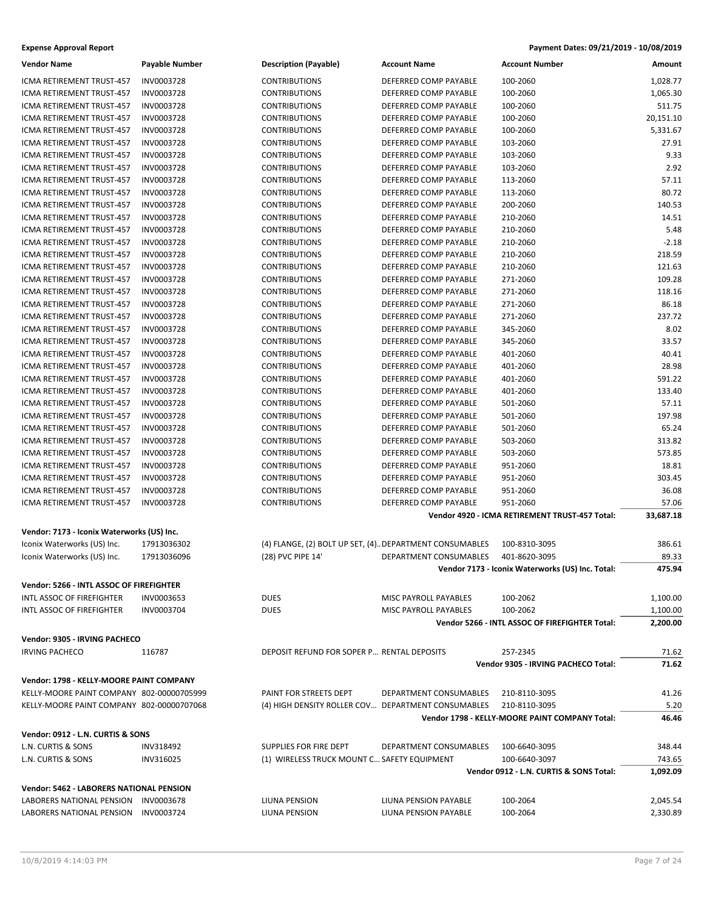**Expense Approval Report** — Payment Dates: 09/21/2019 - 10/08/2019

| Vendor Name | Payable Number | Description (Payable) | Account Name | Account Number | Amount |
|---|---|---|---|---|---|
| ICMA RETIREMENT TRUST-457 | INV0003728 | CONTRIBUTIONS | DEFERRED COMP PAYABLE | 100-2060 | 1,028.77 |
| ICMA RETIREMENT TRUST-457 | INV0003728 | CONTRIBUTIONS | DEFERRED COMP PAYABLE | 100-2060 | 1,065.30 |
| ICMA RETIREMENT TRUST-457 | INV0003728 | CONTRIBUTIONS | DEFERRED COMP PAYABLE | 100-2060 | 511.75 |
| ICMA RETIREMENT TRUST-457 | INV0003728 | CONTRIBUTIONS | DEFERRED COMP PAYABLE | 100-2060 | 20,151.10 |
| ICMA RETIREMENT TRUST-457 | INV0003728 | CONTRIBUTIONS | DEFERRED COMP PAYABLE | 100-2060 | 5,331.67 |
| ICMA RETIREMENT TRUST-457 | INV0003728 | CONTRIBUTIONS | DEFERRED COMP PAYABLE | 103-2060 | 27.91 |
| ICMA RETIREMENT TRUST-457 | INV0003728 | CONTRIBUTIONS | DEFERRED COMP PAYABLE | 103-2060 | 9.33 |
| ICMA RETIREMENT TRUST-457 | INV0003728 | CONTRIBUTIONS | DEFERRED COMP PAYABLE | 103-2060 | 2.92 |
| ICMA RETIREMENT TRUST-457 | INV0003728 | CONTRIBUTIONS | DEFERRED COMP PAYABLE | 113-2060 | 57.11 |
| ICMA RETIREMENT TRUST-457 | INV0003728 | CONTRIBUTIONS | DEFERRED COMP PAYABLE | 113-2060 | 80.72 |
| ICMA RETIREMENT TRUST-457 | INV0003728 | CONTRIBUTIONS | DEFERRED COMP PAYABLE | 200-2060 | 140.53 |
| ICMA RETIREMENT TRUST-457 | INV0003728 | CONTRIBUTIONS | DEFERRED COMP PAYABLE | 210-2060 | 14.51 |
| ICMA RETIREMENT TRUST-457 | INV0003728 | CONTRIBUTIONS | DEFERRED COMP PAYABLE | 210-2060 | 5.48 |
| ICMA RETIREMENT TRUST-457 | INV0003728 | CONTRIBUTIONS | DEFERRED COMP PAYABLE | 210-2060 | -2.18 |
| ICMA RETIREMENT TRUST-457 | INV0003728 | CONTRIBUTIONS | DEFERRED COMP PAYABLE | 210-2060 | 218.59 |
| ICMA RETIREMENT TRUST-457 | INV0003728 | CONTRIBUTIONS | DEFERRED COMP PAYABLE | 210-2060 | 121.63 |
| ICMA RETIREMENT TRUST-457 | INV0003728 | CONTRIBUTIONS | DEFERRED COMP PAYABLE | 271-2060 | 109.28 |
| ICMA RETIREMENT TRUST-457 | INV0003728 | CONTRIBUTIONS | DEFERRED COMP PAYABLE | 271-2060 | 118.16 |
| ICMA RETIREMENT TRUST-457 | INV0003728 | CONTRIBUTIONS | DEFERRED COMP PAYABLE | 271-2060 | 86.18 |
| ICMA RETIREMENT TRUST-457 | INV0003728 | CONTRIBUTIONS | DEFERRED COMP PAYABLE | 271-2060 | 237.72 |
| ICMA RETIREMENT TRUST-457 | INV0003728 | CONTRIBUTIONS | DEFERRED COMP PAYABLE | 345-2060 | 8.02 |
| ICMA RETIREMENT TRUST-457 | INV0003728 | CONTRIBUTIONS | DEFERRED COMP PAYABLE | 345-2060 | 33.57 |
| ICMA RETIREMENT TRUST-457 | INV0003728 | CONTRIBUTIONS | DEFERRED COMP PAYABLE | 401-2060 | 40.41 |
| ICMA RETIREMENT TRUST-457 | INV0003728 | CONTRIBUTIONS | DEFERRED COMP PAYABLE | 401-2060 | 28.98 |
| ICMA RETIREMENT TRUST-457 | INV0003728 | CONTRIBUTIONS | DEFERRED COMP PAYABLE | 401-2060 | 591.22 |
| ICMA RETIREMENT TRUST-457 | INV0003728 | CONTRIBUTIONS | DEFERRED COMP PAYABLE | 401-2060 | 133.40 |
| ICMA RETIREMENT TRUST-457 | INV0003728 | CONTRIBUTIONS | DEFERRED COMP PAYABLE | 501-2060 | 57.11 |
| ICMA RETIREMENT TRUST-457 | INV0003728 | CONTRIBUTIONS | DEFERRED COMP PAYABLE | 501-2060 | 197.98 |
| ICMA RETIREMENT TRUST-457 | INV0003728 | CONTRIBUTIONS | DEFERRED COMP PAYABLE | 501-2060 | 65.24 |
| ICMA RETIREMENT TRUST-457 | INV0003728 | CONTRIBUTIONS | DEFERRED COMP PAYABLE | 503-2060 | 313.82 |
| ICMA RETIREMENT TRUST-457 | INV0003728 | CONTRIBUTIONS | DEFERRED COMP PAYABLE | 503-2060 | 573.85 |
| ICMA RETIREMENT TRUST-457 | INV0003728 | CONTRIBUTIONS | DEFERRED COMP PAYABLE | 951-2060 | 18.81 |
| ICMA RETIREMENT TRUST-457 | INV0003728 | CONTRIBUTIONS | DEFERRED COMP PAYABLE | 951-2060 | 303.45 |
| ICMA RETIREMENT TRUST-457 | INV0003728 | CONTRIBUTIONS | DEFERRED COMP PAYABLE | 951-2060 | 36.08 |
| ICMA RETIREMENT TRUST-457 | INV0003728 | CONTRIBUTIONS | DEFERRED COMP PAYABLE | 951-2060 | 57.06 |
| | | | | **Vendor 4920 - ICMA RETIREMENT TRUST-457 Total:** | **33,687.18** |
| **Vendor: 7173 - Iconix Waterworks (US) Inc.** | | | | | |
| Iconix Waterworks (US) Inc. | 17913036302 | (4) FLANGE, (2) BOLT UP SET, (4).. | DEPARTMENT CONSUMABLES | 100-8310-3095 | 386.61 |
| Iconix Waterworks (US) Inc. | 17913036096 | (28) PVC PIPE 14' | DEPARTMENT CONSUMABLES | 401-8620-3095 | 89.33 |
| | | | | **Vendor 7173 - Iconix Waterworks (US) Inc. Total:** | **475.94** |
| **Vendor: 5266 - INTL ASSOC OF FIREFIGHTER** | | | | | |
| INTL ASSOC OF FIREFIGHTER | INV0003653 | DUES | MISC PAYROLL PAYABLES | 100-2062 | 1,100.00 |
| INTL ASSOC OF FIREFIGHTER | INV0003704 | DUES | MISC PAYROLL PAYABLES | 100-2062 | 1,100.00 |
| | | | | **Vendor 5266 - INTL ASSOC OF FIREFIGHTER Total:** | **2,200.00** |
| **Vendor: 9305 - IRVING PACHECO** | | | | | |
| IRVING PACHECO | 116787 | DEPOSIT REFUND FOR SOPER P... | RENTAL DEPOSITS | 257-2345 | 71.62 |
| | | | | **Vendor 9305 - IRVING PACHECO Total:** | **71.62** |
| **Vendor: 1798 - KELLY-MOORE PAINT COMPANY** | | | | | |
| KELLY-MOORE PAINT COMPANY | 802-00000705999 | PAINT FOR STREETS DEPT | DEPARTMENT CONSUMABLES | 210-8110-3095 | 41.26 |
| KELLY-MOORE PAINT COMPANY | 802-00000707068 | (4) HIGH DENSITY ROLLER COV... | DEPARTMENT CONSUMABLES | 210-8110-3095 | 5.20 |
| | | | | **Vendor 1798 - KELLY-MOORE PAINT COMPANY Total:** | **46.46** |
| **Vendor: 0912 - L.N. CURTIS & SONS** | | | | | |
| L.N. CURTIS & SONS | INV318492 | SUPPLIES FOR FIRE DEPT | DEPARTMENT CONSUMABLES | 100-6640-3095 | 348.44 |
| L.N. CURTIS & SONS | INV316025 | (1) WIRELESS TRUCK MOUNT C... | SAFETY EQUIPMENT | 100-6640-3097 | 743.65 |
| | | | | **Vendor 0912 - L.N. CURTIS & SONS Total:** | **1,092.09** |
| **Vendor: 5462 - LABORERS NATIONAL PENSION** | | | | | |
| LABORERS NATIONAL PENSION | INV0003678 | LIUNA PENSION | LIUNA PENSION PAYABLE | 100-2064 | 2,045.54 |
| LABORERS NATIONAL PENSION | INV0003724 | LIUNA PENSION | LIUNA PENSION PAYABLE | 100-2064 | 2,330.89 |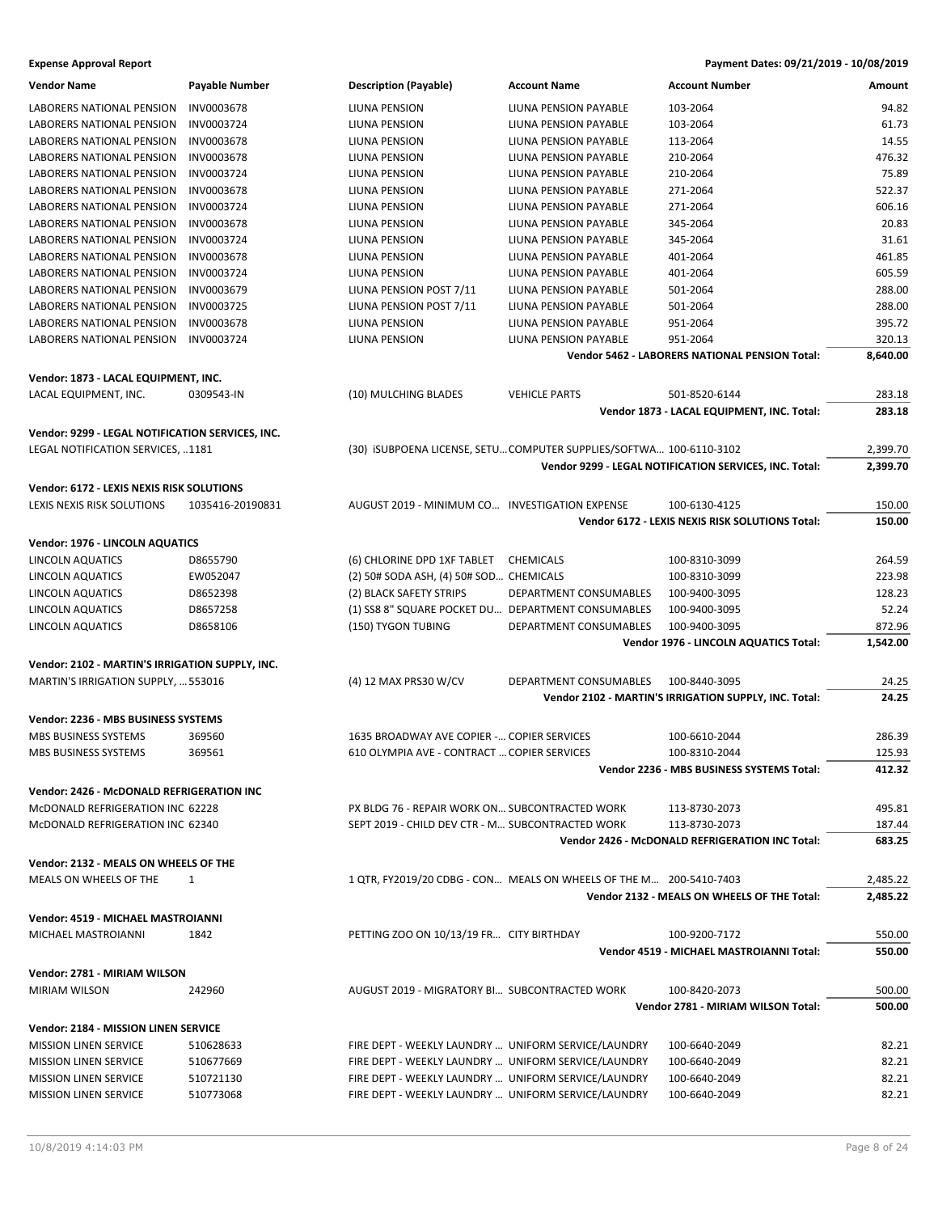**Expense Approval Report** — Payment Dates: 09/21/2019 - 10/08/2019

| Vendor Name | Payable Number | Description (Payable) | Account Name | Account Number | Amount |
|---|---|---|---|---|---|
| LABORERS NATIONAL PENSION | INV0003678 | LIUNA PENSION | LIUNA PENSION PAYABLE | 103-2064 | 94.82 |
| LABORERS NATIONAL PENSION | INV0003724 | LIUNA PENSION | LIUNA PENSION PAYABLE | 103-2064 | 61.73 |
| LABORERS NATIONAL PENSION | INV0003678 | LIUNA PENSION | LIUNA PENSION PAYABLE | 113-2064 | 14.55 |
| LABORERS NATIONAL PENSION | INV0003678 | LIUNA PENSION | LIUNA PENSION PAYABLE | 210-2064 | 476.32 |
| LABORERS NATIONAL PENSION | INV0003724 | LIUNA PENSION | LIUNA PENSION PAYABLE | 210-2064 | 75.89 |
| LABORERS NATIONAL PENSION | INV0003678 | LIUNA PENSION | LIUNA PENSION PAYABLE | 271-2064 | 522.37 |
| LABORERS NATIONAL PENSION | INV0003724 | LIUNA PENSION | LIUNA PENSION PAYABLE | 271-2064 | 606.16 |
| LABORERS NATIONAL PENSION | INV0003678 | LIUNA PENSION | LIUNA PENSION PAYABLE | 345-2064 | 20.83 |
| LABORERS NATIONAL PENSION | INV0003724 | LIUNA PENSION | LIUNA PENSION PAYABLE | 345-2064 | 31.61 |
| LABORERS NATIONAL PENSION | INV0003678 | LIUNA PENSION | LIUNA PENSION PAYABLE | 401-2064 | 461.85 |
| LABORERS NATIONAL PENSION | INV0003724 | LIUNA PENSION | LIUNA PENSION PAYABLE | 401-2064 | 605.59 |
| LABORERS NATIONAL PENSION | INV0003679 | LIUNA PENSION POST 7/11 | LIUNA PENSION PAYABLE | 501-2064 | 288.00 |
| LABORERS NATIONAL PENSION | INV0003725 | LIUNA PENSION POST 7/11 | LIUNA PENSION PAYABLE | 501-2064 | 288.00 |
| LABORERS NATIONAL PENSION | INV0003678 | LIUNA PENSION | LIUNA PENSION PAYABLE | 951-2064 | 395.72 |
| LABORERS NATIONAL PENSION | INV0003724 | LIUNA PENSION | LIUNA PENSION PAYABLE | 951-2064 | 320.13 |
| | | | | **Vendor 5462 - LABORERS NATIONAL PENSION Total:** | **8,640.00** |

**Vendor: 1873 - LACAL EQUIPMENT, INC.**

| Vendor Name | Payable Number | Description (Payable) | Account Name | Account Number | Amount |
|---|---|---|---|---|---|
| LACAL EQUIPMENT, INC. | 0309543-IN | (10) MULCHING BLADES | VEHICLE PARTS | 501-8520-6144 | 283.18 |
| | | | | **Vendor 1873 - LACAL EQUIPMENT, INC. Total:** | **283.18** |

**Vendor: 9299 - LEGAL NOTIFICATION SERVICES, INC.**

| Vendor Name | Payable Number | Description (Payable) | Account Name | Account Number | Amount |
|---|---|---|---|---|---|
| LEGAL NOTIFICATION SERVICES, ... | 1181 | (30) iSUBPOENA LICENSE, SETU... | COMPUTER SUPPLIES/SOFTWA... | 100-6110-3102 | 2,399.70 |
| | | | | **Vendor 9299 - LEGAL NOTIFICATION SERVICES, INC. Total:** | **2,399.70** |

**Vendor: 6172 - LEXIS NEXIS RISK SOLUTIONS**

| Vendor Name | Payable Number | Description (Payable) | Account Name | Account Number | Amount |
|---|---|---|---|---|---|
| LEXIS NEXIS RISK SOLUTIONS | 1035416-20190831 | AUGUST 2019 - MINIMUM CO... | INVESTIGATION EXPENSE | 100-6130-4125 | 150.00 |
| | | | | **Vendor 6172 - LEXIS NEXIS RISK SOLUTIONS Total:** | **150.00** |

**Vendor: 1976 - LINCOLN AQUATICS**

| Vendor Name | Payable Number | Description (Payable) | Account Name | Account Number | Amount |
|---|---|---|---|---|---|
| LINCOLN AQUATICS | D8655790 | (6) CHLORINE DPD 1XF TABLET | CHEMICALS | 100-8310-3099 | 264.59 |
| LINCOLN AQUATICS | EW052047 | (2) 50# SODA ASH, (4) 50# SOD... | CHEMICALS | 100-8310-3099 | 223.98 |
| LINCOLN AQUATICS | D8652398 | (2) BLACK SAFETY STRIPS | DEPARTMENT CONSUMABLES | 100-9400-3095 | 128.23 |
| LINCOLN AQUATICS | D8657258 | (1) SS8 8" SQUARE POCKET DU... | DEPARTMENT CONSUMABLES | 100-9400-3095 | 52.24 |
| LINCOLN AQUATICS | D8658106 | (150) TYGON TUBING | DEPARTMENT CONSUMABLES | 100-9400-3095 | 872.96 |
| | | | | **Vendor 1976 - LINCOLN AQUATICS Total:** | **1,542.00** |

**Vendor: 2102 - MARTIN'S IRRIGATION SUPPLY, INC.**

| Vendor Name | Payable Number | Description (Payable) | Account Name | Account Number | Amount |
|---|---|---|---|---|---|
| MARTIN'S IRRIGATION SUPPLY, ... | 553016 | (4) 12 MAX PRS30 W/CV | DEPARTMENT CONSUMABLES | 100-8440-3095 | 24.25 |
| | | | | **Vendor 2102 - MARTIN'S IRRIGATION SUPPLY, INC. Total:** | **24.25** |

**Vendor: 2236 - MBS BUSINESS SYSTEMS**

| Vendor Name | Payable Number | Description (Payable) | Account Name | Account Number | Amount |
|---|---|---|---|---|---|
| MBS BUSINESS SYSTEMS | 369560 | 1635 BROADWAY AVE COPIER -... | COPIER SERVICES | 100-6610-2044 | 286.39 |
| MBS BUSINESS SYSTEMS | 369561 | 610 OLYMPIA AVE - CONTRACT ... | COPIER SERVICES | 100-8310-2044 | 125.93 |
| | | | | **Vendor 2236 - MBS BUSINESS SYSTEMS Total:** | **412.32** |

**Vendor: 2426 - McDONALD REFRIGERATION INC**

| Vendor Name | Payable Number | Description (Payable) | Account Name | Account Number | Amount |
|---|---|---|---|---|---|
| McDONALD REFRIGERATION INC | 62228 | PX BLDG 76 - REPAIR WORK ON... | SUBCONTRACTED WORK | 113-8730-2073 | 495.81 |
| McDONALD REFRIGERATION INC | 62340 | SEPT 2019 - CHILD DEV CTR - M... | SUBCONTRACTED WORK | 113-8730-2073 | 187.44 |
| | | | | **Vendor 2426 - McDONALD REFRIGERATION INC Total:** | **683.25** |

**Vendor: 2132 - MEALS ON WHEELS OF THE**

| Vendor Name | Payable Number | Description (Payable) | Account Name | Account Number | Amount |
|---|---|---|---|---|---|
| MEALS ON WHEELS OF THE | 1 | 1 QTR, FY2019/20 CDBG - CON... | MEALS ON WHEELS OF THE M... | 200-5410-7403 | 2,485.22 |
| | | | | **Vendor 2132 - MEALS ON WHEELS OF THE Total:** | **2,485.22** |

**Vendor: 4519 - MICHAEL MASTROIANNI**

| Vendor Name | Payable Number | Description (Payable) | Account Name | Account Number | Amount |
|---|---|---|---|---|---|
| MICHAEL MASTROIANNI | 1842 | PETTING ZOO ON 10/13/19 FR... | CITY BIRTHDAY | 100-9200-7172 | 550.00 |
| | | | | **Vendor 4519 - MICHAEL MASTROIANNI Total:** | **550.00** |

**Vendor: 2781 - MIRIAM WILSON**

| Vendor Name | Payable Number | Description (Payable) | Account Name | Account Number | Amount |
|---|---|---|---|---|---|
| MIRIAM WILSON | 242960 | AUGUST 2019 - MIGRATORY BI... | SUBCONTRACTED WORK | 100-8420-2073 | 500.00 |
| | | | | **Vendor 2781 - MIRIAM WILSON Total:** | **500.00** |

**Vendor: 2184 - MISSION LINEN SERVICE**

| Vendor Name | Payable Number | Description (Payable) | Account Name | Account Number | Amount |
|---|---|---|---|---|---|
| MISSION LINEN SERVICE | 510628633 | FIRE DEPT - WEEKLY LAUNDRY ... | UNIFORM SERVICE/LAUNDRY | 100-6640-2049 | 82.21 |
| MISSION LINEN SERVICE | 510677669 | FIRE DEPT - WEEKLY LAUNDRY ... | UNIFORM SERVICE/LAUNDRY | 100-6640-2049 | 82.21 |
| MISSION LINEN SERVICE | 510721130 | FIRE DEPT - WEEKLY LAUNDRY ... | UNIFORM SERVICE/LAUNDRY | 100-6640-2049 | 82.21 |
| MISSION LINEN SERVICE | 510773068 | FIRE DEPT - WEEKLY LAUNDRY ... | UNIFORM SERVICE/LAUNDRY | 100-6640-2049 | 82.21 |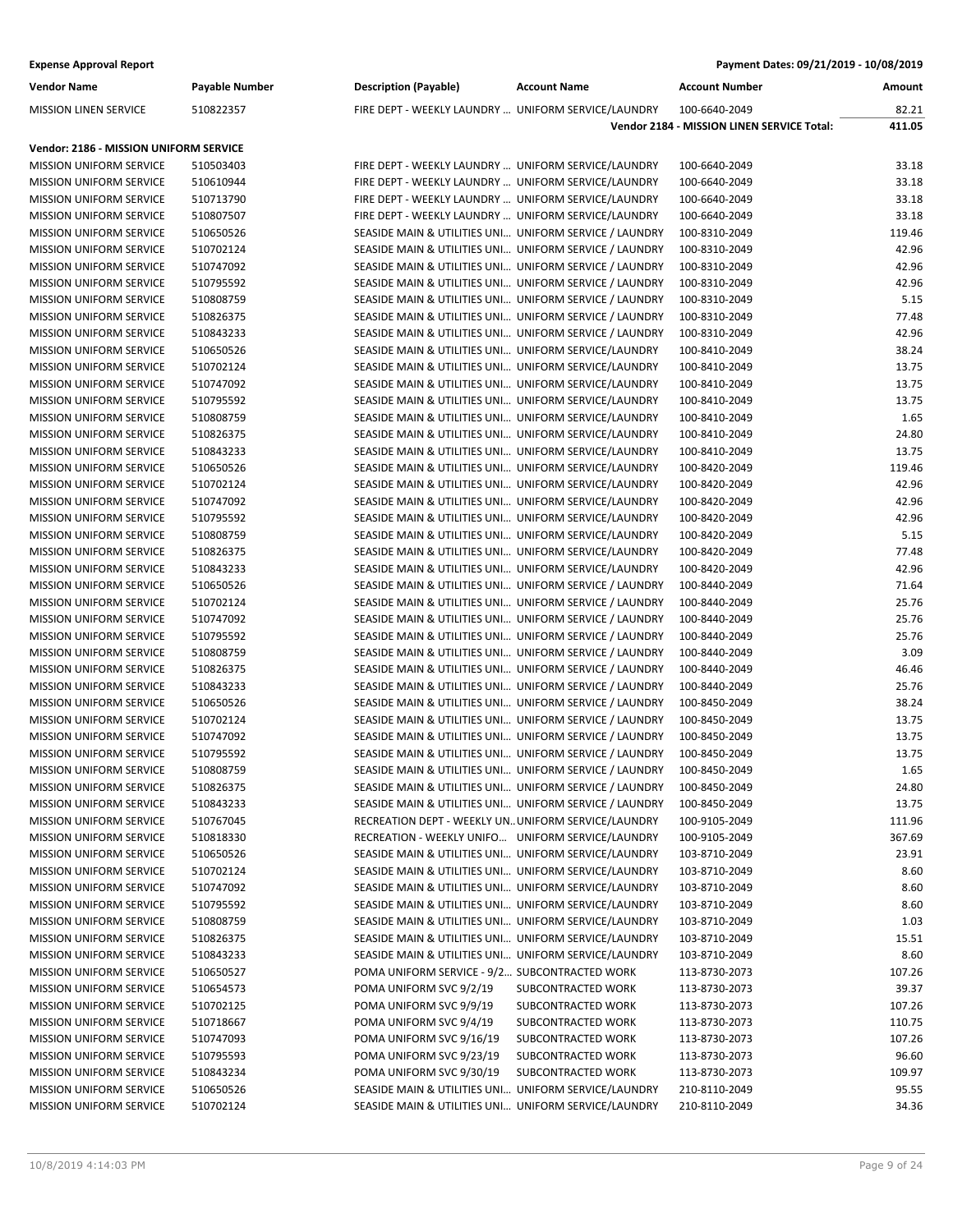| Vendor Name | Payable Number | Description (Payable) | Account Name | Account Number | Amount |
|---|---|---|---|---|---|
| MISSION LINEN SERVICE | 510822357 | FIRE DEPT - WEEKLY LAUNDRY ... | UNIFORM SERVICE/LAUNDRY | 100-6640-2049 | 82.21 |
| | | | | **Vendor 2184 - MISSION LINEN SERVICE Total:** | **411.05** |
| **Vendor: 2186 - MISSION UNIFORM SERVICE** | | | | | |
| MISSION UNIFORM SERVICE | 510503403 | FIRE DEPT - WEEKLY LAUNDRY ... | UNIFORM SERVICE/LAUNDRY | 100-6640-2049 | 33.18 |
| MISSION UNIFORM SERVICE | 510610944 | FIRE DEPT - WEEKLY LAUNDRY ... | UNIFORM SERVICE/LAUNDRY | 100-6640-2049 | 33.18 |
| MISSION UNIFORM SERVICE | 510713790 | FIRE DEPT - WEEKLY LAUNDRY ... | UNIFORM SERVICE/LAUNDRY | 100-6640-2049 | 33.18 |
| MISSION UNIFORM SERVICE | 510807507 | FIRE DEPT - WEEKLY LAUNDRY ... | UNIFORM SERVICE/LAUNDRY | 100-6640-2049 | 33.18 |
| MISSION UNIFORM SERVICE | 510650526 | SEASIDE MAIN & UTILITIES UNI... | UNIFORM SERVICE / LAUNDRY | 100-8310-2049 | 119.46 |
| MISSION UNIFORM SERVICE | 510702124 | SEASIDE MAIN & UTILITIES UNI... | UNIFORM SERVICE / LAUNDRY | 100-8310-2049 | 42.96 |
| MISSION UNIFORM SERVICE | 510747092 | SEASIDE MAIN & UTILITIES UNI... | UNIFORM SERVICE / LAUNDRY | 100-8310-2049 | 42.96 |
| MISSION UNIFORM SERVICE | 510795592 | SEASIDE MAIN & UTILITIES UNI... | UNIFORM SERVICE / LAUNDRY | 100-8310-2049 | 42.96 |
| MISSION UNIFORM SERVICE | 510808759 | SEASIDE MAIN & UTILITIES UNI... | UNIFORM SERVICE / LAUNDRY | 100-8310-2049 | 5.15 |
| MISSION UNIFORM SERVICE | 510826375 | SEASIDE MAIN & UTILITIES UNI... | UNIFORM SERVICE / LAUNDRY | 100-8310-2049 | 77.48 |
| MISSION UNIFORM SERVICE | 510843233 | SEASIDE MAIN & UTILITIES UNI... | UNIFORM SERVICE / LAUNDRY | 100-8310-2049 | 42.96 |
| MISSION UNIFORM SERVICE | 510650526 | SEASIDE MAIN & UTILITIES UNI... | UNIFORM SERVICE/LAUNDRY | 100-8410-2049 | 38.24 |
| MISSION UNIFORM SERVICE | 510702124 | SEASIDE MAIN & UTILITIES UNI... | UNIFORM SERVICE/LAUNDRY | 100-8410-2049 | 13.75 |
| MISSION UNIFORM SERVICE | 510747092 | SEASIDE MAIN & UTILITIES UNI... | UNIFORM SERVICE/LAUNDRY | 100-8410-2049 | 13.75 |
| MISSION UNIFORM SERVICE | 510795592 | SEASIDE MAIN & UTILITIES UNI... | UNIFORM SERVICE/LAUNDRY | 100-8410-2049 | 13.75 |
| MISSION UNIFORM SERVICE | 510808759 | SEASIDE MAIN & UTILITIES UNI... | UNIFORM SERVICE/LAUNDRY | 100-8410-2049 | 1.65 |
| MISSION UNIFORM SERVICE | 510826375 | SEASIDE MAIN & UTILITIES UNI... | UNIFORM SERVICE/LAUNDRY | 100-8410-2049 | 24.80 |
| MISSION UNIFORM SERVICE | 510843233 | SEASIDE MAIN & UTILITIES UNI... | UNIFORM SERVICE/LAUNDRY | 100-8410-2049 | 13.75 |
| MISSION UNIFORM SERVICE | 510650526 | SEASIDE MAIN & UTILITIES UNI... | UNIFORM SERVICE/LAUNDRY | 100-8420-2049 | 119.46 |
| MISSION UNIFORM SERVICE | 510702124 | SEASIDE MAIN & UTILITIES UNI... | UNIFORM SERVICE/LAUNDRY | 100-8420-2049 | 42.96 |
| MISSION UNIFORM SERVICE | 510747092 | SEASIDE MAIN & UTILITIES UNI... | UNIFORM SERVICE/LAUNDRY | 100-8420-2049 | 42.96 |
| MISSION UNIFORM SERVICE | 510795592 | SEASIDE MAIN & UTILITIES UNI... | UNIFORM SERVICE/LAUNDRY | 100-8420-2049 | 42.96 |
| MISSION UNIFORM SERVICE | 510808759 | SEASIDE MAIN & UTILITIES UNI... | UNIFORM SERVICE/LAUNDRY | 100-8420-2049 | 5.15 |
| MISSION UNIFORM SERVICE | 510826375 | SEASIDE MAIN & UTILITIES UNI... | UNIFORM SERVICE/LAUNDRY | 100-8420-2049 | 77.48 |
| MISSION UNIFORM SERVICE | 510843233 | SEASIDE MAIN & UTILITIES UNI... | UNIFORM SERVICE/LAUNDRY | 100-8420-2049 | 42.96 |
| MISSION UNIFORM SERVICE | 510650526 | SEASIDE MAIN & UTILITIES UNI... | UNIFORM SERVICE / LAUNDRY | 100-8440-2049 | 71.64 |
| MISSION UNIFORM SERVICE | 510702124 | SEASIDE MAIN & UTILITIES UNI... | UNIFORM SERVICE / LAUNDRY | 100-8440-2049 | 25.76 |
| MISSION UNIFORM SERVICE | 510747092 | SEASIDE MAIN & UTILITIES UNI... | UNIFORM SERVICE / LAUNDRY | 100-8440-2049 | 25.76 |
| MISSION UNIFORM SERVICE | 510795592 | SEASIDE MAIN & UTILITIES UNI... | UNIFORM SERVICE / LAUNDRY | 100-8440-2049 | 25.76 |
| MISSION UNIFORM SERVICE | 510808759 | SEASIDE MAIN & UTILITIES UNI... | UNIFORM SERVICE / LAUNDRY | 100-8440-2049 | 3.09 |
| MISSION UNIFORM SERVICE | 510826375 | SEASIDE MAIN & UTILITIES UNI... | UNIFORM SERVICE / LAUNDRY | 100-8440-2049 | 46.46 |
| MISSION UNIFORM SERVICE | 510843233 | SEASIDE MAIN & UTILITIES UNI... | UNIFORM SERVICE / LAUNDRY | 100-8440-2049 | 25.76 |
| MISSION UNIFORM SERVICE | 510650526 | SEASIDE MAIN & UTILITIES UNI... | UNIFORM SERVICE / LAUNDRY | 100-8450-2049 | 38.24 |
| MISSION UNIFORM SERVICE | 510702124 | SEASIDE MAIN & UTILITIES UNI... | UNIFORM SERVICE / LAUNDRY | 100-8450-2049 | 13.75 |
| MISSION UNIFORM SERVICE | 510747092 | SEASIDE MAIN & UTILITIES UNI... | UNIFORM SERVICE / LAUNDRY | 100-8450-2049 | 13.75 |
| MISSION UNIFORM SERVICE | 510795592 | SEASIDE MAIN & UTILITIES UNI... | UNIFORM SERVICE / LAUNDRY | 100-8450-2049 | 13.75 |
| MISSION UNIFORM SERVICE | 510808759 | SEASIDE MAIN & UTILITIES UNI... | UNIFORM SERVICE / LAUNDRY | 100-8450-2049 | 1.65 |
| MISSION UNIFORM SERVICE | 510826375 | SEASIDE MAIN & UTILITIES UNI... | UNIFORM SERVICE / LAUNDRY | 100-8450-2049 | 24.80 |
| MISSION UNIFORM SERVICE | 510843233 | SEASIDE MAIN & UTILITIES UNI... | UNIFORM SERVICE / LAUNDRY | 100-8450-2049 | 13.75 |
| MISSION UNIFORM SERVICE | 510767045 | RECREATION DEPT - WEEKLY UN... | UNIFORM SERVICE/LAUNDRY | 100-9105-2049 | 111.96 |
| MISSION UNIFORM SERVICE | 510818330 | RECREATION - WEEKLY UNIFO... | UNIFORM SERVICE/LAUNDRY | 100-9105-2049 | 367.69 |
| MISSION UNIFORM SERVICE | 510650526 | SEASIDE MAIN & UTILITIES UNI... | UNIFORM SERVICE/LAUNDRY | 103-8710-2049 | 23.91 |
| MISSION UNIFORM SERVICE | 510702124 | SEASIDE MAIN & UTILITIES UNI... | UNIFORM SERVICE/LAUNDRY | 103-8710-2049 | 8.60 |
| MISSION UNIFORM SERVICE | 510747092 | SEASIDE MAIN & UTILITIES UNI... | UNIFORM SERVICE/LAUNDRY | 103-8710-2049 | 8.60 |
| MISSION UNIFORM SERVICE | 510795592 | SEASIDE MAIN & UTILITIES UNI... | UNIFORM SERVICE/LAUNDRY | 103-8710-2049 | 8.60 |
| MISSION UNIFORM SERVICE | 510808759 | SEASIDE MAIN & UTILITIES UNI... | UNIFORM SERVICE/LAUNDRY | 103-8710-2049 | 1.03 |
| MISSION UNIFORM SERVICE | 510826375 | SEASIDE MAIN & UTILITIES UNI... | UNIFORM SERVICE/LAUNDRY | 103-8710-2049 | 15.51 |
| MISSION UNIFORM SERVICE | 510843233 | SEASIDE MAIN & UTILITIES UNI... | UNIFORM SERVICE/LAUNDRY | 103-8710-2049 | 8.60 |
| MISSION UNIFORM SERVICE | 510650527 | POMA UNIFORM SERVICE - 9/2... | SUBCONTRACTED WORK | 113-8730-2073 | 107.26 |
| MISSION UNIFORM SERVICE | 510654573 | POMA UNIFORM SVC 9/2/19 | SUBCONTRACTED WORK | 113-8730-2073 | 39.37 |
| MISSION UNIFORM SERVICE | 510702125 | POMA UNIFORM SVC 9/9/19 | SUBCONTRACTED WORK | 113-8730-2073 | 107.26 |
| MISSION UNIFORM SERVICE | 510718667 | POMA UNIFORM SVC 9/4/19 | SUBCONTRACTED WORK | 113-8730-2073 | 110.75 |
| MISSION UNIFORM SERVICE | 510747093 | POMA UNIFORM SVC 9/16/19 | SUBCONTRACTED WORK | 113-8730-2073 | 107.26 |
| MISSION UNIFORM SERVICE | 510795593 | POMA UNIFORM SVC 9/23/19 | SUBCONTRACTED WORK | 113-8730-2073 | 96.60 |
| MISSION UNIFORM SERVICE | 510843234 | POMA UNIFORM SVC 9/30/19 | SUBCONTRACTED WORK | 113-8730-2073 | 109.97 |
| MISSION UNIFORM SERVICE | 510650526 | SEASIDE MAIN & UTILITIES UNI... | UNIFORM SERVICE/LAUNDRY | 210-8110-2049 | 95.55 |
| MISSION UNIFORM SERVICE | 510702124 | SEASIDE MAIN & UTILITIES UNI... | UNIFORM SERVICE/LAUNDRY | 210-8110-2049 | 34.36 |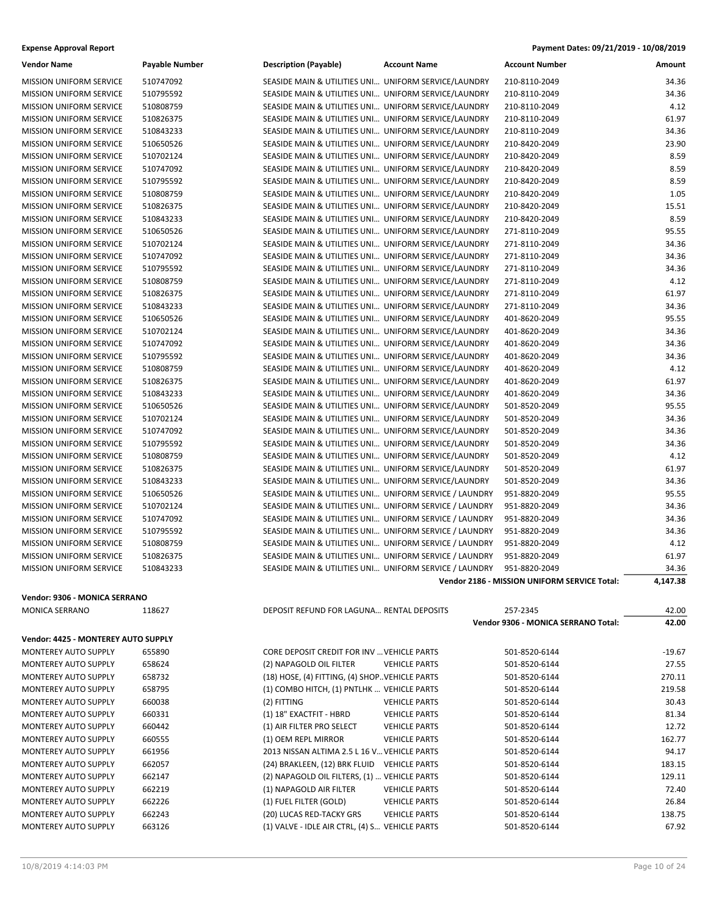**Expense Approval Report** — **Payment Dates: 09/21/2019 - 10/08/2019**

| Vendor Name | Payable Number | Description (Payable) | Account Name | Account Number | Amount |
|---|---|---|---|---|---|
| MISSION UNIFORM SERVICE | 510747092 | SEASIDE MAIN & UTILITIES UNI... | UNIFORM SERVICE/LAUNDRY | 210-8110-2049 | 34.36 |
| MISSION UNIFORM SERVICE | 510795592 | SEASIDE MAIN & UTILITIES UNI... | UNIFORM SERVICE/LAUNDRY | 210-8110-2049 | 34.36 |
| MISSION UNIFORM SERVICE | 510808759 | SEASIDE MAIN & UTILITIES UNI... | UNIFORM SERVICE/LAUNDRY | 210-8110-2049 | 4.12 |
| MISSION UNIFORM SERVICE | 510826375 | SEASIDE MAIN & UTILITIES UNI... | UNIFORM SERVICE/LAUNDRY | 210-8110-2049 | 61.97 |
| MISSION UNIFORM SERVICE | 510843233 | SEASIDE MAIN & UTILITIES UNI... | UNIFORM SERVICE/LAUNDRY | 210-8110-2049 | 34.36 |
| MISSION UNIFORM SERVICE | 510650526 | SEASIDE MAIN & UTILITIES UNI... | UNIFORM SERVICE/LAUNDRY | 210-8420-2049 | 23.90 |
| MISSION UNIFORM SERVICE | 510702124 | SEASIDE MAIN & UTILITIES UNI... | UNIFORM SERVICE/LAUNDRY | 210-8420-2049 | 8.59 |
| MISSION UNIFORM SERVICE | 510747092 | SEASIDE MAIN & UTILITIES UNI... | UNIFORM SERVICE/LAUNDRY | 210-8420-2049 | 8.59 |
| MISSION UNIFORM SERVICE | 510795592 | SEASIDE MAIN & UTILITIES UNI... | UNIFORM SERVICE/LAUNDRY | 210-8420-2049 | 8.59 |
| MISSION UNIFORM SERVICE | 510808759 | SEASIDE MAIN & UTILITIES UNI... | UNIFORM SERVICE/LAUNDRY | 210-8420-2049 | 1.05 |
| MISSION UNIFORM SERVICE | 510826375 | SEASIDE MAIN & UTILITIES UNI... | UNIFORM SERVICE/LAUNDRY | 210-8420-2049 | 15.51 |
| MISSION UNIFORM SERVICE | 510843233 | SEASIDE MAIN & UTILITIES UNI... | UNIFORM SERVICE/LAUNDRY | 210-8420-2049 | 8.59 |
| MISSION UNIFORM SERVICE | 510650526 | SEASIDE MAIN & UTILITIES UNI... | UNIFORM SERVICE/LAUNDRY | 271-8110-2049 | 95.55 |
| MISSION UNIFORM SERVICE | 510702124 | SEASIDE MAIN & UTILITIES UNI... | UNIFORM SERVICE/LAUNDRY | 271-8110-2049 | 34.36 |
| MISSION UNIFORM SERVICE | 510747092 | SEASIDE MAIN & UTILITIES UNI... | UNIFORM SERVICE/LAUNDRY | 271-8110-2049 | 34.36 |
| MISSION UNIFORM SERVICE | 510795592 | SEASIDE MAIN & UTILITIES UNI... | UNIFORM SERVICE/LAUNDRY | 271-8110-2049 | 34.36 |
| MISSION UNIFORM SERVICE | 510808759 | SEASIDE MAIN & UTILITIES UNI... | UNIFORM SERVICE/LAUNDRY | 271-8110-2049 | 4.12 |
| MISSION UNIFORM SERVICE | 510826375 | SEASIDE MAIN & UTILITIES UNI... | UNIFORM SERVICE/LAUNDRY | 271-8110-2049 | 61.97 |
| MISSION UNIFORM SERVICE | 510843233 | SEASIDE MAIN & UTILITIES UNI... | UNIFORM SERVICE/LAUNDRY | 271-8110-2049 | 34.36 |
| MISSION UNIFORM SERVICE | 510650526 | SEASIDE MAIN & UTILITIES UNI... | UNIFORM SERVICE/LAUNDRY | 401-8620-2049 | 95.55 |
| MISSION UNIFORM SERVICE | 510702124 | SEASIDE MAIN & UTILITIES UNI... | UNIFORM SERVICE/LAUNDRY | 401-8620-2049 | 34.36 |
| MISSION UNIFORM SERVICE | 510747092 | SEASIDE MAIN & UTILITIES UNI... | UNIFORM SERVICE/LAUNDRY | 401-8620-2049 | 34.36 |
| MISSION UNIFORM SERVICE | 510795592 | SEASIDE MAIN & UTILITIES UNI... | UNIFORM SERVICE/LAUNDRY | 401-8620-2049 | 34.36 |
| MISSION UNIFORM SERVICE | 510808759 | SEASIDE MAIN & UTILITIES UNI... | UNIFORM SERVICE/LAUNDRY | 401-8620-2049 | 4.12 |
| MISSION UNIFORM SERVICE | 510826375 | SEASIDE MAIN & UTILITIES UNI... | UNIFORM SERVICE/LAUNDRY | 401-8620-2049 | 61.97 |
| MISSION UNIFORM SERVICE | 510843233 | SEASIDE MAIN & UTILITIES UNI... | UNIFORM SERVICE/LAUNDRY | 401-8620-2049 | 34.36 |
| MISSION UNIFORM SERVICE | 510650526 | SEASIDE MAIN & UTILITIES UNI... | UNIFORM SERVICE/LAUNDRY | 501-8520-2049 | 95.55 |
| MISSION UNIFORM SERVICE | 510702124 | SEASIDE MAIN & UTILITIES UNI... | UNIFORM SERVICE/LAUNDRY | 501-8520-2049 | 34.36 |
| MISSION UNIFORM SERVICE | 510747092 | SEASIDE MAIN & UTILITIES UNI... | UNIFORM SERVICE/LAUNDRY | 501-8520-2049 | 34.36 |
| MISSION UNIFORM SERVICE | 510795592 | SEASIDE MAIN & UTILITIES UNI... | UNIFORM SERVICE/LAUNDRY | 501-8520-2049 | 34.36 |
| MISSION UNIFORM SERVICE | 510808759 | SEASIDE MAIN & UTILITIES UNI... | UNIFORM SERVICE/LAUNDRY | 501-8520-2049 | 4.12 |
| MISSION UNIFORM SERVICE | 510826375 | SEASIDE MAIN & UTILITIES UNI... | UNIFORM SERVICE/LAUNDRY | 501-8520-2049 | 61.97 |
| MISSION UNIFORM SERVICE | 510843233 | SEASIDE MAIN & UTILITIES UNI... | UNIFORM SERVICE/LAUNDRY | 501-8520-2049 | 34.36 |
| MISSION UNIFORM SERVICE | 510650526 | SEASIDE MAIN & UTILITIES UNI... | UNIFORM SERVICE / LAUNDRY | 951-8820-2049 | 95.55 |
| MISSION UNIFORM SERVICE | 510702124 | SEASIDE MAIN & UTILITIES UNI... | UNIFORM SERVICE / LAUNDRY | 951-8820-2049 | 34.36 |
| MISSION UNIFORM SERVICE | 510747092 | SEASIDE MAIN & UTILITIES UNI... | UNIFORM SERVICE / LAUNDRY | 951-8820-2049 | 34.36 |
| MISSION UNIFORM SERVICE | 510795592 | SEASIDE MAIN & UTILITIES UNI... | UNIFORM SERVICE / LAUNDRY | 951-8820-2049 | 34.36 |
| MISSION UNIFORM SERVICE | 510808759 | SEASIDE MAIN & UTILITIES UNI... | UNIFORM SERVICE / LAUNDRY | 951-8820-2049 | 4.12 |
| MISSION UNIFORM SERVICE | 510826375 | SEASIDE MAIN & UTILITIES UNI... | UNIFORM SERVICE / LAUNDRY | 951-8820-2049 | 61.97 |
| MISSION UNIFORM SERVICE | 510843233 | SEASIDE MAIN & UTILITIES UNI... | UNIFORM SERVICE / LAUNDRY | 951-8820-2049 | 34.36 |
| | | | | **Vendor 2186 - MISSION UNIFORM SERVICE Total:** | **4,147.38** |

**Vendor: 9306 - MONICA SERRANO**

| Vendor Name | Payable Number | Description (Payable) | Account Name | Account Number | Amount |
|---|---|---|---|---|---|
| MONICA SERRANO | 118627 | DEPOSIT REFUND FOR LAGUNA... | RENTAL DEPOSITS | 257-2345 | 42.00 |
| | | | | **Vendor 9306 - MONICA SERRANO Total:** | **42.00** |

**Vendor: 4425 - MONTEREY AUTO SUPPLY**

| Vendor Name | Payable Number | Description (Payable) | Account Name | Account Number | Amount |
|---|---|---|---|---|---|
| MONTEREY AUTO SUPPLY | 655890 | CORE DEPOSIT CREDIT FOR INV ... | VEHICLE PARTS | 501-8520-6144 | -19.67 |
| MONTEREY AUTO SUPPLY | 658624 | (2) NAPAGOLD OIL FILTER | VEHICLE PARTS | 501-8520-6144 | 27.55 |
| MONTEREY AUTO SUPPLY | 658732 | (18) HOSE, (4) FITTING, (4) SHOP.. | VEHICLE PARTS | 501-8520-6144 | 270.11 |
| MONTEREY AUTO SUPPLY | 658795 | (1) COMBO HITCH, (1) PNTLHK ... | VEHICLE PARTS | 501-8520-6144 | 219.58 |
| MONTEREY AUTO SUPPLY | 660038 | (2) FITTING | VEHICLE PARTS | 501-8520-6144 | 30.43 |
| MONTEREY AUTO SUPPLY | 660331 | (1) 18" EXACTFIT - HBRD | VEHICLE PARTS | 501-8520-6144 | 81.34 |
| MONTEREY AUTO SUPPLY | 660442 | (1) AIR FILTER PRO SELECT | VEHICLE PARTS | 501-8520-6144 | 12.72 |
| MONTEREY AUTO SUPPLY | 660555 | (1) OEM REPL MIRROR | VEHICLE PARTS | 501-8520-6144 | 162.77 |
| MONTEREY AUTO SUPPLY | 661956 | 2013 NISSAN ALTIMA 2.5 L 16 V... | VEHICLE PARTS | 501-8520-6144 | 94.17 |
| MONTEREY AUTO SUPPLY | 662057 | (24) BRAKLEEN, (12) BRK FLUID | VEHICLE PARTS | 501-8520-6144 | 183.15 |
| MONTEREY AUTO SUPPLY | 662147 | (2) NAPAGOLD OIL FILTERS, (1) ... | VEHICLE PARTS | 501-8520-6144 | 129.11 |
| MONTEREY AUTO SUPPLY | 662219 | (1) NAPAGOLD AIR FILTER | VEHICLE PARTS | 501-8520-6144 | 72.40 |
| MONTEREY AUTO SUPPLY | 662226 | (1) FUEL FILTER (GOLD) | VEHICLE PARTS | 501-8520-6144 | 26.84 |
| MONTEREY AUTO SUPPLY | 662243 | (20) LUCAS RED-TACKY GRS | VEHICLE PARTS | 501-8520-6144 | 138.75 |
| MONTEREY AUTO SUPPLY | 663126 | (1) VALVE - IDLE AIR CTRL, (4) S... | VEHICLE PARTS | 501-8520-6144 | 67.92 |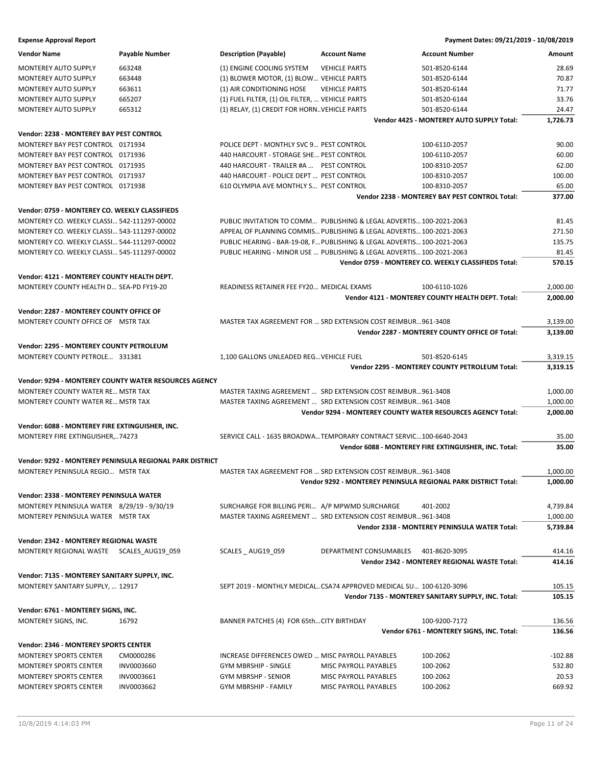**Expense Approval Report** | **Payment Dates: 09/21/2019 - 10/08/2019**

| Vendor Name | Payable Number | Description (Payable) | Account Name | Account Number | Amount |
|---|---|---|---|---|---|
| MONTEREY AUTO SUPPLY | 663248 | (1) ENGINE COOLING SYSTEM | VEHICLE PARTS | 501-8520-6144 | 28.69 |
| MONTEREY AUTO SUPPLY | 663448 | (1) BLOWER MOTOR, (1) BLOW... | VEHICLE PARTS | 501-8520-6144 | 70.87 |
| MONTEREY AUTO SUPPLY | 663611 | (1) AIR CONDITIONING HOSE | VEHICLE PARTS | 501-8520-6144 | 71.77 |
| MONTEREY AUTO SUPPLY | 665207 | (1) FUEL FILTER, (1) OIL FILTER, ... | VEHICLE PARTS | 501-8520-6144 | 33.76 |
| MONTEREY AUTO SUPPLY | 665312 | (1) RELAY, (1) CREDIT FOR HORN... | VEHICLE PARTS | 501-8520-6144 | 24.47 |
| | | | | **Vendor 4425 - MONTEREY AUTO SUPPLY Total:** | **1,726.73** |
| **Vendor: 2238 - MONTEREY BAY PEST CONTROL** | | | | | |
| MONTEREY BAY PEST CONTROL | 0171934 | POLICE DEPT - MONTHLY SVC 9... | PEST CONTROL | 100-6110-2057 | 90.00 |
| MONTEREY BAY PEST CONTROL | 0171936 | 440 HARCOURT - STORAGE SHE... | PEST CONTROL | 100-6110-2057 | 60.00 |
| MONTEREY BAY PEST CONTROL | 0171935 | 440 HARCOURT - TRAILER #A ... | PEST CONTROL | 100-8310-2057 | 62.00 |
| MONTEREY BAY PEST CONTROL | 0171937 | 440 HARCOURT - POLICE DEPT ... | PEST CONTROL | 100-8310-2057 | 100.00 |
| MONTEREY BAY PEST CONTROL | 0171938 | 610 OLYMPIA AVE MONTHLY S... | PEST CONTROL | 100-8310-2057 | 65.00 |
| | | | | **Vendor 2238 - MONTEREY BAY PEST CONTROL Total:** | **377.00** |
| **Vendor: 0759 - MONTEREY CO. WEEKLY CLASSIFIEDS** | | | | | |
| MONTEREY CO. WEEKLY CLASSI... | 542-111297-00002 | PUBLIC INVITATION TO COMM... | PUBLISHING & LEGAL ADVERTIS... | 100-2021-2063 | 81.45 |
| MONTEREY CO. WEEKLY CLASSI... | 543-111297-00002 | APPEAL OF PLANNING COMMIS... | PUBLISHING & LEGAL ADVERTIS... | 100-2021-2063 | 271.50 |
| MONTEREY CO. WEEKLY CLASSI... | 544-111297-00002 | PUBLIC HEARING - BAR-19-08, F... | PUBLISHING & LEGAL ADVERTIS... | 100-2021-2063 | 135.75 |
| MONTEREY CO. WEEKLY CLASSI... | 545-111297-00002 | PUBLIC HEARING - MINOR USE ... | PUBLISHING & LEGAL ADVERTIS... | 100-2021-2063 | 81.45 |
| | | | | **Vendor 0759 - MONTEREY CO. WEEKLY CLASSIFIEDS Total:** | **570.15** |
| **Vendor: 4121 - MONTEREY COUNTY HEALTH DEPT.** | | | | | |
| MONTEREY COUNTY HEALTH D... | SEA-PD FY19-20 | READINESS RETAINER FEE FY20... | MEDICAL EXAMS | 100-6110-1026 | 2,000.00 |
| | | | | **Vendor 4121 - MONTEREY COUNTY HEALTH DEPT. Total:** | **2,000.00** |
| **Vendor: 2287 - MONTEREY COUNTY OFFICE OF** | | | | | |
| MONTEREY COUNTY OFFICE OF | MSTR TAX | MASTER TAX AGREEMENT FOR ... | SRD EXTENSION COST REIMBUR... | 961-3408 | 3,139.00 |
| | | | | **Vendor 2287 - MONTEREY COUNTY OFFICE OF Total:** | **3,139.00** |
| **Vendor: 2295 - MONTEREY COUNTY PETROLEUM** | | | | | |
| MONTEREY COUNTY PETROLE... | 331381 | 1,100 GALLONS UNLEADED REG... | VEHICLE FUEL | 501-8520-6145 | 3,319.15 |
| | | | | **Vendor 2295 - MONTEREY COUNTY PETROLEUM Total:** | **3,319.15** |
| **Vendor: 9294 - MONTEREY COUNTY WATER RESOURCES AGENCY** | | | | | |
| MONTEREY COUNTY WATER RE... | MSTR TAX | MASTER TAXING AGREEMENT ... | SRD EXTENSION COST REIMBUR... | 961-3408 | 1,000.00 |
| MONTEREY COUNTY WATER RE... | MSTR TAX | MASTER TAXING AGREEMENT ... | SRD EXTENSION COST REIMBUR... | 961-3408 | 1,000.00 |
| | | | | **Vendor 9294 - MONTEREY COUNTY WATER RESOURCES AGENCY Total:** | **2,000.00** |
| **Vendor: 6088 - MONTEREY FIRE EXTINGUISHER, INC.** | | | | | |
| MONTEREY FIRE EXTINGUISHER,... | 74273 | SERVICE CALL - 1635 BROADWA... | TEMPORARY CONTRACT SERVIC... | 100-6640-2043 | 35.00 |
| | | | | **Vendor 6088 - MONTEREY FIRE EXTINGUISHER, INC. Total:** | **35.00** |
| **Vendor: 9292 - MONTEREY PENINSULA REGIONAL PARK DISTRICT** | | | | | |
| MONTEREY PENINSULA REGIO... | MSTR TAX | MASTER TAX AGREEMENT FOR ... | SRD EXTENSION COST REIMBUR... | 961-3408 | 1,000.00 |
| | | | | **Vendor 9292 - MONTEREY PENINSULA REGIONAL PARK DISTRICT Total:** | **1,000.00** |
| **Vendor: 2338 - MONTEREY PENINSULA WATER** | | | | | |
| MONTEREY PENINSULA WATER | 8/29/19 - 9/30/19 | SURCHARGE FOR BILLING PERI... | A/P MPWMD SURCHARGE | 401-2002 | 4,739.84 |
| MONTEREY PENINSULA WATER | MSTR TAX | MASTER TAXING AGREEMENT ... | SRD EXTENSION COST REIMBUR... | 961-3408 | 1,000.00 |
| | | | | **Vendor 2338 - MONTEREY PENINSULA WATER Total:** | **5,739.84** |
| **Vendor: 2342 - MONTEREY REGIONAL WASTE** | | | | | |
| MONTEREY REGIONAL WASTE | SCALES_AUG19_059 | SCALES _ AUG19_059 | DEPARTMENT CONSUMABLES | 401-8620-3095 | 414.16 |
| | | | | **Vendor 2342 - MONTEREY REGIONAL WASTE Total:** | **414.16** |
| **Vendor: 7135 - MONTEREY SANITARY SUPPLY, INC.** | | | | | |
| MONTEREY SANITARY SUPPLY, ... | 12917 | SEPT 2019 - MONTHLY MEDICAL... | CSA74 APPROVED MEDICAL SU... | 100-6120-3096 | 105.15 |
| | | | | **Vendor 7135 - MONTEREY SANITARY SUPPLY, INC. Total:** | **105.15** |
| **Vendor: 6761 - MONTEREY SIGNS, INC.** | | | | | |
| MONTEREY SIGNS, INC. | 16792 | BANNER PATCHES (4) FOR 65th... | CITY BIRTHDAY | 100-9200-7172 | 136.56 |
| | | | | **Vendor 6761 - MONTEREY SIGNS, INC. Total:** | **136.56** |
| **Vendor: 2346 - MONTEREY SPORTS CENTER** | | | | | |
| MONTEREY SPORTS CENTER | CM0000286 | INCREASE DIFFERENCES OWED ... | MISC PAYROLL PAYABLES | 100-2062 | -102.88 |
| MONTEREY SPORTS CENTER | INV0003660 | GYM MBRSHIP - SINGLE | MISC PAYROLL PAYABLES | 100-2062 | 532.80 |
| MONTEREY SPORTS CENTER | INV0003661 | GYM MBRSHIP - SENIOR | MISC PAYROLL PAYABLES | 100-2062 | 20.53 |
| MONTEREY SPORTS CENTER | INV0003662 | GYM MBRSHIP - FAMILY | MISC PAYROLL PAYABLES | 100-2062 | 669.92 |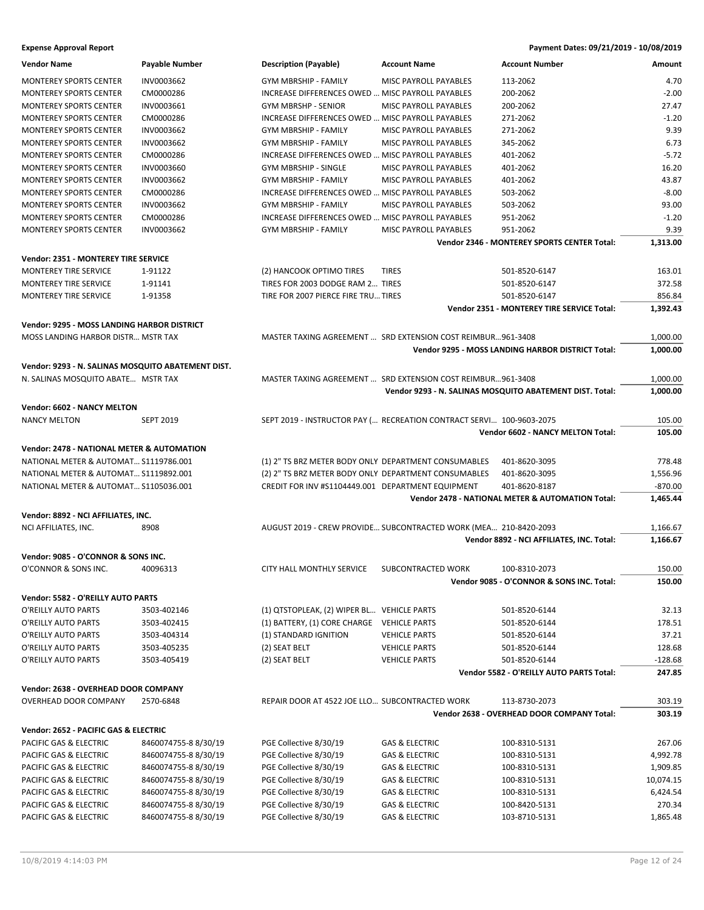**Expense Approval Report** — Payment Dates: 09/21/2019 - 10/08/2019

| Vendor Name | Payable Number | Description (Payable) | Account Name | Account Number | Amount |
|---|---|---|---|---|---|
| MONTEREY SPORTS CENTER | INV0003662 | GYM MBRSHIP - FAMILY | MISC PAYROLL PAYABLES | 113-2062 | 4.70 |
| MONTEREY SPORTS CENTER | CM0000286 | INCREASE DIFFERENCES OWED ... | MISC PAYROLL PAYABLES | 200-2062 | -2.00 |
| MONTEREY SPORTS CENTER | INV0003661 | GYM MBRSHP - SENIOR | MISC PAYROLL PAYABLES | 200-2062 | 27.47 |
| MONTEREY SPORTS CENTER | CM0000286 | INCREASE DIFFERENCES OWED ... | MISC PAYROLL PAYABLES | 271-2062 | -1.20 |
| MONTEREY SPORTS CENTER | INV0003662 | GYM MBRSHIP - FAMILY | MISC PAYROLL PAYABLES | 271-2062 | 9.39 |
| MONTEREY SPORTS CENTER | INV0003662 | GYM MBRSHIP - FAMILY | MISC PAYROLL PAYABLES | 345-2062 | 6.73 |
| MONTEREY SPORTS CENTER | CM0000286 | INCREASE DIFFERENCES OWED ... | MISC PAYROLL PAYABLES | 401-2062 | -5.72 |
| MONTEREY SPORTS CENTER | INV0003660 | GYM MBRSHIP - SINGLE | MISC PAYROLL PAYABLES | 401-2062 | 16.20 |
| MONTEREY SPORTS CENTER | INV0003662 | GYM MBRSHIP - FAMILY | MISC PAYROLL PAYABLES | 401-2062 | 43.87 |
| MONTEREY SPORTS CENTER | CM0000286 | INCREASE DIFFERENCES OWED ... | MISC PAYROLL PAYABLES | 503-2062 | -8.00 |
| MONTEREY SPORTS CENTER | INV0003662 | GYM MBRSHIP - FAMILY | MISC PAYROLL PAYABLES | 503-2062 | 93.00 |
| MONTEREY SPORTS CENTER | CM0000286 | INCREASE DIFFERENCES OWED ... | MISC PAYROLL PAYABLES | 951-2062 | -1.20 |
| MONTEREY SPORTS CENTER | INV0003662 | GYM MBRSHIP - FAMILY | MISC PAYROLL PAYABLES | 951-2062 | 9.39 |
| | | | | **Vendor 2346 - MONTEREY SPORTS CENTER Total:** | **1,313.00** |
| **Vendor: 2351 - MONTEREY TIRE SERVICE** | | | | | |
| MONTEREY TIRE SERVICE | 1-91122 | (2) HANCOOK OPTIMO TIRES | TIRES | 501-8520-6147 | 163.01 |
| MONTEREY TIRE SERVICE | 1-91141 | TIRES FOR 2003 DODGE RAM 2... | TIRES | 501-8520-6147 | 372.58 |
| MONTEREY TIRE SERVICE | 1-91358 | TIRE FOR 2007 PIERCE FIRE TRU... | TIRES | 501-8520-6147 | 856.84 |
| | | | | **Vendor 2351 - MONTEREY TIRE SERVICE Total:** | **1,392.43** |
| **Vendor: 9295 - MOSS LANDING HARBOR DISTRICT** | | | | | |
| MOSS LANDING HARBOR DISTR... | MSTR TAX | MASTER TAXING AGREEMENT ... | SRD EXTENSION COST REIMBUR... | 961-3408 | 1,000.00 |
| | | | | **Vendor 9295 - MOSS LANDING HARBOR DISTRICT Total:** | **1,000.00** |
| **Vendor: 9293 - N. SALINAS MOSQUITO ABATEMENT DIST.** | | | | | |
| N. SALINAS MOSQUITO ABATE... | MSTR TAX | MASTER TAXING AGREEMENT ... | SRD EXTENSION COST REIMBUR... | 961-3408 | 1,000.00 |
| | | | | **Vendor 9293 - N. SALINAS MOSQUITO ABATEMENT DIST. Total:** | **1,000.00** |
| **Vendor: 6602 - NANCY MELTON** | | | | | |
| NANCY MELTON | SEPT 2019 | SEPT 2019 - INSTRUCTOR PAY (... | RECREATION CONTRACT SERVI... | 100-9603-2075 | 105.00 |
| | | | | **Vendor 6602 - NANCY MELTON Total:** | **105.00** |
| **Vendor: 2478 - NATIONAL METER & AUTOMATION** | | | | | |
| NATIONAL METER & AUTOMAT... | S1119786.001 | (1) 2" TS BRZ METER BODY ONLY | DEPARTMENT CONSUMABLES | 401-8620-3095 | 778.48 |
| NATIONAL METER & AUTOMAT... | S1119892.001 | (2) 2" TS BRZ METER BODY ONLY | DEPARTMENT CONSUMABLES | 401-8620-3095 | 1,556.96 |
| NATIONAL METER & AUTOMAT... | S1105036.001 | CREDIT FOR INV #S1104449.001 | DEPARTMENT EQUIPMENT | 401-8620-8187 | -870.00 |
| | | | | **Vendor 2478 - NATIONAL METER & AUTOMATION Total:** | **1,465.44** |
| **Vendor: 8892 - NCI AFFILIATES, INC.** | | | | | |
| NCI AFFILIATES, INC. | 8908 | AUGUST 2019 - CREW PROVIDE... | SUBCONTRACTED WORK (MEA... | 210-8420-2093 | 1,166.67 |
| | | | | **Vendor 8892 - NCI AFFILIATES, INC. Total:** | **1,166.67** |
| **Vendor: 9085 - O'CONNOR & SONS INC.** | | | | | |
| O'CONNOR & SONS INC. | 40096313 | CITY HALL MONTHLY SERVICE | SUBCONTRACTED WORK | 100-8310-2073 | 150.00 |
| | | | | **Vendor 9085 - O'CONNOR & SONS INC. Total:** | **150.00** |
| **Vendor: 5582 - O'REILLY AUTO PARTS** | | | | | |
| O'REILLY AUTO PARTS | 3503-402146 | (1) QTSTOPLEAK, (2) WIPER BL... | VEHICLE PARTS | 501-8520-6144 | 32.13 |
| O'REILLY AUTO PARTS | 3503-402415 | (1) BATTERY, (1) CORE CHARGE | VEHICLE PARTS | 501-8520-6144 | 178.51 |
| O'REILLY AUTO PARTS | 3503-404314 | (1) STANDARD IGNITION | VEHICLE PARTS | 501-8520-6144 | 37.21 |
| O'REILLY AUTO PARTS | 3503-405235 | (2) SEAT BELT | VEHICLE PARTS | 501-8520-6144 | 128.68 |
| O'REILLY AUTO PARTS | 3503-405419 | (2) SEAT BELT | VEHICLE PARTS | 501-8520-6144 | -128.68 |
| | | | | **Vendor 5582 - O'REILLY AUTO PARTS Total:** | **247.85** |
| **Vendor: 2638 - OVERHEAD DOOR COMPANY** | | | | | |
| OVERHEAD DOOR COMPANY | 2570-6848 | REPAIR DOOR AT 4522 JOE LLO... | SUBCONTRACTED WORK | 113-8730-2073 | 303.19 |
| | | | | **Vendor 2638 - OVERHEAD DOOR COMPANY Total:** | **303.19** |
| **Vendor: 2652 - PACIFIC GAS & ELECTRIC** | | | | | |
| PACIFIC GAS & ELECTRIC | 8460074755-8 8/30/19 | PGE Collective 8/30/19 | GAS & ELECTRIC | 100-8310-5131 | 267.06 |
| PACIFIC GAS & ELECTRIC | 8460074755-8 8/30/19 | PGE Collective 8/30/19 | GAS & ELECTRIC | 100-8310-5131 | 4,992.78 |
| PACIFIC GAS & ELECTRIC | 8460074755-8 8/30/19 | PGE Collective 8/30/19 | GAS & ELECTRIC | 100-8310-5131 | 1,909.85 |
| PACIFIC GAS & ELECTRIC | 8460074755-8 8/30/19 | PGE Collective 8/30/19 | GAS & ELECTRIC | 100-8310-5131 | 10,074.15 |
| PACIFIC GAS & ELECTRIC | 8460074755-8 8/30/19 | PGE Collective 8/30/19 | GAS & ELECTRIC | 100-8310-5131 | 6,424.54 |
| PACIFIC GAS & ELECTRIC | 8460074755-8 8/30/19 | PGE Collective 8/30/19 | GAS & ELECTRIC | 100-8420-5131 | 270.34 |
| PACIFIC GAS & ELECTRIC | 8460074755-8 8/30/19 | PGE Collective 8/30/19 | GAS & ELECTRIC | 103-8710-5131 | 1,865.48 |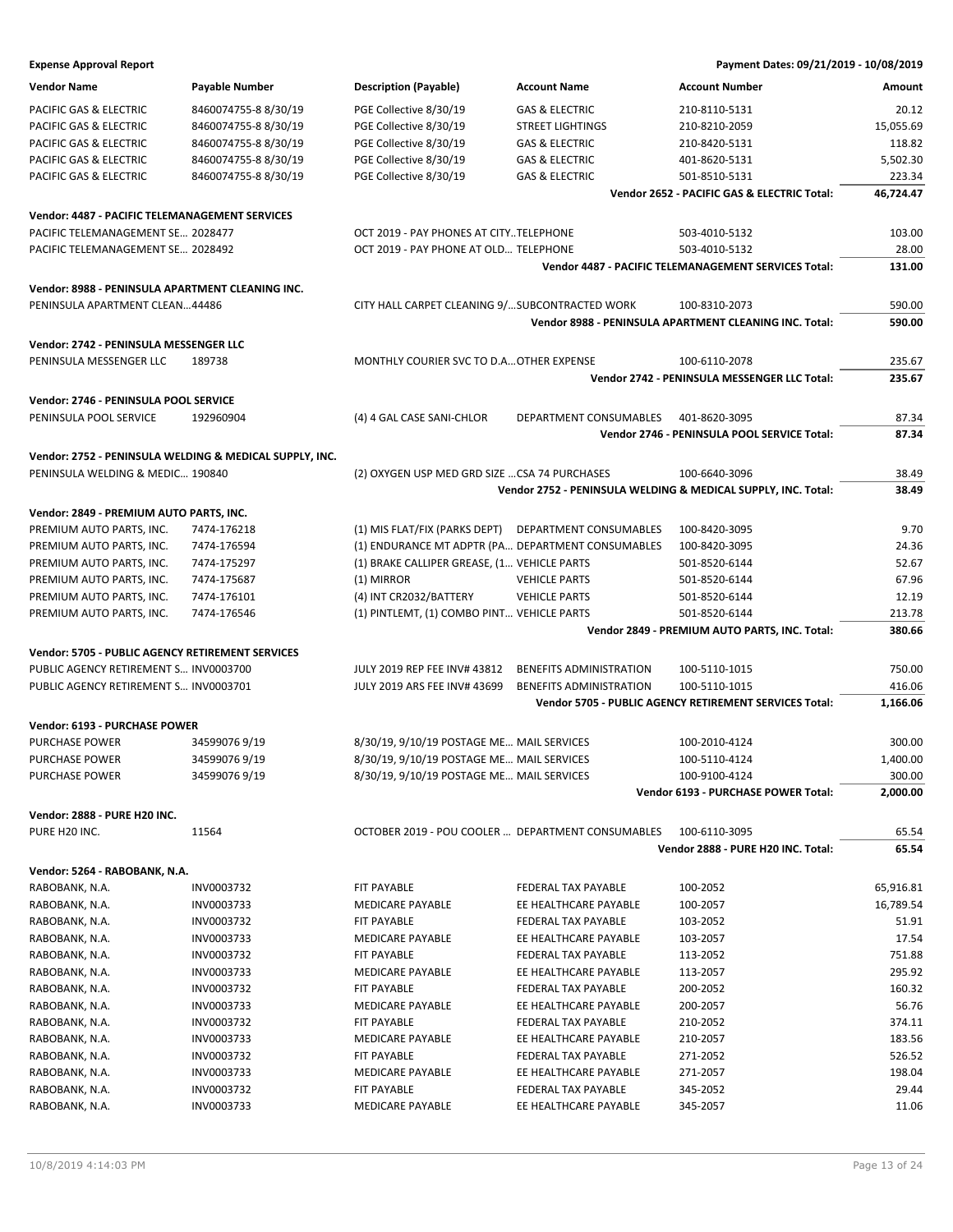**Expense Approval Report** — Payment Dates: 09/21/2019 - 10/08/2019

| Vendor Name | Payable Number | Description (Payable) | Account Name | Account Number | Amount |
|---|---|---|---|---|---|
| PACIFIC GAS & ELECTRIC | 8460074755-8 8/30/19 | PGE Collective 8/30/19 | GAS & ELECTRIC | 210-8110-5131 | 20.12 |
| PACIFIC GAS & ELECTRIC | 8460074755-8 8/30/19 | PGE Collective 8/30/19 | STREET LIGHTINGS | 210-8210-2059 | 15,055.69 |
| PACIFIC GAS & ELECTRIC | 8460074755-8 8/30/19 | PGE Collective 8/30/19 | GAS & ELECTRIC | 210-8420-5131 | 118.82 |
| PACIFIC GAS & ELECTRIC | 8460074755-8 8/30/19 | PGE Collective 8/30/19 | GAS & ELECTRIC | 401-8620-5131 | 5,502.30 |
| PACIFIC GAS & ELECTRIC | 8460074755-8 8/30/19 | PGE Collective 8/30/19 | GAS & ELECTRIC | 501-8510-5131 | 223.34 |
| | | | | **Vendor 2652 - PACIFIC GAS & ELECTRIC Total:** | **46,724.47** |
| **Vendor: 4487 - PACIFIC TELEMANAGEMENT SERVICES** | | | | | |
| PACIFIC TELEMANAGEMENT SE... | 2028477 | OCT 2019 - PAY PHONES AT CITY... | TELEPHONE | 503-4010-5132 | 103.00 |
| PACIFIC TELEMANAGEMENT SE... | 2028492 | OCT 2019 - PAY PHONE AT OLD... | TELEPHONE | 503-4010-5132 | 28.00 |
| | | | | **Vendor 4487 - PACIFIC TELEMANAGEMENT SERVICES Total:** | **131.00** |
| **Vendor: 8988 - PENINSULA APARTMENT CLEANING INC.** | | | | | |
| PENINSULA APARTMENT CLEAN... | 44486 | CITY HALL CARPET CLEANING 9/... | SUBCONTRACTED WORK | 100-8310-2073 | 590.00 |
| | | | | **Vendor 8988 - PENINSULA APARTMENT CLEANING INC. Total:** | **590.00** |
| **Vendor: 2742 - PENINSULA MESSENGER LLC** | | | | | |
| PENINSULA MESSENGER LLC | 189738 | MONTHLY COURIER SVC TO D.A... | OTHER EXPENSE | 100-6110-2078 | 235.67 |
| | | | | **Vendor 2742 - PENINSULA MESSENGER LLC Total:** | **235.67** |
| **Vendor: 2746 - PENINSULA POOL SERVICE** | | | | | |
| PENINSULA POOL SERVICE | 192960904 | (4) 4 GAL CASE SANI-CHLOR | DEPARTMENT CONSUMABLES | 401-8620-3095 | 87.34 |
| | | | | **Vendor 2746 - PENINSULA POOL SERVICE Total:** | **87.34** |
| **Vendor: 2752 - PENINSULA WELDING & MEDICAL SUPPLY, INC.** | | | | | |
| PENINSULA WELDING & MEDIC... | 190840 | (2) OXYGEN USP MED GRD SIZE ... | CSA 74 PURCHASES | 100-6640-3096 | 38.49 |
| | | | | **Vendor 2752 - PENINSULA WELDING & MEDICAL SUPPLY, INC. Total:** | **38.49** |
| **Vendor: 2849 - PREMIUM AUTO PARTS, INC.** | | | | | |
| PREMIUM AUTO PARTS, INC. | 7474-176218 | (1) MIS FLAT/FIX (PARKS DEPT) | DEPARTMENT CONSUMABLES | 100-8420-3095 | 9.70 |
| PREMIUM AUTO PARTS, INC. | 7474-176594 | (1) ENDURANCE MT ADPTR (PA... | DEPARTMENT CONSUMABLES | 100-8420-3095 | 24.36 |
| PREMIUM AUTO PARTS, INC. | 7474-175297 | (1) BRAKE CALLIPER GREASE, (1... | VEHICLE PARTS | 501-8520-6144 | 52.67 |
| PREMIUM AUTO PARTS, INC. | 7474-175687 | (1) MIRROR | VEHICLE PARTS | 501-8520-6144 | 67.96 |
| PREMIUM AUTO PARTS, INC. | 7474-176101 | (4) INT CR2032/BATTERY | VEHICLE PARTS | 501-8520-6144 | 12.19 |
| PREMIUM AUTO PARTS, INC. | 7474-176546 | (1) PINTLEMT, (1) COMBO PINT... | VEHICLE PARTS | 501-8520-6144 | 213.78 |
| | | | | **Vendor 2849 - PREMIUM AUTO PARTS, INC. Total:** | **380.66** |
| **Vendor: 5705 - PUBLIC AGENCY RETIREMENT SERVICES** | | | | | |
| PUBLIC AGENCY RETIREMENT S... | INV0003700 | JULY 2019 REP FEE INV# 43812 | BENEFITS ADMINISTRATION | 100-5110-1015 | 750.00 |
| PUBLIC AGENCY RETIREMENT S... | INV0003701 | JULY 2019 ARS FEE INV# 43699 | BENEFITS ADMINISTRATION | 100-5110-1015 | 416.06 |
| | | | | **Vendor 5705 - PUBLIC AGENCY RETIREMENT SERVICES Total:** | **1,166.06** |
| **Vendor: 6193 - PURCHASE POWER** | | | | | |
| PURCHASE POWER | 34599076 9/19 | 8/30/19, 9/10/19 POSTAGE ME... | MAIL SERVICES | 100-2010-4124 | 300.00 |
| PURCHASE POWER | 34599076 9/19 | 8/30/19, 9/10/19 POSTAGE ME... | MAIL SERVICES | 100-5110-4124 | 1,400.00 |
| PURCHASE POWER | 34599076 9/19 | 8/30/19, 9/10/19 POSTAGE ME... | MAIL SERVICES | 100-9100-4124 | 300.00 |
| | | | | **Vendor 6193 - PURCHASE POWER Total:** | **2,000.00** |
| **Vendor: 2888 - PURE H20 INC.** | | | | | |
| PURE H20 INC. | 11564 | OCTOBER 2019 - POU COOLER ... | DEPARTMENT CONSUMABLES | 100-6110-3095 | 65.54 |
| | | | | **Vendor 2888 - PURE H20 INC. Total:** | **65.54** |
| **Vendor: 5264 - RABOBANK, N.A.** | | | | | |
| RABOBANK, N.A. | INV0003732 | FIT PAYABLE | FEDERAL TAX PAYABLE | 100-2052 | 65,916.81 |
| RABOBANK, N.A. | INV0003733 | MEDICARE PAYABLE | EE HEALTHCARE PAYABLE | 100-2057 | 16,789.54 |
| RABOBANK, N.A. | INV0003732 | FIT PAYABLE | FEDERAL TAX PAYABLE | 103-2052 | 51.91 |
| RABOBANK, N.A. | INV0003733 | MEDICARE PAYABLE | EE HEALTHCARE PAYABLE | 103-2057 | 17.54 |
| RABOBANK, N.A. | INV0003732 | FIT PAYABLE | FEDERAL TAX PAYABLE | 113-2052 | 751.88 |
| RABOBANK, N.A. | INV0003733 | MEDICARE PAYABLE | EE HEALTHCARE PAYABLE | 113-2057 | 295.92 |
| RABOBANK, N.A. | INV0003732 | FIT PAYABLE | FEDERAL TAX PAYABLE | 200-2052 | 160.32 |
| RABOBANK, N.A. | INV0003733 | MEDICARE PAYABLE | EE HEALTHCARE PAYABLE | 200-2057 | 56.76 |
| RABOBANK, N.A. | INV0003732 | FIT PAYABLE | FEDERAL TAX PAYABLE | 210-2052 | 374.11 |
| RABOBANK, N.A. | INV0003733 | MEDICARE PAYABLE | EE HEALTHCARE PAYABLE | 210-2057 | 183.56 |
| RABOBANK, N.A. | INV0003732 | FIT PAYABLE | FEDERAL TAX PAYABLE | 271-2052 | 526.52 |
| RABOBANK, N.A. | INV0003733 | MEDICARE PAYABLE | EE HEALTHCARE PAYABLE | 271-2057 | 198.04 |
| RABOBANK, N.A. | INV0003732 | FIT PAYABLE | FEDERAL TAX PAYABLE | 345-2052 | 29.44 |
| RABOBANK, N.A. | INV0003733 | MEDICARE PAYABLE | EE HEALTHCARE PAYABLE | 345-2057 | 11.06 |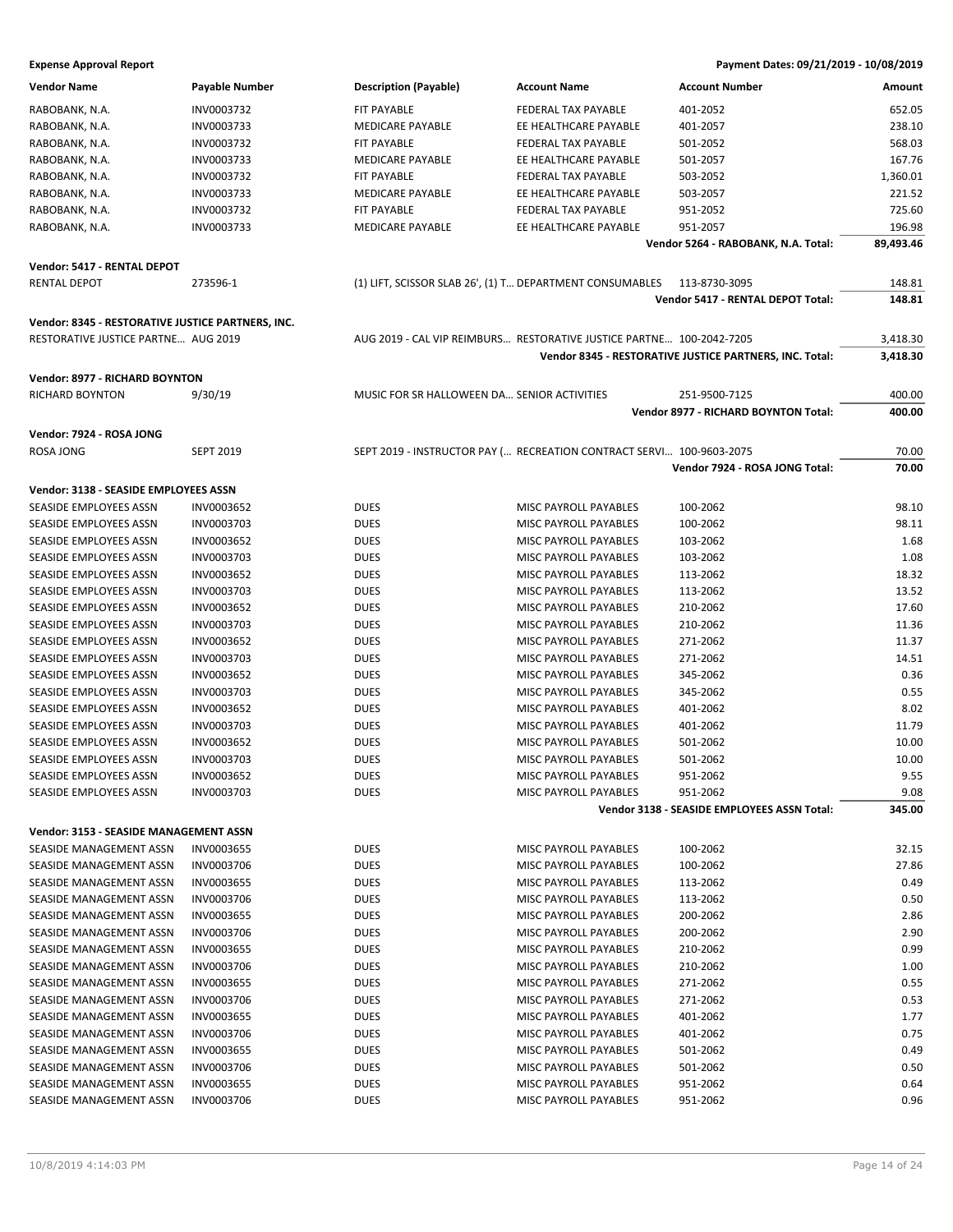**Expense Approval Report** — Payment Dates: 09/21/2019 - 10/08/2019

| Vendor Name | Payable Number | Description (Payable) | Account Name | Account Number | Amount |
|---|---|---|---|---|---|
| RABOBANK, N.A. | INV0003732 | FIT PAYABLE | FEDERAL TAX PAYABLE | 401-2052 | 652.05 |
| RABOBANK, N.A. | INV0003733 | MEDICARE PAYABLE | EE HEALTHCARE PAYABLE | 401-2057 | 238.10 |
| RABOBANK, N.A. | INV0003732 | FIT PAYABLE | FEDERAL TAX PAYABLE | 501-2052 | 568.03 |
| RABOBANK, N.A. | INV0003733 | MEDICARE PAYABLE | EE HEALTHCARE PAYABLE | 501-2057 | 167.76 |
| RABOBANK, N.A. | INV0003732 | FIT PAYABLE | FEDERAL TAX PAYABLE | 503-2052 | 1,360.01 |
| RABOBANK, N.A. | INV0003733 | MEDICARE PAYABLE | EE HEALTHCARE PAYABLE | 503-2057 | 221.52 |
| RABOBANK, N.A. | INV0003732 | FIT PAYABLE | FEDERAL TAX PAYABLE | 951-2052 | 725.60 |
| RABOBANK, N.A. | INV0003733 | MEDICARE PAYABLE | EE HEALTHCARE PAYABLE | 951-2057 | 196.98 |
| | | | | **Vendor 5264 - RABOBANK, N.A. Total:** | **89,493.46** |
| **Vendor: 5417 - RENTAL DEPOT** | | | | | |
| RENTAL DEPOT | 273596-1 | (1) LIFT, SCISSOR SLAB 26', (1) T… | DEPARTMENT CONSUMABLES | 113-8730-3095 | 148.81 |
| | | | | **Vendor 5417 - RENTAL DEPOT Total:** | **148.81** |
| **Vendor: 8345 - RESTORATIVE JUSTICE PARTNERS, INC.** | | | | | |
| RESTORATIVE JUSTICE PARTNE… | AUG 2019 | AUG 2019 - CAL VIP REIMBURS… | RESTORATIVE JUSTICE PARTNE… | 100-2042-7205 | 3,418.30 |
| | | | | **Vendor 8345 - RESTORATIVE JUSTICE PARTNERS, INC. Total:** | **3,418.30** |
| **Vendor: 8977 - RICHARD BOYNTON** | | | | | |
| RICHARD BOYNTON | 9/30/19 | MUSIC FOR SR HALLOWEEN DA… | SENIOR ACTIVITIES | 251-9500-7125 | 400.00 |
| | | | | **Vendor 8977 - RICHARD BOYNTON Total:** | **400.00** |
| **Vendor: 7924 - ROSA JONG** | | | | | |
| ROSA JONG | SEPT 2019 | SEPT 2019 - INSTRUCTOR PAY (… | RECREATION CONTRACT SERVI… | 100-9603-2075 | 70.00 |
| | | | | **Vendor 7924 - ROSA JONG Total:** | **70.00** |
| **Vendor: 3138 - SEASIDE EMPLOYEES ASSN** | | | | | |
| SEASIDE EMPLOYEES ASSN | INV0003652 | DUES | MISC PAYROLL PAYABLES | 100-2062 | 98.10 |
| SEASIDE EMPLOYEES ASSN | INV0003703 | DUES | MISC PAYROLL PAYABLES | 100-2062 | 98.11 |
| SEASIDE EMPLOYEES ASSN | INV0003652 | DUES | MISC PAYROLL PAYABLES | 103-2062 | 1.68 |
| SEASIDE EMPLOYEES ASSN | INV0003703 | DUES | MISC PAYROLL PAYABLES | 103-2062 | 1.08 |
| SEASIDE EMPLOYEES ASSN | INV0003652 | DUES | MISC PAYROLL PAYABLES | 113-2062 | 18.32 |
| SEASIDE EMPLOYEES ASSN | INV0003703 | DUES | MISC PAYROLL PAYABLES | 113-2062 | 13.52 |
| SEASIDE EMPLOYEES ASSN | INV0003652 | DUES | MISC PAYROLL PAYABLES | 210-2062 | 17.60 |
| SEASIDE EMPLOYEES ASSN | INV0003703 | DUES | MISC PAYROLL PAYABLES | 210-2062 | 11.36 |
| SEASIDE EMPLOYEES ASSN | INV0003652 | DUES | MISC PAYROLL PAYABLES | 271-2062 | 11.37 |
| SEASIDE EMPLOYEES ASSN | INV0003703 | DUES | MISC PAYROLL PAYABLES | 271-2062 | 14.51 |
| SEASIDE EMPLOYEES ASSN | INV0003652 | DUES | MISC PAYROLL PAYABLES | 345-2062 | 0.36 |
| SEASIDE EMPLOYEES ASSN | INV0003703 | DUES | MISC PAYROLL PAYABLES | 345-2062 | 0.55 |
| SEASIDE EMPLOYEES ASSN | INV0003652 | DUES | MISC PAYROLL PAYABLES | 401-2062 | 8.02 |
| SEASIDE EMPLOYEES ASSN | INV0003703 | DUES | MISC PAYROLL PAYABLES | 401-2062 | 11.79 |
| SEASIDE EMPLOYEES ASSN | INV0003652 | DUES | MISC PAYROLL PAYABLES | 501-2062 | 10.00 |
| SEASIDE EMPLOYEES ASSN | INV0003703 | DUES | MISC PAYROLL PAYABLES | 501-2062 | 10.00 |
| SEASIDE EMPLOYEES ASSN | INV0003652 | DUES | MISC PAYROLL PAYABLES | 951-2062 | 9.55 |
| SEASIDE EMPLOYEES ASSN | INV0003703 | DUES | MISC PAYROLL PAYABLES | 951-2062 | 9.08 |
| | | | | **Vendor 3138 - SEASIDE EMPLOYEES ASSN Total:** | **345.00** |
| **Vendor: 3153 - SEASIDE MANAGEMENT ASSN** | | | | | |
| SEASIDE MANAGEMENT ASSN | INV0003655 | DUES | MISC PAYROLL PAYABLES | 100-2062 | 32.15 |
| SEASIDE MANAGEMENT ASSN | INV0003706 | DUES | MISC PAYROLL PAYABLES | 100-2062 | 27.86 |
| SEASIDE MANAGEMENT ASSN | INV0003655 | DUES | MISC PAYROLL PAYABLES | 113-2062 | 0.49 |
| SEASIDE MANAGEMENT ASSN | INV0003706 | DUES | MISC PAYROLL PAYABLES | 113-2062 | 0.50 |
| SEASIDE MANAGEMENT ASSN | INV0003655 | DUES | MISC PAYROLL PAYABLES | 200-2062 | 2.86 |
| SEASIDE MANAGEMENT ASSN | INV0003706 | DUES | MISC PAYROLL PAYABLES | 200-2062 | 2.90 |
| SEASIDE MANAGEMENT ASSN | INV0003655 | DUES | MISC PAYROLL PAYABLES | 210-2062 | 0.99 |
| SEASIDE MANAGEMENT ASSN | INV0003706 | DUES | MISC PAYROLL PAYABLES | 210-2062 | 1.00 |
| SEASIDE MANAGEMENT ASSN | INV0003655 | DUES | MISC PAYROLL PAYABLES | 271-2062 | 0.55 |
| SEASIDE MANAGEMENT ASSN | INV0003706 | DUES | MISC PAYROLL PAYABLES | 271-2062 | 0.53 |
| SEASIDE MANAGEMENT ASSN | INV0003655 | DUES | MISC PAYROLL PAYABLES | 401-2062 | 1.77 |
| SEASIDE MANAGEMENT ASSN | INV0003706 | DUES | MISC PAYROLL PAYABLES | 401-2062 | 0.75 |
| SEASIDE MANAGEMENT ASSN | INV0003655 | DUES | MISC PAYROLL PAYABLES | 501-2062 | 0.49 |
| SEASIDE MANAGEMENT ASSN | INV0003706 | DUES | MISC PAYROLL PAYABLES | 501-2062 | 0.50 |
| SEASIDE MANAGEMENT ASSN | INV0003655 | DUES | MISC PAYROLL PAYABLES | 951-2062 | 0.64 |
| SEASIDE MANAGEMENT ASSN | INV0003706 | DUES | MISC PAYROLL PAYABLES | 951-2062 | 0.96 |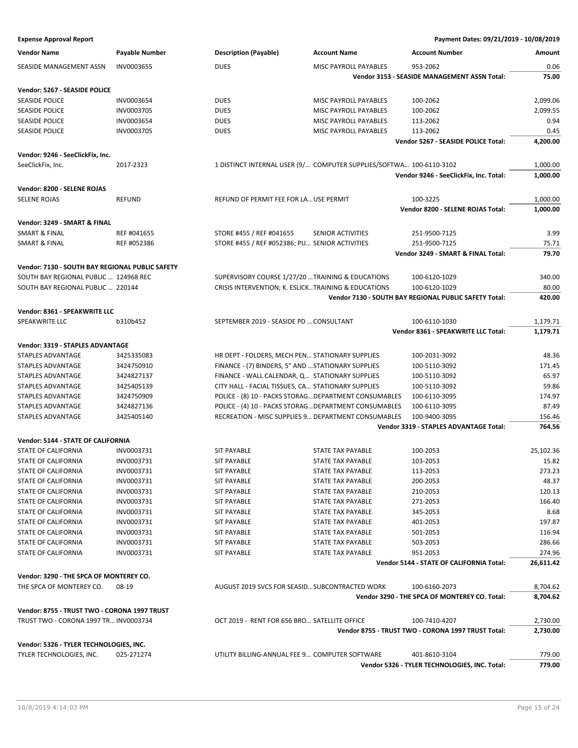**Expense Approval Report** — Payment Dates: 09/21/2019 - 10/08/2019

| Vendor Name | Payable Number | Description (Payable) | Account Name | Account Number | Amount |
|---|---|---|---|---|---|
| SEASIDE MANAGEMENT ASSN | INV0003655 | DUES | MISC PAYROLL PAYABLES | 953-2062 | 0.06 |
| | | | | **Vendor 3153 - SEASIDE MANAGEMENT ASSN Total:** | **75.00** |
| **Vendor: 5267 - SEASIDE POLICE** | | | | | |
| SEASIDE POLICE | INV0003654 | DUES | MISC PAYROLL PAYABLES | 100-2062 | 2,099.06 |
| SEASIDE POLICE | INV0003705 | DUES | MISC PAYROLL PAYABLES | 100-2062 | 2,099.55 |
| SEASIDE POLICE | INV0003654 | DUES | MISC PAYROLL PAYABLES | 113-2062 | 0.94 |
| SEASIDE POLICE | INV0003705 | DUES | MISC PAYROLL PAYABLES | 113-2062 | 0.45 |
| | | | | **Vendor 5267 - SEASIDE POLICE Total:** | **4,200.00** |
| **Vendor: 9246 - SeeClickFix, Inc.** | | | | | |
| SeeClickFix, Inc. | 2017-2323 | 1 DISTINCT INTERNAL USER (9/... | COMPUTER SUPPLIES/SOFTWA... | 100-6110-3102 | 1,000.00 |
| | | | | **Vendor 9246 - SeeClickFix, Inc. Total:** | **1,000.00** |
| **Vendor: 8200 - SELENE ROJAS** | | | | | |
| SELENE ROJAS | REFUND | REFUND OF PERMIT FEE FOR LA... | USE PERMIT | 100-3225 | 1,000.00 |
| | | | | **Vendor 8200 - SELENE ROJAS Total:** | **1,000.00** |
| **Vendor: 3249 - SMART & FINAL** | | | | | |
| SMART & FINAL | REF #041655 | STORE #455 / REF #041655 | SENIOR ACTIVITIES | 251-9500-7125 | 3.99 |
| SMART & FINAL | REF #052386 | STORE #455 / REF #052386; PU... | SENIOR ACTIVITIES | 251-9500-7125 | 75.71 |
| | | | | **Vendor 3249 - SMART & FINAL Total:** | **79.70** |
| **Vendor: 7130 - SOUTH BAY REGIONAL PUBLIC SAFETY** | | | | | |
| SOUTH BAY REGIONAL PUBLIC ... | 124968 REC | SUPERVISORY COURSE 1/27/20 ... | TRAINING & EDUCATIONS | 100-6120-1029 | 340.00 |
| SOUTH BAY REGIONAL PUBLIC ... | 220144 | CRISIS INTERVENTION; K. ESLICK... | TRAINING & EDUCATIONS | 100-6120-1029 | 80.00 |
| | | | | **Vendor 7130 - SOUTH BAY REGIONAL PUBLIC SAFETY Total:** | **420.00** |
| **Vendor: 8361 - SPEAKWRITE LLC** | | | | | |
| SPEAKWRITE LLC | b310b452 | SEPTEMBER 2019 - SEASIDE PD ... | CONSULTANT | 100-6110-1030 | 1,179.71 |
| | | | | **Vendor 8361 - SPEAKWRITE LLC Total:** | **1,179.71** |
| **Vendor: 3319 - STAPLES ADVANTAGE** | | | | | |
| STAPLES ADVANTAGE | 3425335083 | HR DEPT - FOLDERS, MECH PEN... | STATIONARY SUPPLIES | 100-2031-3092 | 48.36 |
| STAPLES ADVANTAGE | 3424750910 | FINANCE - (7) BINDERS, 5" AND ... | STATIONARY SUPPLIES | 100-5110-3092 | 171.45 |
| STAPLES ADVANTAGE | 3424827137 | FINANCE - WALL CALENDAR, Q... | STATIONARY SUPPLIES | 100-5110-3092 | 65.97 |
| STAPLES ADVANTAGE | 3425405139 | CITY HALL - FACIAL TISSUES, CA... | STATIONARY SUPPLIES | 100-5110-3092 | 59.86 |
| STAPLES ADVANTAGE | 3424750909 | POLICE - (8) 10 - PACKS STORAG... | DEPARTMENT CONSUMABLES | 100-6110-3095 | 174.97 |
| STAPLES ADVANTAGE | 3424827136 | POLICE - (4) 10 - PACKS STORAG... | DEPARTMENT CONSUMABLES | 100-6110-3095 | 87.49 |
| STAPLES ADVANTAGE | 3425405140 | RECREATION - MISC SUPPLIES 9... | DEPARTMENT CONSUMABLES | 100-9400-3095 | 156.46 |
| | | | | **Vendor 3319 - STAPLES ADVANTAGE Total:** | **764.56** |
| **Vendor: 5144 - STATE OF CALIFORNIA** | | | | | |
| STATE OF CALIFORNIA | INV0003731 | SIT PAYABLE | STATE TAX PAYABLE | 100-2053 | 25,102.36 |
| STATE OF CALIFORNIA | INV0003731 | SIT PAYABLE | STATE TAX PAYABLE | 103-2053 | 15.82 |
| STATE OF CALIFORNIA | INV0003731 | SIT PAYABLE | STATE TAX PAYABLE | 113-2053 | 273.23 |
| STATE OF CALIFORNIA | INV0003731 | SIT PAYABLE | STATE TAX PAYABLE | 200-2053 | 48.37 |
| STATE OF CALIFORNIA | INV0003731 | SIT PAYABLE | STATE TAX PAYABLE | 210-2053 | 120.13 |
| STATE OF CALIFORNIA | INV0003731 | SIT PAYABLE | STATE TAX PAYABLE | 271-2053 | 166.40 |
| STATE OF CALIFORNIA | INV0003731 | SIT PAYABLE | STATE TAX PAYABLE | 345-2053 | 8.68 |
| STATE OF CALIFORNIA | INV0003731 | SIT PAYABLE | STATE TAX PAYABLE | 401-2053 | 197.87 |
| STATE OF CALIFORNIA | INV0003731 | SIT PAYABLE | STATE TAX PAYABLE | 501-2053 | 116.94 |
| STATE OF CALIFORNIA | INV0003731 | SIT PAYABLE | STATE TAX PAYABLE | 503-2053 | 286.66 |
| STATE OF CALIFORNIA | INV0003731 | SIT PAYABLE | STATE TAX PAYABLE | 951-2053 | 274.96 |
| | | | | **Vendor 5144 - STATE OF CALIFORNIA Total:** | **26,611.42** |
| **Vendor: 3290 - THE SPCA OF MONTEREY CO.** | | | | | |
| THE SPCA OF MONTEREY CO. | 08-19 | AUGUST 2019 SVCS FOR SEASID... | SUBCONTRACTED WORK | 100-6160-2073 | 8,704.62 |
| | | | | **Vendor 3290 - THE SPCA OF MONTEREY CO. Total:** | **8,704.62** |
| **Vendor: 8755 - TRUST TWO - CORONA 1997 TRUST** | | | | | |
| TRUST TWO - CORONA 1997 TR... | INV0003734 | OCT 2019 - RENT FOR 656 BRO... | SATELLITE OFFICE | 100-7410-4207 | 2,730.00 |
| | | | | **Vendor 8755 - TRUST TWO - CORONA 1997 TRUST Total:** | **2,730.00** |
| **Vendor: 5326 - TYLER TECHNOLOGIES, INC.** | | | | | |
| TYLER TECHNOLOGIES, INC. | 025-271274 | UTILITY BILLING-ANNUAL FEE 9... | COMPUTER SOFTWARE | 401-8610-3104 | 779.00 |
| | | | | **Vendor 5326 - TYLER TECHNOLOGIES, INC. Total:** | **779.00** |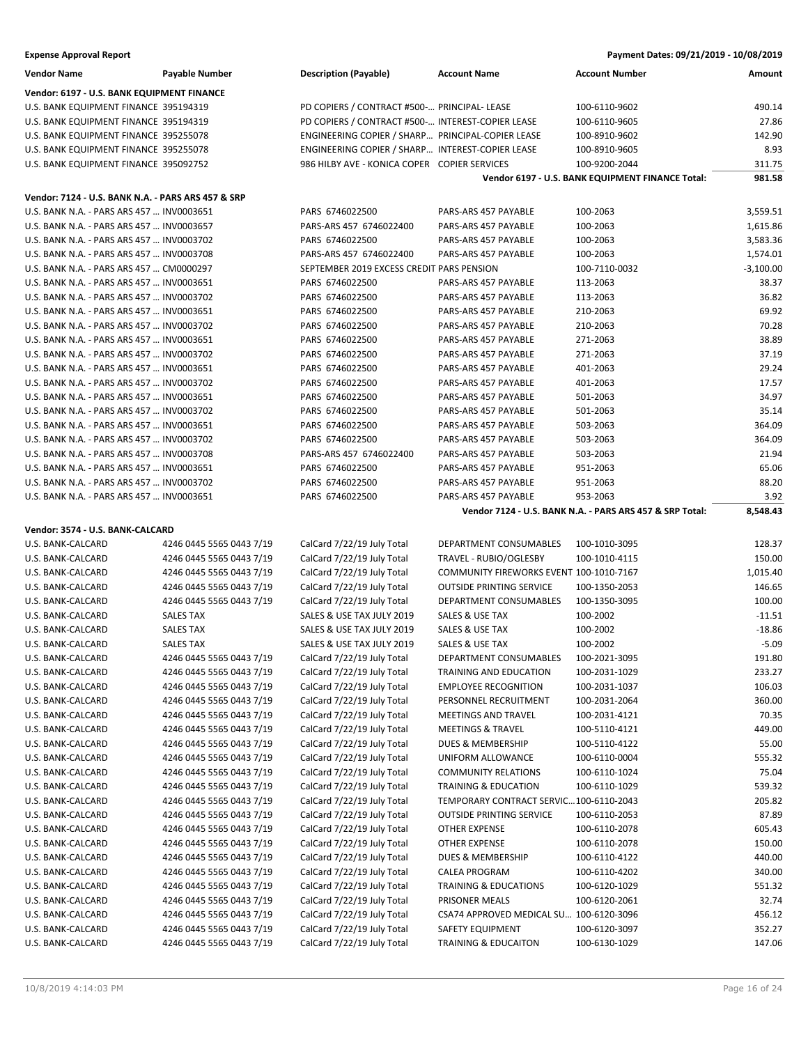**Expense Approval Report** | **Payment Dates: 09/21/2019 - 10/08/2019**

| Vendor Name | Payable Number | Description (Payable) | Account Name | Account Number | Amount |
|---|---|---|---|---|---|
| **Vendor: 6197 - U.S. BANK EQUIPMENT FINANCE** | | | | | |
| U.S. BANK EQUIPMENT FINANCE | 395194319 | PD COPIERS / CONTRACT #500-… | PRINCIPAL- LEASE | 100-6110-9602 | 490.14 |
| U.S. BANK EQUIPMENT FINANCE | 395194319 | PD COPIERS / CONTRACT #500-… | INTEREST-COPIER LEASE | 100-6110-9605 | 27.86 |
| U.S. BANK EQUIPMENT FINANCE | 395255078 | ENGINEERING COPIER / SHARP… | PRINCIPAL-COPIER LEASE | 100-8910-9602 | 142.90 |
| U.S. BANK EQUIPMENT FINANCE | 395255078 | ENGINEERING COPIER / SHARP… | INTEREST-COPIER LEASE | 100-8910-9605 | 8.93 |
| U.S. BANK EQUIPMENT FINANCE | 395092752 | 986 HILBY AVE - KONICA COPIER | COPIER SERVICES | 100-9200-2044 | 311.75 |
| | | | | **Vendor 6197 - U.S. BANK EQUIPMENT FINANCE Total:** | **981.58** |
| **Vendor: 7124 - U.S. BANK N.A. - PARS ARS 457 & SRP** | | | | | |
| U.S. BANK N.A. - PARS ARS 457 … | INV0003651 | PARS 6746022500 | PARS-ARS 457 PAYABLE | 100-2063 | 3,559.51 |
| U.S. BANK N.A. - PARS ARS 457 … | INV0003657 | PARS-ARS 457 6746022400 | PARS-ARS 457 PAYABLE | 100-2063 | 1,615.86 |
| U.S. BANK N.A. - PARS ARS 457 … | INV0003702 | PARS 6746022500 | PARS-ARS 457 PAYABLE | 100-2063 | 3,583.36 |
| U.S. BANK N.A. - PARS ARS 457 … | INV0003708 | PARS-ARS 457 6746022400 | PARS-ARS 457 PAYABLE | 100-2063 | 1,574.01 |
| U.S. BANK N.A. - PARS ARS 457 … | CM0000297 | SEPTEMBER 2019 EXCESS CREDIT | PARS PENSION | 100-7110-0032 | -3,100.00 |
| U.S. BANK N.A. - PARS ARS 457 … | INV0003651 | PARS 6746022500 | PARS-ARS 457 PAYABLE | 113-2063 | 38.37 |
| U.S. BANK N.A. - PARS ARS 457 … | INV0003702 | PARS 6746022500 | PARS-ARS 457 PAYABLE | 113-2063 | 36.82 |
| U.S. BANK N.A. - PARS ARS 457 … | INV0003651 | PARS 6746022500 | PARS-ARS 457 PAYABLE | 210-2063 | 69.92 |
| U.S. BANK N.A. - PARS ARS 457 … | INV0003702 | PARS 6746022500 | PARS-ARS 457 PAYABLE | 210-2063 | 70.28 |
| U.S. BANK N.A. - PARS ARS 457 … | INV0003651 | PARS 6746022500 | PARS-ARS 457 PAYABLE | 271-2063 | 38.89 |
| U.S. BANK N.A. - PARS ARS 457 … | INV0003702 | PARS 6746022500 | PARS-ARS 457 PAYABLE | 271-2063 | 37.19 |
| U.S. BANK N.A. - PARS ARS 457 … | INV0003651 | PARS 6746022500 | PARS-ARS 457 PAYABLE | 401-2063 | 29.24 |
| U.S. BANK N.A. - PARS ARS 457 … | INV0003702 | PARS 6746022500 | PARS-ARS 457 PAYABLE | 401-2063 | 17.57 |
| U.S. BANK N.A. - PARS ARS 457 … | INV0003651 | PARS 6746022500 | PARS-ARS 457 PAYABLE | 501-2063 | 34.97 |
| U.S. BANK N.A. - PARS ARS 457 … | INV0003702 | PARS 6746022500 | PARS-ARS 457 PAYABLE | 501-2063 | 35.14 |
| U.S. BANK N.A. - PARS ARS 457 … | INV0003651 | PARS 6746022500 | PARS-ARS 457 PAYABLE | 503-2063 | 364.09 |
| U.S. BANK N.A. - PARS ARS 457 … | INV0003702 | PARS 6746022500 | PARS-ARS 457 PAYABLE | 503-2063 | 364.09 |
| U.S. BANK N.A. - PARS ARS 457 … | INV0003708 | PARS-ARS 457 6746022400 | PARS-ARS 457 PAYABLE | 503-2063 | 21.94 |
| U.S. BANK N.A. - PARS ARS 457 … | INV0003651 | PARS 6746022500 | PARS-ARS 457 PAYABLE | 951-2063 | 65.06 |
| U.S. BANK N.A. - PARS ARS 457 … | INV0003702 | PARS 6746022500 | PARS-ARS 457 PAYABLE | 951-2063 | 88.20 |
| U.S. BANK N.A. - PARS ARS 457 … | INV0003651 | PARS 6746022500 | PARS-ARS 457 PAYABLE | 953-2063 | 3.92 |
| | | | | **Vendor 7124 - U.S. BANK N.A. - PARS ARS 457 & SRP Total:** | **8,548.43** |
| **Vendor: 3574 - U.S. BANK-CALCARD** | | | | | |
| U.S. BANK-CALCARD | 4246 0445 5565 0443 7/19 | CalCard 7/22/19 July Total | DEPARTMENT CONSUMABLES | 100-1010-3095 | 128.37 |
| U.S. BANK-CALCARD | 4246 0445 5565 0443 7/19 | CalCard 7/22/19 July Total | TRAVEL - RUBIO/OGLESBY | 100-1010-4115 | 150.00 |
| U.S. BANK-CALCARD | 4246 0445 5565 0443 7/19 | CalCard 7/22/19 July Total | COMMUNITY FIREWORKS EVENT | 100-1010-7167 | 1,015.40 |
| U.S. BANK-CALCARD | 4246 0445 5565 0443 7/19 | CalCard 7/22/19 July Total | OUTSIDE PRINTING SERVICE | 100-1350-2053 | 146.65 |
| U.S. BANK-CALCARD | 4246 0445 5565 0443 7/19 | CalCard 7/22/19 July Total | DEPARTMENT CONSUMABLES | 100-1350-3095 | 100.00 |
| U.S. BANK-CALCARD | SALES TAX | SALES & USE TAX JULY 2019 | SALES & USE TAX | 100-2002 | -11.51 |
| U.S. BANK-CALCARD | SALES TAX | SALES & USE TAX JULY 2019 | SALES & USE TAX | 100-2002 | -18.86 |
| U.S. BANK-CALCARD | SALES TAX | SALES & USE TAX JULY 2019 | SALES & USE TAX | 100-2002 | -5.09 |
| U.S. BANK-CALCARD | 4246 0445 5565 0443 7/19 | CalCard 7/22/19 July Total | DEPARTMENT CONSUMABLES | 100-2021-3095 | 191.80 |
| U.S. BANK-CALCARD | 4246 0445 5565 0443 7/19 | CalCard 7/22/19 July Total | TRAINING AND EDUCATION | 100-2031-1029 | 233.27 |
| U.S. BANK-CALCARD | 4246 0445 5565 0443 7/19 | CalCard 7/22/19 July Total | EMPLOYEE RECOGNITION | 100-2031-1037 | 106.03 |
| U.S. BANK-CALCARD | 4246 0445 5565 0443 7/19 | CalCard 7/22/19 July Total | PERSONNEL RECRUITMENT | 100-2031-2064 | 360.00 |
| U.S. BANK-CALCARD | 4246 0445 5565 0443 7/19 | CalCard 7/22/19 July Total | MEETINGS AND TRAVEL | 100-2031-4121 | 70.35 |
| U.S. BANK-CALCARD | 4246 0445 5565 0443 7/19 | CalCard 7/22/19 July Total | MEETINGS & TRAVEL | 100-5110-4121 | 449.00 |
| U.S. BANK-CALCARD | 4246 0445 5565 0443 7/19 | CalCard 7/22/19 July Total | DUES & MEMBERSHIP | 100-5110-4122 | 55.00 |
| U.S. BANK-CALCARD | 4246 0445 5565 0443 7/19 | CalCard 7/22/19 July Total | UNIFORM ALLOWANCE | 100-6110-0004 | 555.32 |
| U.S. BANK-CALCARD | 4246 0445 5565 0443 7/19 | CalCard 7/22/19 July Total | COMMUNITY RELATIONS | 100-6110-1024 | 75.04 |
| U.S. BANK-CALCARD | 4246 0445 5565 0443 7/19 | CalCard 7/22/19 July Total | TRAINING & EDUCATION | 100-6110-1029 | 539.32 |
| U.S. BANK-CALCARD | 4246 0445 5565 0443 7/19 | CalCard 7/22/19 July Total | TEMPORARY CONTRACT SERVIC… | 100-6110-2043 | 205.82 |
| U.S. BANK-CALCARD | 4246 0445 5565 0443 7/19 | CalCard 7/22/19 July Total | OUTSIDE PRINTING SERVICE | 100-6110-2053 | 87.89 |
| U.S. BANK-CALCARD | 4246 0445 5565 0443 7/19 | CalCard 7/22/19 July Total | OTHER EXPENSE | 100-6110-2078 | 605.43 |
| U.S. BANK-CALCARD | 4246 0445 5565 0443 7/19 | CalCard 7/22/19 July Total | OTHER EXPENSE | 100-6110-2078 | 150.00 |
| U.S. BANK-CALCARD | 4246 0445 5565 0443 7/19 | CalCard 7/22/19 July Total | DUES & MEMBERSHIP | 100-6110-4122 | 440.00 |
| U.S. BANK-CALCARD | 4246 0445 5565 0443 7/19 | CalCard 7/22/19 July Total | CALEA PROGRAM | 100-6110-4202 | 340.00 |
| U.S. BANK-CALCARD | 4246 0445 5565 0443 7/19 | CalCard 7/22/19 July Total | TRAINING & EDUCATIONS | 100-6120-1029 | 551.32 |
| U.S. BANK-CALCARD | 4246 0445 5565 0443 7/19 | CalCard 7/22/19 July Total | PRISONER MEALS | 100-6120-2061 | 32.74 |
| U.S. BANK-CALCARD | 4246 0445 5565 0443 7/19 | CalCard 7/22/19 July Total | CSA74 APPROVED MEDICAL SU… | 100-6120-3096 | 456.12 |
| U.S. BANK-CALCARD | 4246 0445 5565 0443 7/19 | CalCard 7/22/19 July Total | SAFETY EQUIPMENT | 100-6120-3097 | 352.27 |
| U.S. BANK-CALCARD | 4246 0445 5565 0443 7/19 | CalCard 7/22/19 July Total | TRAINING & EDUCAITON | 100-6130-1029 | 147.06 |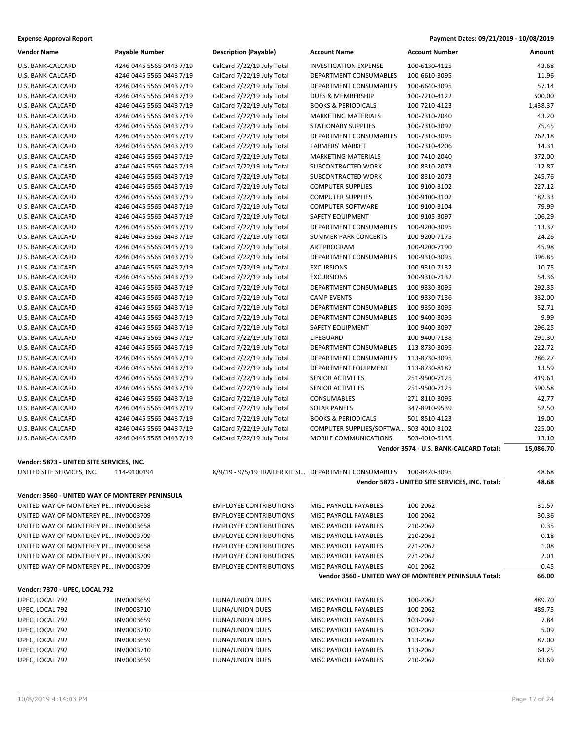**Expense Approval Report** — **Payment Dates: 09/21/2019 - 10/08/2019**

| Vendor Name | Payable Number | Description (Payable) | Account Name | Account Number | Amount |
|---|---|---|---|---|---|
| U.S. BANK-CALCARD | 4246 0445 5565 0443 7/19 | CalCard 7/22/19 July Total | INVESTIGATION EXPENSE | 100-6130-4125 | 43.68 |
| U.S. BANK-CALCARD | 4246 0445 5565 0443 7/19 | CalCard 7/22/19 July Total | DEPARTMENT CONSUMABLES | 100-6610-3095 | 11.96 |
| U.S. BANK-CALCARD | 4246 0445 5565 0443 7/19 | CalCard 7/22/19 July Total | DEPARTMENT CONSUMABLES | 100-6640-3095 | 57.14 |
| U.S. BANK-CALCARD | 4246 0445 5565 0443 7/19 | CalCard 7/22/19 July Total | DUES & MEMBERSHIP | 100-7210-4122 | 500.00 |
| U.S. BANK-CALCARD | 4246 0445 5565 0443 7/19 | CalCard 7/22/19 July Total | BOOKS & PERIODICALS | 100-7210-4123 | 1,438.37 |
| U.S. BANK-CALCARD | 4246 0445 5565 0443 7/19 | CalCard 7/22/19 July Total | MARKETING MATERIALS | 100-7310-2040 | 43.20 |
| U.S. BANK-CALCARD | 4246 0445 5565 0443 7/19 | CalCard 7/22/19 July Total | STATIONARY SUPPLIES | 100-7310-3092 | 75.45 |
| U.S. BANK-CALCARD | 4246 0445 5565 0443 7/19 | CalCard 7/22/19 July Total | DEPARTMENT CONSUMABLES | 100-7310-3095 | 262.18 |
| U.S. BANK-CALCARD | 4246 0445 5565 0443 7/19 | CalCard 7/22/19 July Total | FARMERS' MARKET | 100-7310-4206 | 14.31 |
| U.S. BANK-CALCARD | 4246 0445 5565 0443 7/19 | CalCard 7/22/19 July Total | MARKETING MATERIALS | 100-7410-2040 | 372.00 |
| U.S. BANK-CALCARD | 4246 0445 5565 0443 7/19 | CalCard 7/22/19 July Total | SUBCONTRACTED WORK | 100-8310-2073 | 112.87 |
| U.S. BANK-CALCARD | 4246 0445 5565 0443 7/19 | CalCard 7/22/19 July Total | SUBCONTRACTED WORK | 100-8310-2073 | 245.76 |
| U.S. BANK-CALCARD | 4246 0445 5565 0443 7/19 | CalCard 7/22/19 July Total | COMPUTER SUPPLIES | 100-9100-3102 | 227.12 |
| U.S. BANK-CALCARD | 4246 0445 5565 0443 7/19 | CalCard 7/22/19 July Total | COMPUTER SUPPLIES | 100-9100-3102 | 182.33 |
| U.S. BANK-CALCARD | 4246 0445 5565 0443 7/19 | CalCard 7/22/19 July Total | COMPUTER SOFTWARE | 100-9100-3104 | 79.99 |
| U.S. BANK-CALCARD | 4246 0445 5565 0443 7/19 | CalCard 7/22/19 July Total | SAFETY EQUIPMENT | 100-9105-3097 | 106.29 |
| U.S. BANK-CALCARD | 4246 0445 5565 0443 7/19 | CalCard 7/22/19 July Total | DEPARTMENT CONSUMABLES | 100-9200-3095 | 113.37 |
| U.S. BANK-CALCARD | 4246 0445 5565 0443 7/19 | CalCard 7/22/19 July Total | SUMMER PARK CONCERTS | 100-9200-7175 | 24.26 |
| U.S. BANK-CALCARD | 4246 0445 5565 0443 7/19 | CalCard 7/22/19 July Total | ART PROGRAM | 100-9200-7190 | 45.98 |
| U.S. BANK-CALCARD | 4246 0445 5565 0443 7/19 | CalCard 7/22/19 July Total | DEPARTMENT CONSUMABLES | 100-9310-3095 | 396.85 |
| U.S. BANK-CALCARD | 4246 0445 5565 0443 7/19 | CalCard 7/22/19 July Total | EXCURSIONS | 100-9310-7132 | 10.75 |
| U.S. BANK-CALCARD | 4246 0445 5565 0443 7/19 | CalCard 7/22/19 July Total | EXCURSIONS | 100-9310-7132 | 54.36 |
| U.S. BANK-CALCARD | 4246 0445 5565 0443 7/19 | CalCard 7/22/19 July Total | DEPARTMENT CONSUMABLES | 100-9330-3095 | 292.35 |
| U.S. BANK-CALCARD | 4246 0445 5565 0443 7/19 | CalCard 7/22/19 July Total | CAMP EVENTS | 100-9330-7136 | 332.00 |
| U.S. BANK-CALCARD | 4246 0445 5565 0443 7/19 | CalCard 7/22/19 July Total | DEPARTMENT CONSUMABLES | 100-9350-3095 | 52.71 |
| U.S. BANK-CALCARD | 4246 0445 5565 0443 7/19 | CalCard 7/22/19 July Total | DEPARTMENT CONSUMABLES | 100-9400-3095 | 9.99 |
| U.S. BANK-CALCARD | 4246 0445 5565 0443 7/19 | CalCard 7/22/19 July Total | SAFETY EQUIPMENT | 100-9400-3097 | 296.25 |
| U.S. BANK-CALCARD | 4246 0445 5565 0443 7/19 | CalCard 7/22/19 July Total | LIFEGUARD | 100-9400-7138 | 291.30 |
| U.S. BANK-CALCARD | 4246 0445 5565 0443 7/19 | CalCard 7/22/19 July Total | DEPARTMENT CONSUMABLES | 113-8730-3095 | 222.72 |
| U.S. BANK-CALCARD | 4246 0445 5565 0443 7/19 | CalCard 7/22/19 July Total | DEPARTMENT CONSUMABLES | 113-8730-3095 | 286.27 |
| U.S. BANK-CALCARD | 4246 0445 5565 0443 7/19 | CalCard 7/22/19 July Total | DEPARTMENT EQUIPMENT | 113-8730-8187 | 13.59 |
| U.S. BANK-CALCARD | 4246 0445 5565 0443 7/19 | CalCard 7/22/19 July Total | SENIOR ACTIVITIES | 251-9500-7125 | 419.61 |
| U.S. BANK-CALCARD | 4246 0445 5565 0443 7/19 | CalCard 7/22/19 July Total | SENIOR ACTIVITIES | 251-9500-7125 | 590.58 |
| U.S. BANK-CALCARD | 4246 0445 5565 0443 7/19 | CalCard 7/22/19 July Total | CONSUMABLES | 271-8110-3095 | 42.77 |
| U.S. BANK-CALCARD | 4246 0445 5565 0443 7/19 | CalCard 7/22/19 July Total | SOLAR PANELS | 347-8910-9539 | 52.50 |
| U.S. BANK-CALCARD | 4246 0445 5565 0443 7/19 | CalCard 7/22/19 July Total | BOOKS & PERIODICALS | 501-8510-4123 | 19.00 |
| U.S. BANK-CALCARD | 4246 0445 5565 0443 7/19 | CalCard 7/22/19 July Total | COMPUTER SUPPLIES/SOFTWA... | 503-4010-3102 | 225.00 |
| U.S. BANK-CALCARD | 4246 0445 5565 0443 7/19 | CalCard 7/22/19 July Total | MOBILE COMMUNICATIONS | 503-4010-5135 | 13.10 |
| | | | | **Vendor 3574 - U.S. BANK-CALCARD Total:** | **15,086.70** |

**Vendor: 5873 - UNITED SITE SERVICES, INC.**

| Vendor Name | Payable Number | Description (Payable) | Account Name | Account Number | Amount |
|---|---|---|---|---|---|
| UNITED SITE SERVICES, INC. | 114-9100194 | 8/9/19 - 9/5/19 TRAILER KIT SI... | DEPARTMENT CONSUMABLES | 100-8420-3095 | 48.68 |
| | | | | **Vendor 5873 - UNITED SITE SERVICES, INC. Total:** | **48.68** |

**Vendor: 3560 - UNITED WAY OF MONTEREY PENINSULA**

| Vendor Name | Payable Number | Description (Payable) | Account Name | Account Number | Amount |
|---|---|---|---|---|---|
| UNITED WAY OF MONTEREY PE... | INV0003658 | EMPLOYEE CONTRIBUTIONS | MISC PAYROLL PAYABLES | 100-2062 | 31.57 |
| UNITED WAY OF MONTEREY PE... | INV0003709 | EMPLOYEE CONTRIBUTIONS | MISC PAYROLL PAYABLES | 100-2062 | 30.36 |
| UNITED WAY OF MONTEREY PE... | INV0003658 | EMPLOYEE CONTRIBUTIONS | MISC PAYROLL PAYABLES | 210-2062 | 0.35 |
| UNITED WAY OF MONTEREY PE... | INV0003709 | EMPLOYEE CONTRIBUTIONS | MISC PAYROLL PAYABLES | 210-2062 | 0.18 |
| UNITED WAY OF MONTEREY PE... | INV0003658 | EMPLOYEE CONTRIBUTIONS | MISC PAYROLL PAYABLES | 271-2062 | 1.08 |
| UNITED WAY OF MONTEREY PE... | INV0003709 | EMPLOYEE CONTRIBUTIONS | MISC PAYROLL PAYABLES | 271-2062 | 2.01 |
| UNITED WAY OF MONTEREY PE... | INV0003709 | EMPLOYEE CONTRIBUTIONS | MISC PAYROLL PAYABLES | 401-2062 | 0.45 |
| | | | | **Vendor 3560 - UNITED WAY OF MONTEREY PENINSULA Total:** | **66.00** |

**Vendor: 7370 - UPEC, LOCAL 792**

| Vendor Name | Payable Number | Description (Payable) | Account Name | Account Number | Amount |
|---|---|---|---|---|---|
| UPEC, LOCAL 792 | INV0003659 | LIUNA/UNION DUES | MISC PAYROLL PAYABLES | 100-2062 | 489.70 |
| UPEC, LOCAL 792 | INV0003710 | LIUNA/UNION DUES | MISC PAYROLL PAYABLES | 100-2062 | 489.75 |
| UPEC, LOCAL 792 | INV0003659 | LIUNA/UNION DUES | MISC PAYROLL PAYABLES | 103-2062 | 7.84 |
| UPEC, LOCAL 792 | INV0003710 | LIUNA/UNION DUES | MISC PAYROLL PAYABLES | 103-2062 | 5.09 |
| UPEC, LOCAL 792 | INV0003659 | LIUNA/UNION DUES | MISC PAYROLL PAYABLES | 113-2062 | 87.00 |
| UPEC, LOCAL 792 | INV0003710 | LIUNA/UNION DUES | MISC PAYROLL PAYABLES | 113-2062 | 64.25 |
| UPEC, LOCAL 792 | INV0003659 | LIUNA/UNION DUES | MISC PAYROLL PAYABLES | 210-2062 | 83.69 |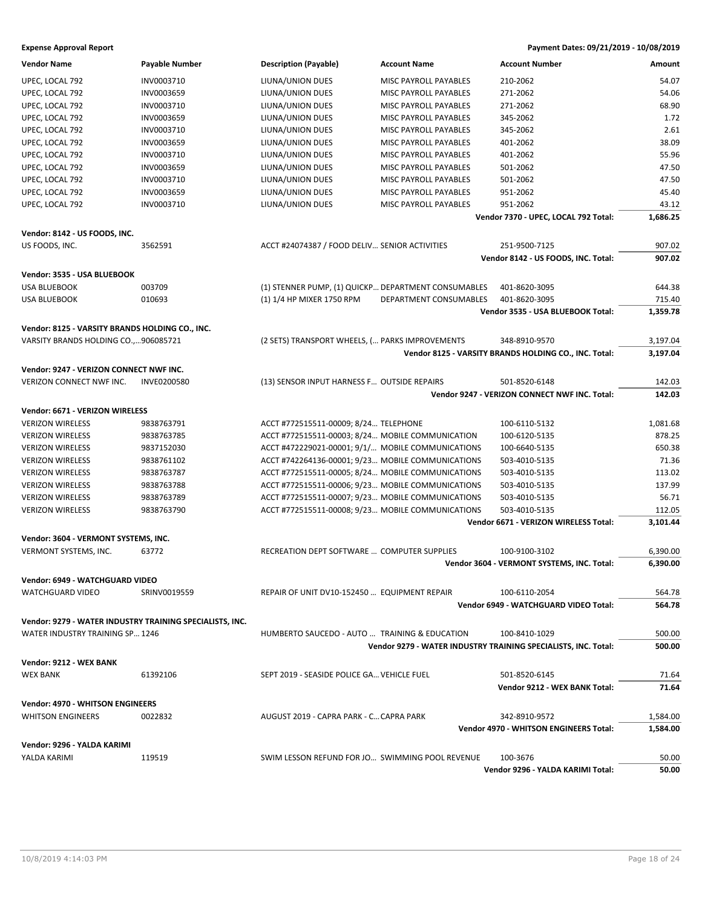**Expense Approval Report** — Payment Dates: 09/21/2019 - 10/08/2019

| Vendor Name | Payable Number | Description (Payable) | Account Name | Account Number | Amount |
|---|---|---|---|---|---|
| UPEC, LOCAL 792 | INV0003710 | LIUNA/UNION DUES | MISC PAYROLL PAYABLES | 210-2062 | 54.07 |
| UPEC, LOCAL 792 | INV0003659 | LIUNA/UNION DUES | MISC PAYROLL PAYABLES | 271-2062 | 54.06 |
| UPEC, LOCAL 792 | INV0003710 | LIUNA/UNION DUES | MISC PAYROLL PAYABLES | 271-2062 | 68.90 |
| UPEC, LOCAL 792 | INV0003659 | LIUNA/UNION DUES | MISC PAYROLL PAYABLES | 345-2062 | 1.72 |
| UPEC, LOCAL 792 | INV0003710 | LIUNA/UNION DUES | MISC PAYROLL PAYABLES | 345-2062 | 2.61 |
| UPEC, LOCAL 792 | INV0003659 | LIUNA/UNION DUES | MISC PAYROLL PAYABLES | 401-2062 | 38.09 |
| UPEC, LOCAL 792 | INV0003710 | LIUNA/UNION DUES | MISC PAYROLL PAYABLES | 401-2062 | 55.96 |
| UPEC, LOCAL 792 | INV0003659 | LIUNA/UNION DUES | MISC PAYROLL PAYABLES | 501-2062 | 47.50 |
| UPEC, LOCAL 792 | INV0003710 | LIUNA/UNION DUES | MISC PAYROLL PAYABLES | 501-2062 | 47.50 |
| UPEC, LOCAL 792 | INV0003659 | LIUNA/UNION DUES | MISC PAYROLL PAYABLES | 951-2062 | 45.40 |
| UPEC, LOCAL 792 | INV0003710 | LIUNA/UNION DUES | MISC PAYROLL PAYABLES | 951-2062 | 43.12 |
| | | | | **Vendor 7370 - UPEC, LOCAL 792 Total:** | **1,686.25** |
| **Vendor: 8142 - US FOODS, INC.** | | | | | |
| US FOODS, INC. | 3562591 | ACCT #24074387 / FOOD DELIV... | SENIOR ACTIVITIES | 251-9500-7125 | 907.02 |
| | | | | **Vendor 8142 - US FOODS, INC. Total:** | **907.02** |
| **Vendor: 3535 - USA BLUEBOOK** | | | | | |
| USA BLUEBOOK | 003709 | (1) STENNER PUMP, (1) QUICKP... | DEPARTMENT CONSUMABLES | 401-8620-3095 | 644.38 |
| USA BLUEBOOK | 010693 | (1) 1/4 HP MIXER 1750 RPM | DEPARTMENT CONSUMABLES | 401-8620-3095 | 715.40 |
| | | | | **Vendor 3535 - USA BLUEBOOK Total:** | **1,359.78** |
| **Vendor: 8125 - VARSITY BRANDS HOLDING CO., INC.** | | | | | |
| VARSITY BRANDS HOLDING CO.,... | 906085721 | (2 SETS) TRANSPORT WHEELS, (... | PARKS IMPROVEMENTS | 348-8910-9570 | 3,197.04 |
| | | | | **Vendor 8125 - VARSITY BRANDS HOLDING CO., INC. Total:** | **3,197.04** |
| **Vendor: 9247 - VERIZON CONNECT NWF INC.** | | | | | |
| VERIZON CONNECT NWF INC. | INVE0200580 | (13) SENSOR INPUT HARNESS F... | OUTSIDE REPAIRS | 501-8520-6148 | 142.03 |
| | | | | **Vendor 9247 - VERIZON CONNECT NWF INC. Total:** | **142.03** |
| **Vendor: 6671 - VERIZON WIRELESS** | | | | | |
| VERIZON WIRELESS | 9838763791 | ACCT #772515511-00009; 8/24... | TELEPHONE | 100-6110-5132 | 1,081.68 |
| VERIZON WIRELESS | 9838763785 | ACCT #772515511-00003; 8/24... | MOBILE COMMUNICATION | 100-6120-5135 | 878.25 |
| VERIZON WIRELESS | 9837152030 | ACCT #472229021-00001; 9/1/... | MOBILE COMMUNICATIONS | 100-6640-5135 | 650.38 |
| VERIZON WIRELESS | 9838761102 | ACCT #742264136-00001; 9/23... | MOBILE COMMUNICATIONS | 503-4010-5135 | 71.36 |
| VERIZON WIRELESS | 9838763787 | ACCT #772515511-00005; 8/24... | MOBILE COMMUNICATIONS | 503-4010-5135 | 113.02 |
| VERIZON WIRELESS | 9838763788 | ACCT #772515511-00006; 9/23... | MOBILE COMMUNICATIONS | 503-4010-5135 | 137.99 |
| VERIZON WIRELESS | 9838763789 | ACCT #772515511-00007; 9/23... | MOBILE COMMUNICATIONS | 503-4010-5135 | 56.71 |
| VERIZON WIRELESS | 9838763790 | ACCT #772515511-00008; 9/23... | MOBILE COMMUNICATIONS | 503-4010-5135 | 112.05 |
| | | | | **Vendor 6671 - VERIZON WIRELESS Total:** | **3,101.44** |
| **Vendor: 3604 - VERMONT SYSTEMS, INC.** | | | | | |
| VERMONT SYSTEMS, INC. | 63772 | RECREATION DEPT SOFTWARE ... | COMPUTER SUPPLIES | 100-9100-3102 | 6,390.00 |
| | | | | **Vendor 3604 - VERMONT SYSTEMS, INC. Total:** | **6,390.00** |
| **Vendor: 6949 - WATCHGUARD VIDEO** | | | | | |
| WATCHGUARD VIDEO | SRINV0019559 | REPAIR OF UNIT DV10-152450 ... | EQUIPMENT REPAIR | 100-6110-2054 | 564.78 |
| | | | | **Vendor 6949 - WATCHGUARD VIDEO Total:** | **564.78** |
| **Vendor: 9279 - WATER INDUSTRY TRAINING SPECIALISTS, INC.** | | | | | |
| WATER INDUSTRY TRAINING SP... | 1246 | HUMBERTO SAUCEDO - AUTO ... | TRAINING & EDUCATION | 100-8410-1029 | 500.00 |
| | | | | **Vendor 9279 - WATER INDUSTRY TRAINING SPECIALISTS, INC. Total:** | **500.00** |
| **Vendor: 9212 - WEX BANK** | | | | | |
| WEX BANK | 61392106 | SEPT 2019 - SEASIDE POLICE GA... | VEHICLE FUEL | 501-8520-6145 | 71.64 |
| | | | | **Vendor 9212 - WEX BANK Total:** | **71.64** |
| **Vendor: 4970 - WHITSON ENGINEERS** | | | | | |
| WHITSON ENGINEERS | 0022832 | AUGUST 2019 - CAPRA PARK - C... | CAPRA PARK | 342-8910-9572 | 1,584.00 |
| | | | | **Vendor 4970 - WHITSON ENGINEERS Total:** | **1,584.00** |
| **Vendor: 9296 - YALDA KARIMI** | | | | | |
| YALDA KARIMI | 119519 | SWIM LESSON REFUND FOR JO... | SWIMMING POOL REVENUE | 100-3676 | 50.00 |
| | | | | **Vendor 9296 - YALDA KARIMI Total:** | **50.00** |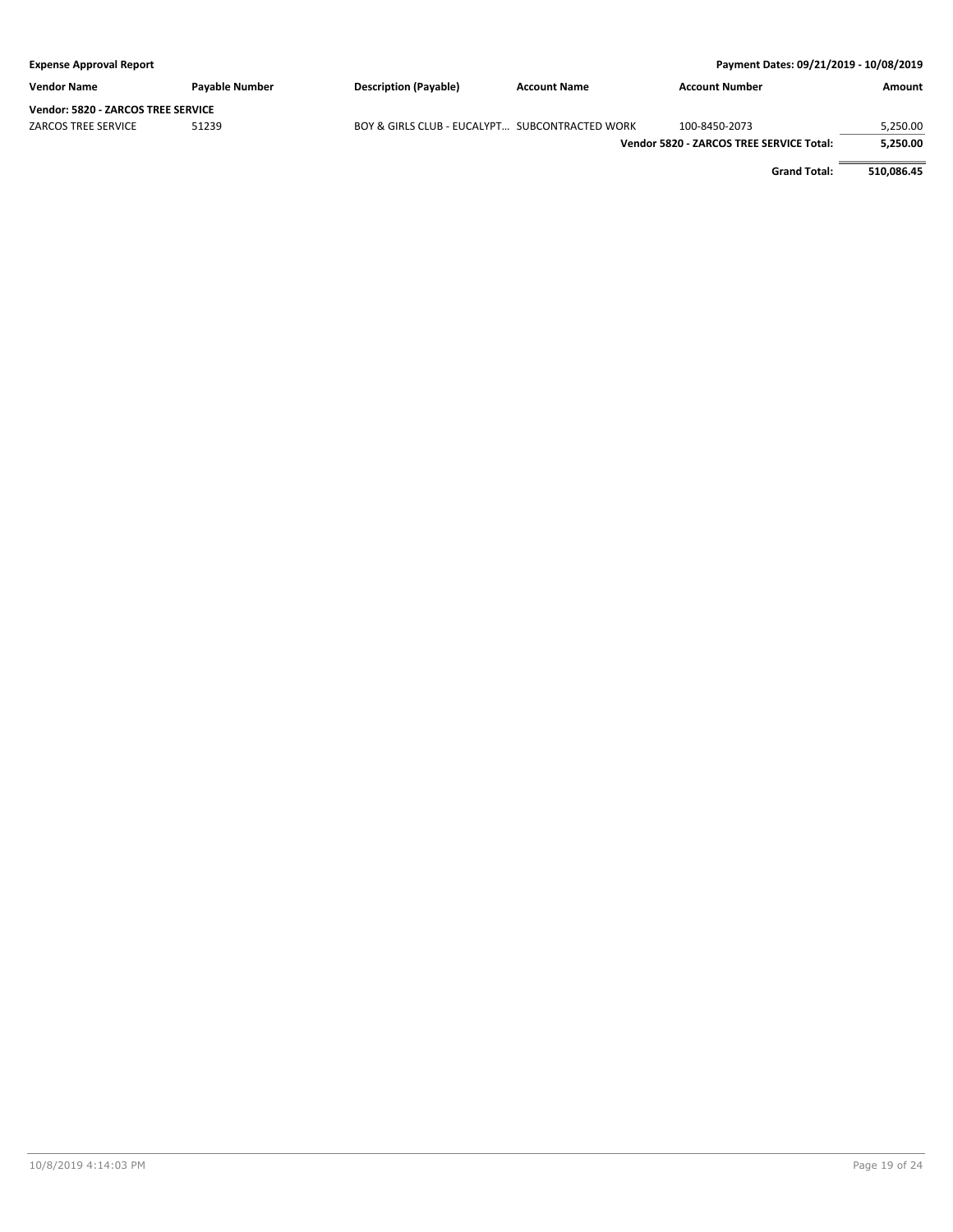| Vendor Name | Payable Number | Description (Payable) | Account Name | Account Number | Amount |
|---|---|---|---|---|---|
| **Vendor: 5820 - ZARCOS TREE SERVICE** | | | | | |
| ZARCOS TREE SERVICE | 51239 | BOY & GIRLS CLUB - EUCALYPT... | SUBCONTRACTED WORK | 100-8450-2073 | 5,250.00 |
| | | | | **Vendor 5820 - ZARCOS TREE SERVICE Total:** | **5,250.00** |
| | | | | **Grand Total:** | **510,086.45** |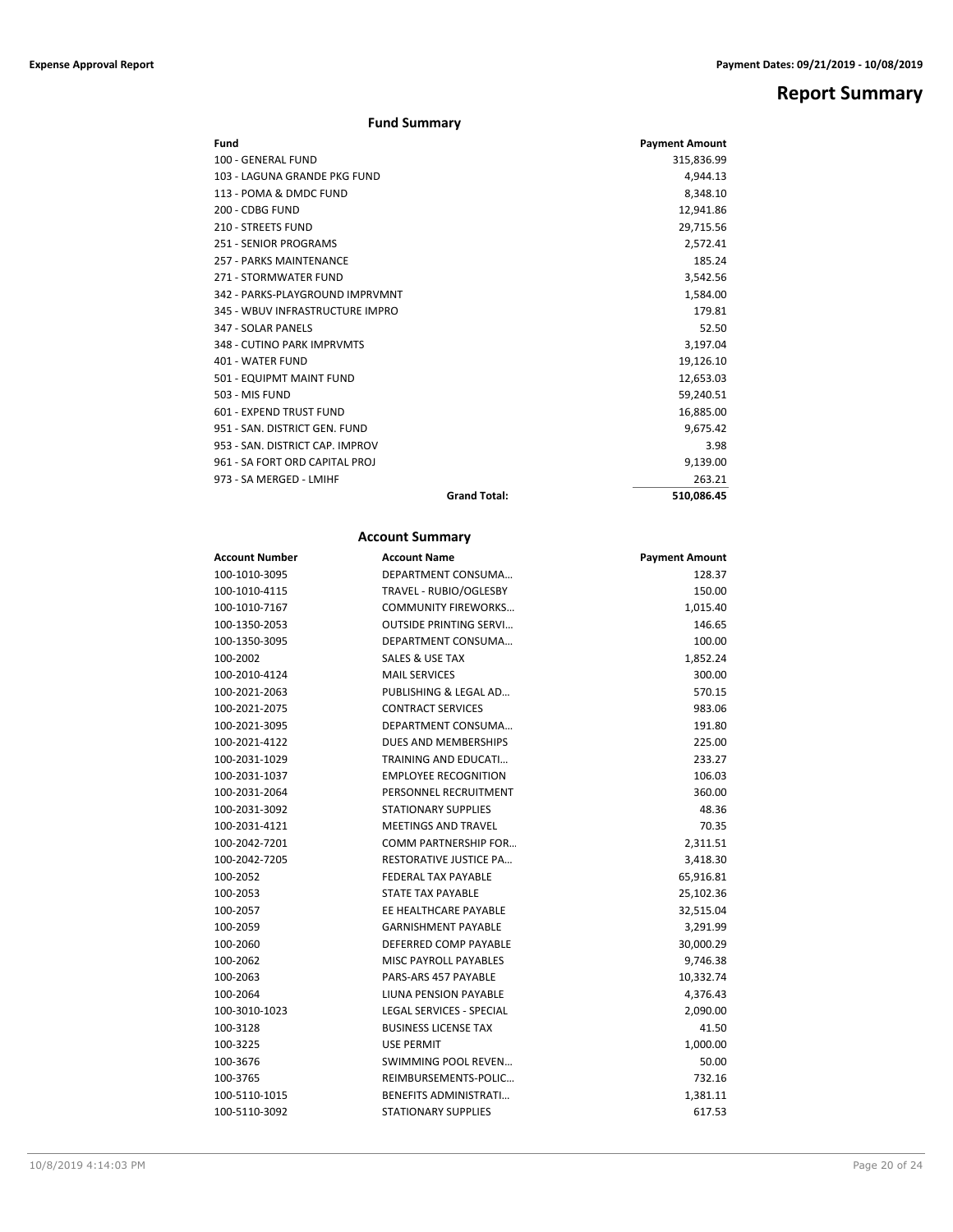# Report Summary

## Fund Summary

| Fund | Payment Amount |
|---|---|
| 100 - GENERAL FUND | 315,836.99 |
| 103 - LAGUNA GRANDE PKG FUND | 4,944.13 |
| 113 - POMA & DMDC FUND | 8,348.10 |
| 200 - CDBG FUND | 12,941.86 |
| 210 - STREETS FUND | 29,715.56 |
| 251 - SENIOR PROGRAMS | 2,572.41 |
| 257 - PARKS MAINTENANCE | 185.24 |
| 271 - STORMWATER FUND | 3,542.56 |
| 342 - PARKS-PLAYGROUND IMPRVMNT | 1,584.00 |
| 345 - WBUV INFRASTRUCTURE IMPRO | 179.81 |
| 347 - SOLAR PANELS | 52.50 |
| 348 - CUTINO PARK IMPRVMTS | 3,197.04 |
| 401 - WATER FUND | 19,126.10 |
| 501 - EQUIPMT MAINT FUND | 12,653.03 |
| 503 - MIS FUND | 59,240.51 |
| 601 - EXPEND TRUST FUND | 16,885.00 |
| 951 - SAN. DISTRICT GEN. FUND | 9,675.42 |
| 953 - SAN. DISTRICT CAP. IMPROV | 3.98 |
| 961 - SA FORT ORD CAPITAL PROJ | 9,139.00 |
| 973 - SA MERGED - LMIHF | 263.21 |
| **Grand Total:** | **510,086.45** |

## Account Summary

| Account Number | Account Name | Payment Amount |
|---|---|---|
| 100-1010-3095 | DEPARTMENT CONSUMA… | 128.37 |
| 100-1010-4115 | TRAVEL - RUBIO/OGLESBY | 150.00 |
| 100-1010-7167 | COMMUNITY FIREWORKS… | 1,015.40 |
| 100-1350-2053 | OUTSIDE PRINTING SERVI… | 146.65 |
| 100-1350-3095 | DEPARTMENT CONSUMA… | 100.00 |
| 100-2002 | SALES & USE TAX | 1,852.24 |
| 100-2010-4124 | MAIL SERVICES | 300.00 |
| 100-2021-2063 | PUBLISHING & LEGAL AD… | 570.15 |
| 100-2021-2075 | CONTRACT SERVICES | 983.06 |
| 100-2021-3095 | DEPARTMENT CONSUMA… | 191.80 |
| 100-2021-4122 | DUES AND MEMBERSHIPS | 225.00 |
| 100-2031-1029 | TRAINING AND EDUCATI… | 233.27 |
| 100-2031-1037 | EMPLOYEE RECOGNITION | 106.03 |
| 100-2031-2064 | PERSONNEL RECRUITMENT | 360.00 |
| 100-2031-3092 | STATIONARY SUPPLIES | 48.36 |
| 100-2031-4121 | MEETINGS AND TRAVEL | 70.35 |
| 100-2042-7201 | COMM PARTNERSHIP FOR… | 2,311.51 |
| 100-2042-7205 | RESTORATIVE JUSTICE PA… | 3,418.30 |
| 100-2052 | FEDERAL TAX PAYABLE | 65,916.81 |
| 100-2053 | STATE TAX PAYABLE | 25,102.36 |
| 100-2057 | EE HEALTHCARE PAYABLE | 32,515.04 |
| 100-2059 | GARNISHMENT PAYABLE | 3,291.99 |
| 100-2060 | DEFERRED COMP PAYABLE | 30,000.29 |
| 100-2062 | MISC PAYROLL PAYABLES | 9,746.38 |
| 100-2063 | PARS-ARS 457 PAYABLE | 10,332.74 |
| 100-2064 | LIUNA PENSION PAYABLE | 4,376.43 |
| 100-3010-1023 | LEGAL SERVICES - SPECIAL | 2,090.00 |
| 100-3128 | BUSINESS LICENSE TAX | 41.50 |
| 100-3225 | USE PERMIT | 1,000.00 |
| 100-3676 | SWIMMING POOL REVEN… | 50.00 |
| 100-3765 | REIMBURSEMENTS-POLIC… | 732.16 |
| 100-5110-1015 | BENEFITS ADMINISTRATI… | 1,381.11 |
| 100-5110-3092 | STATIONARY SUPPLIES | 617.53 |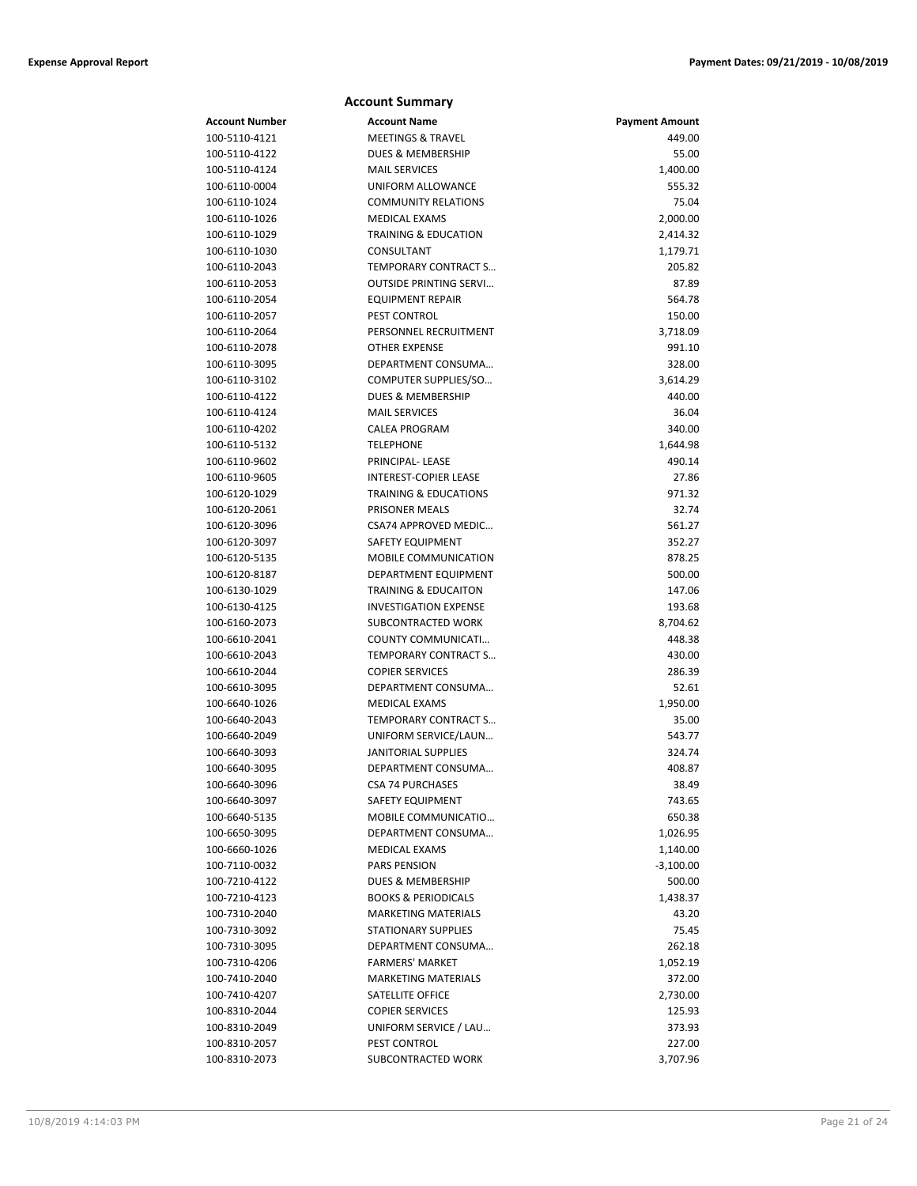## Account Summary

| Account Number | Account Name | Payment Amount |
|---|---|---|
| 100-5110-4121 | MEETINGS & TRAVEL | 449.00 |
| 100-5110-4122 | DUES & MEMBERSHIP | 55.00 |
| 100-5110-4124 | MAIL SERVICES | 1,400.00 |
| 100-6110-0004 | UNIFORM ALLOWANCE | 555.32 |
| 100-6110-1024 | COMMUNITY RELATIONS | 75.04 |
| 100-6110-1026 | MEDICAL EXAMS | 2,000.00 |
| 100-6110-1029 | TRAINING & EDUCATION | 2,414.32 |
| 100-6110-1030 | CONSULTANT | 1,179.71 |
| 100-6110-2043 | TEMPORARY CONTRACT S… | 205.82 |
| 100-6110-2053 | OUTSIDE PRINTING SERVI… | 87.89 |
| 100-6110-2054 | EQUIPMENT REPAIR | 564.78 |
| 100-6110-2057 | PEST CONTROL | 150.00 |
| 100-6110-2064 | PERSONNEL RECRUITMENT | 3,718.09 |
| 100-6110-2078 | OTHER EXPENSE | 991.10 |
| 100-6110-3095 | DEPARTMENT CONSUMA… | 328.00 |
| 100-6110-3102 | COMPUTER SUPPLIES/SO… | 3,614.29 |
| 100-6110-4122 | DUES & MEMBERSHIP | 440.00 |
| 100-6110-4124 | MAIL SERVICES | 36.04 |
| 100-6110-4202 | CALEA PROGRAM | 340.00 |
| 100-6110-5132 | TELEPHONE | 1,644.98 |
| 100-6110-9602 | PRINCIPAL- LEASE | 490.14 |
| 100-6110-9605 | INTEREST-COPIER LEASE | 27.86 |
| 100-6120-1029 | TRAINING & EDUCATIONS | 971.32 |
| 100-6120-2061 | PRISONER MEALS | 32.74 |
| 100-6120-3096 | CSA74 APPROVED MEDIC… | 561.27 |
| 100-6120-3097 | SAFETY EQUIPMENT | 352.27 |
| 100-6120-5135 | MOBILE COMMUNICATION | 878.25 |
| 100-6120-8187 | DEPARTMENT EQUIPMENT | 500.00 |
| 100-6130-1029 | TRAINING & EDUCAITON | 147.06 |
| 100-6130-4125 | INVESTIGATION EXPENSE | 193.68 |
| 100-6160-2073 | SUBCONTRACTED WORK | 8,704.62 |
| 100-6610-2041 | COUNTY COMMUNICATI… | 448.38 |
| 100-6610-2043 | TEMPORARY CONTRACT S… | 430.00 |
| 100-6610-2044 | COPIER SERVICES | 286.39 |
| 100-6610-3095 | DEPARTMENT CONSUMA… | 52.61 |
| 100-6640-1026 | MEDICAL EXAMS | 1,950.00 |
| 100-6640-2043 | TEMPORARY CONTRACT S… | 35.00 |
| 100-6640-2049 | UNIFORM SERVICE/LAUN… | 543.77 |
| 100-6640-3093 | JANITORIAL SUPPLIES | 324.74 |
| 100-6640-3095 | DEPARTMENT CONSUMA… | 408.87 |
| 100-6640-3096 | CSA 74 PURCHASES | 38.49 |
| 100-6640-3097 | SAFETY EQUIPMENT | 743.65 |
| 100-6640-5135 | MOBILE COMMUNICATIO… | 650.38 |
| 100-6650-3095 | DEPARTMENT CONSUMA… | 1,026.95 |
| 100-6660-1026 | MEDICAL EXAMS | 1,140.00 |
| 100-7110-0032 | PARS PENSION | -3,100.00 |
| 100-7210-4122 | DUES & MEMBERSHIP | 500.00 |
| 100-7210-4123 | BOOKS & PERIODICALS | 1,438.37 |
| 100-7310-2040 | MARKETING MATERIALS | 43.20 |
| 100-7310-3092 | STATIONARY SUPPLIES | 75.45 |
| 100-7310-3095 | DEPARTMENT CONSUMA… | 262.18 |
| 100-7310-4206 | FARMERS' MARKET | 1,052.19 |
| 100-7410-2040 | MARKETING MATERIALS | 372.00 |
| 100-7410-4207 | SATELLITE OFFICE | 2,730.00 |
| 100-8310-2044 | COPIER SERVICES | 125.93 |
| 100-8310-2049 | UNIFORM SERVICE / LAU… | 373.93 |
| 100-8310-2057 | PEST CONTROL | 227.00 |
| 100-8310-2073 | SUBCONTRACTED WORK | 3,707.96 |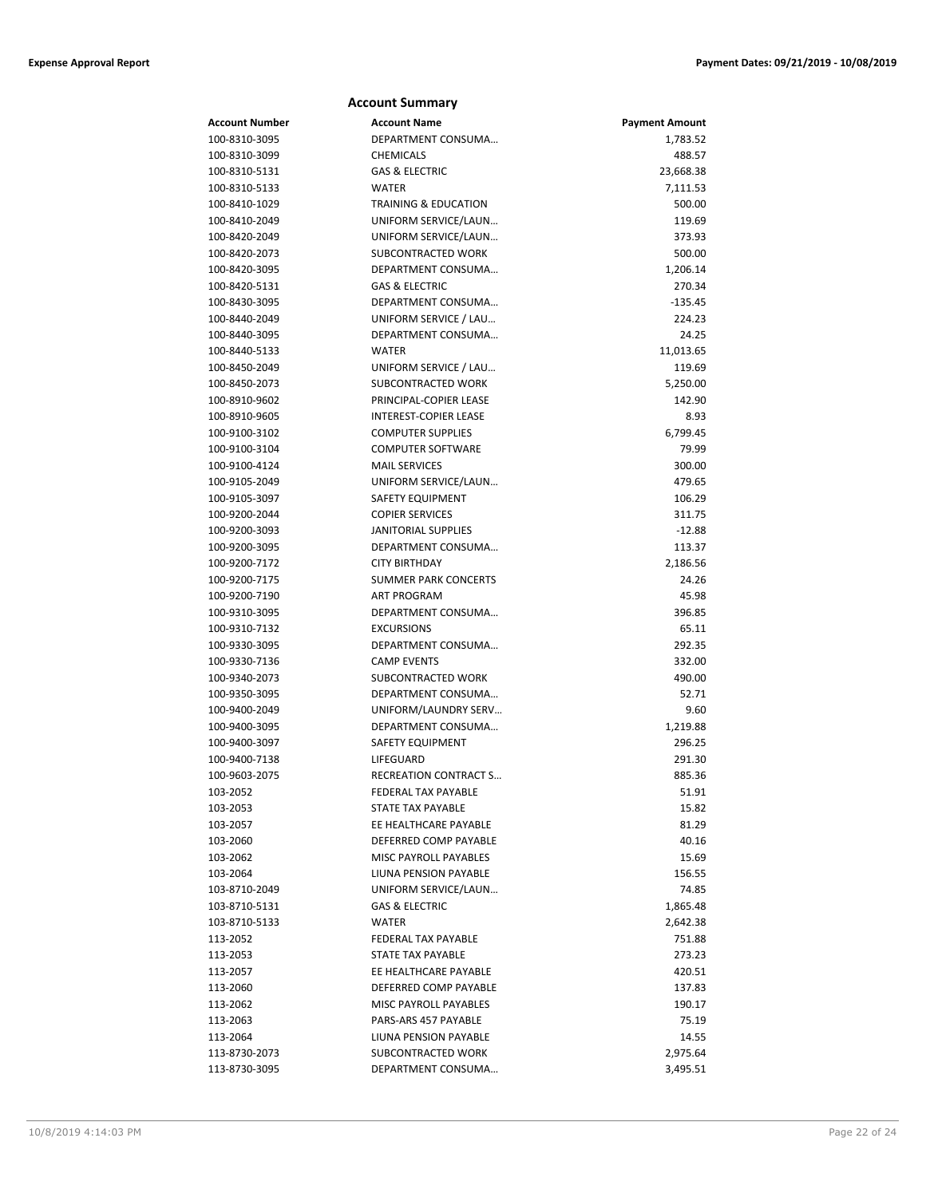## Account Summary

| Account Number | Account Name | Payment Amount |
|---|---|---|
| 100-8310-3095 | DEPARTMENT CONSUMA… | 1,783.52 |
| 100-8310-3099 | CHEMICALS | 488.57 |
| 100-8310-5131 | GAS & ELECTRIC | 23,668.38 |
| 100-8310-5133 | WATER | 7,111.53 |
| 100-8410-1029 | TRAINING & EDUCATION | 500.00 |
| 100-8410-2049 | UNIFORM SERVICE/LAUN… | 119.69 |
| 100-8420-2049 | UNIFORM SERVICE/LAUN… | 373.93 |
| 100-8420-2073 | SUBCONTRACTED WORK | 500.00 |
| 100-8420-3095 | DEPARTMENT CONSUMA… | 1,206.14 |
| 100-8420-5131 | GAS & ELECTRIC | 270.34 |
| 100-8430-3095 | DEPARTMENT CONSUMA… | -135.45 |
| 100-8440-2049 | UNIFORM SERVICE / LAU… | 224.23 |
| 100-8440-3095 | DEPARTMENT CONSUMA… | 24.25 |
| 100-8440-5133 | WATER | 11,013.65 |
| 100-8450-2049 | UNIFORM SERVICE / LAU… | 119.69 |
| 100-8450-2073 | SUBCONTRACTED WORK | 5,250.00 |
| 100-8910-9602 | PRINCIPAL-COPIER LEASE | 142.90 |
| 100-8910-9605 | INTEREST-COPIER LEASE | 8.93 |
| 100-9100-3102 | COMPUTER SUPPLIES | 6,799.45 |
| 100-9100-3104 | COMPUTER SOFTWARE | 79.99 |
| 100-9100-4124 | MAIL SERVICES | 300.00 |
| 100-9105-2049 | UNIFORM SERVICE/LAUN… | 479.65 |
| 100-9105-3097 | SAFETY EQUIPMENT | 106.29 |
| 100-9200-2044 | COPIER SERVICES | 311.75 |
| 100-9200-3093 | JANITORIAL SUPPLIES | -12.88 |
| 100-9200-3095 | DEPARTMENT CONSUMA… | 113.37 |
| 100-9200-7172 | CITY BIRTHDAY | 2,186.56 |
| 100-9200-7175 | SUMMER PARK CONCERTS | 24.26 |
| 100-9200-7190 | ART PROGRAM | 45.98 |
| 100-9310-3095 | DEPARTMENT CONSUMA… | 396.85 |
| 100-9310-7132 | EXCURSIONS | 65.11 |
| 100-9330-3095 | DEPARTMENT CONSUMA… | 292.35 |
| 100-9330-7136 | CAMP EVENTS | 332.00 |
| 100-9340-2073 | SUBCONTRACTED WORK | 490.00 |
| 100-9350-3095 | DEPARTMENT CONSUMA… | 52.71 |
| 100-9400-2049 | UNIFORM/LAUNDRY SERV… | 9.60 |
| 100-9400-3095 | DEPARTMENT CONSUMA… | 1,219.88 |
| 100-9400-3097 | SAFETY EQUIPMENT | 296.25 |
| 100-9400-7138 | LIFEGUARD | 291.30 |
| 100-9603-2075 | RECREATION CONTRACT S… | 885.36 |
| 103-2052 | FEDERAL TAX PAYABLE | 51.91 |
| 103-2053 | STATE TAX PAYABLE | 15.82 |
| 103-2057 | EE HEALTHCARE PAYABLE | 81.29 |
| 103-2060 | DEFERRED COMP PAYABLE | 40.16 |
| 103-2062 | MISC PAYROLL PAYABLES | 15.69 |
| 103-2064 | LIUNA PENSION PAYABLE | 156.55 |
| 103-8710-2049 | UNIFORM SERVICE/LAUN… | 74.85 |
| 103-8710-5131 | GAS & ELECTRIC | 1,865.48 |
| 103-8710-5133 | WATER | 2,642.38 |
| 113-2052 | FEDERAL TAX PAYABLE | 751.88 |
| 113-2053 | STATE TAX PAYABLE | 273.23 |
| 113-2057 | EE HEALTHCARE PAYABLE | 420.51 |
| 113-2060 | DEFERRED COMP PAYABLE | 137.83 |
| 113-2062 | MISC PAYROLL PAYABLES | 190.17 |
| 113-2063 | PARS-ARS 457 PAYABLE | 75.19 |
| 113-2064 | LIUNA PENSION PAYABLE | 14.55 |
| 113-8730-2073 | SUBCONTRACTED WORK | 2,975.64 |
| 113-8730-3095 | DEPARTMENT CONSUMA… | 3,495.51 |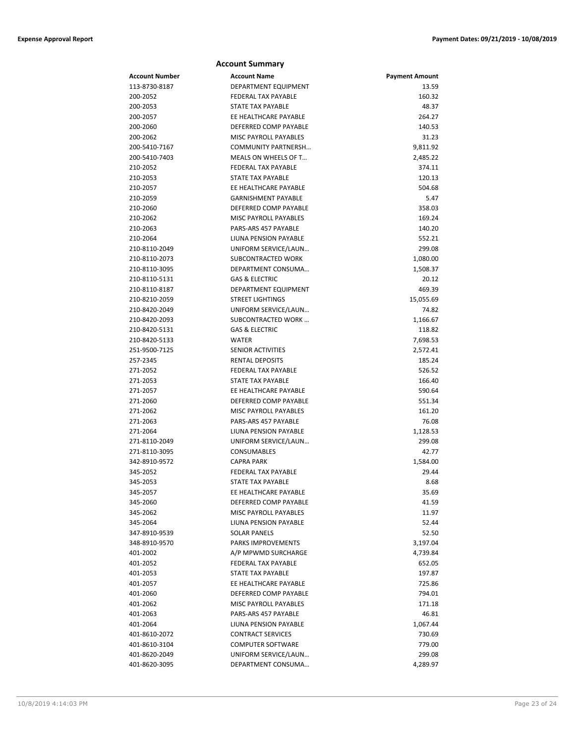## Account Summary

| Account Number | Account Name | Payment Amount |
|---|---|---|
| 113-8730-8187 | DEPARTMENT EQUIPMENT | 13.59 |
| 200-2052 | FEDERAL TAX PAYABLE | 160.32 |
| 200-2053 | STATE TAX PAYABLE | 48.37 |
| 200-2057 | EE HEALTHCARE PAYABLE | 264.27 |
| 200-2060 | DEFERRED COMP PAYABLE | 140.53 |
| 200-2062 | MISC PAYROLL PAYABLES | 31.23 |
| 200-5410-7167 | COMMUNITY PARTNERSH… | 9,811.92 |
| 200-5410-7403 | MEALS ON WHEELS OF T… | 2,485.22 |
| 210-2052 | FEDERAL TAX PAYABLE | 374.11 |
| 210-2053 | STATE TAX PAYABLE | 120.13 |
| 210-2057 | EE HEALTHCARE PAYABLE | 504.68 |
| 210-2059 | GARNISHMENT PAYABLE | 5.47 |
| 210-2060 | DEFERRED COMP PAYABLE | 358.03 |
| 210-2062 | MISC PAYROLL PAYABLES | 169.24 |
| 210-2063 | PARS-ARS 457 PAYABLE | 140.20 |
| 210-2064 | LIUNA PENSION PAYABLE | 552.21 |
| 210-8110-2049 | UNIFORM SERVICE/LAUN… | 299.08 |
| 210-8110-2073 | SUBCONTRACTED WORK | 1,080.00 |
| 210-8110-3095 | DEPARTMENT CONSUMA… | 1,508.37 |
| 210-8110-5131 | GAS & ELECTRIC | 20.12 |
| 210-8110-8187 | DEPARTMENT EQUIPMENT | 469.39 |
| 210-8210-2059 | STREET LIGHTINGS | 15,055.69 |
| 210-8420-2049 | UNIFORM SERVICE/LAUN… | 74.82 |
| 210-8420-2093 | SUBCONTRACTED WORK … | 1,166.67 |
| 210-8420-5131 | GAS & ELECTRIC | 118.82 |
| 210-8420-5133 | WATER | 7,698.53 |
| 251-9500-7125 | SENIOR ACTIVITIES | 2,572.41 |
| 257-2345 | RENTAL DEPOSITS | 185.24 |
| 271-2052 | FEDERAL TAX PAYABLE | 526.52 |
| 271-2053 | STATE TAX PAYABLE | 166.40 |
| 271-2057 | EE HEALTHCARE PAYABLE | 590.64 |
| 271-2060 | DEFERRED COMP PAYABLE | 551.34 |
| 271-2062 | MISC PAYROLL PAYABLES | 161.20 |
| 271-2063 | PARS-ARS 457 PAYABLE | 76.08 |
| 271-2064 | LIUNA PENSION PAYABLE | 1,128.53 |
| 271-8110-2049 | UNIFORM SERVICE/LAUN… | 299.08 |
| 271-8110-3095 | CONSUMABLES | 42.77 |
| 342-8910-9572 | CAPRA PARK | 1,584.00 |
| 345-2052 | FEDERAL TAX PAYABLE | 29.44 |
| 345-2053 | STATE TAX PAYABLE | 8.68 |
| 345-2057 | EE HEALTHCARE PAYABLE | 35.69 |
| 345-2060 | DEFERRED COMP PAYABLE | 41.59 |
| 345-2062 | MISC PAYROLL PAYABLES | 11.97 |
| 345-2064 | LIUNA PENSION PAYABLE | 52.44 |
| 347-8910-9539 | SOLAR PANELS | 52.50 |
| 348-8910-9570 | PARKS IMPROVEMENTS | 3,197.04 |
| 401-2002 | A/P MPWMD SURCHARGE | 4,739.84 |
| 401-2052 | FEDERAL TAX PAYABLE | 652.05 |
| 401-2053 | STATE TAX PAYABLE | 197.87 |
| 401-2057 | EE HEALTHCARE PAYABLE | 725.86 |
| 401-2060 | DEFERRED COMP PAYABLE | 794.01 |
| 401-2062 | MISC PAYROLL PAYABLES | 171.18 |
| 401-2063 | PARS-ARS 457 PAYABLE | 46.81 |
| 401-2064 | LIUNA PENSION PAYABLE | 1,067.44 |
| 401-8610-2072 | CONTRACT SERVICES | 730.69 |
| 401-8610-3104 | COMPUTER SOFTWARE | 779.00 |
| 401-8620-2049 | UNIFORM SERVICE/LAUN… | 299.08 |
| 401-8620-3095 | DEPARTMENT CONSUMA… | 4,289.97 |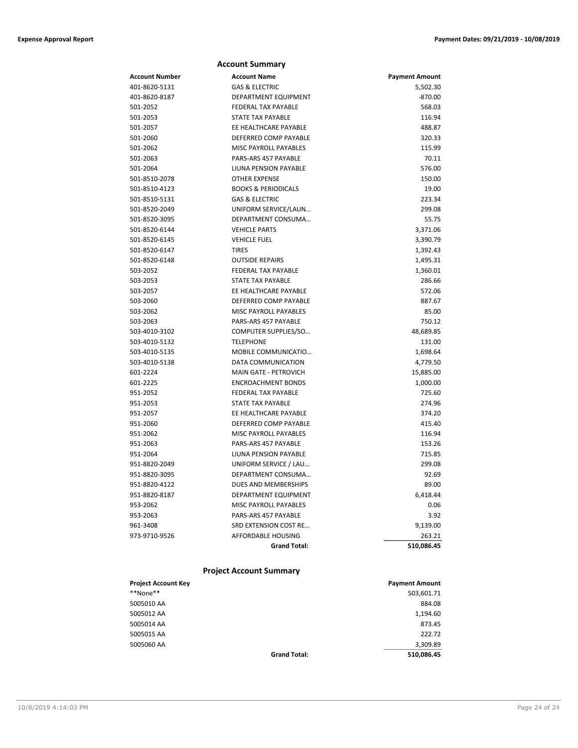## Account Summary

| Account Number | Account Name | Payment Amount |
|---|---|---|
| 401-8620-5131 | GAS & ELECTRIC | 5,502.30 |
| 401-8620-8187 | DEPARTMENT EQUIPMENT | -870.00 |
| 501-2052 | FEDERAL TAX PAYABLE | 568.03 |
| 501-2053 | STATE TAX PAYABLE | 116.94 |
| 501-2057 | EE HEALTHCARE PAYABLE | 488.87 |
| 501-2060 | DEFERRED COMP PAYABLE | 320.33 |
| 501-2062 | MISC PAYROLL PAYABLES | 115.99 |
| 501-2063 | PARS-ARS 457 PAYABLE | 70.11 |
| 501-2064 | LIUNA PENSION PAYABLE | 576.00 |
| 501-8510-2078 | OTHER EXPENSE | 150.00 |
| 501-8510-4123 | BOOKS & PERIODICALS | 19.00 |
| 501-8510-5131 | GAS & ELECTRIC | 223.34 |
| 501-8520-2049 | UNIFORM SERVICE/LAUN… | 299.08 |
| 501-8520-3095 | DEPARTMENT CONSUMA… | 55.75 |
| 501-8520-6144 | VEHICLE PARTS | 3,371.06 |
| 501-8520-6145 | VEHICLE FUEL | 3,390.79 |
| 501-8520-6147 | TIRES | 1,392.43 |
| 501-8520-6148 | OUTSIDE REPAIRS | 1,495.31 |
| 503-2052 | FEDERAL TAX PAYABLE | 1,360.01 |
| 503-2053 | STATE TAX PAYABLE | 286.66 |
| 503-2057 | EE HEALTHCARE PAYABLE | 572.06 |
| 503-2060 | DEFERRED COMP PAYABLE | 887.67 |
| 503-2062 | MISC PAYROLL PAYABLES | 85.00 |
| 503-2063 | PARS-ARS 457 PAYABLE | 750.12 |
| 503-4010-3102 | COMPUTER SUPPLIES/SO… | 48,689.85 |
| 503-4010-5132 | TELEPHONE | 131.00 |
| 503-4010-5135 | MOBILE COMMUNICATIO… | 1,698.64 |
| 503-4010-5138 | DATA COMMUNICATION | 4,779.50 |
| 601-2224 | MAIN GATE - PETROVICH | 15,885.00 |
| 601-2225 | ENCROACHMENT BONDS | 1,000.00 |
| 951-2052 | FEDERAL TAX PAYABLE | 725.60 |
| 951-2053 | STATE TAX PAYABLE | 274.96 |
| 951-2057 | EE HEALTHCARE PAYABLE | 374.20 |
| 951-2060 | DEFERRED COMP PAYABLE | 415.40 |
| 951-2062 | MISC PAYROLL PAYABLES | 116.94 |
| 951-2063 | PARS-ARS 457 PAYABLE | 153.26 |
| 951-2064 | LIUNA PENSION PAYABLE | 715.85 |
| 951-8820-2049 | UNIFORM SERVICE / LAU… | 299.08 |
| 951-8820-3095 | DEPARTMENT CONSUMA… | 92.69 |
| 951-8820-4122 | DUES AND MEMBERSHIPS | 89.00 |
| 951-8820-8187 | DEPARTMENT EQUIPMENT | 6,418.44 |
| 953-2062 | MISC PAYROLL PAYABLES | 0.06 |
| 953-2063 | PARS-ARS 457 PAYABLE | 3.92 |
| 961-3408 | SRD EXTENSION COST RE… | 9,139.00 |
| 973-9710-9526 | AFFORDABLE HOUSING | 263.21 |
| | **Grand Total:** | **510,086.45** |

## Project Account Summary

| Project Account Key | | Payment Amount |
|---|---|---|
| **None** | | 503,601.71 |
| 5005010 AA | | 884.08 |
| 5005012 AA | | 1,194.60 |
| 5005014 AA | | 873.45 |
| 5005015 AA | | 222.72 |
| 5005060 AA | | 3,309.89 |
| | **Grand Total:** | **510,086.45** |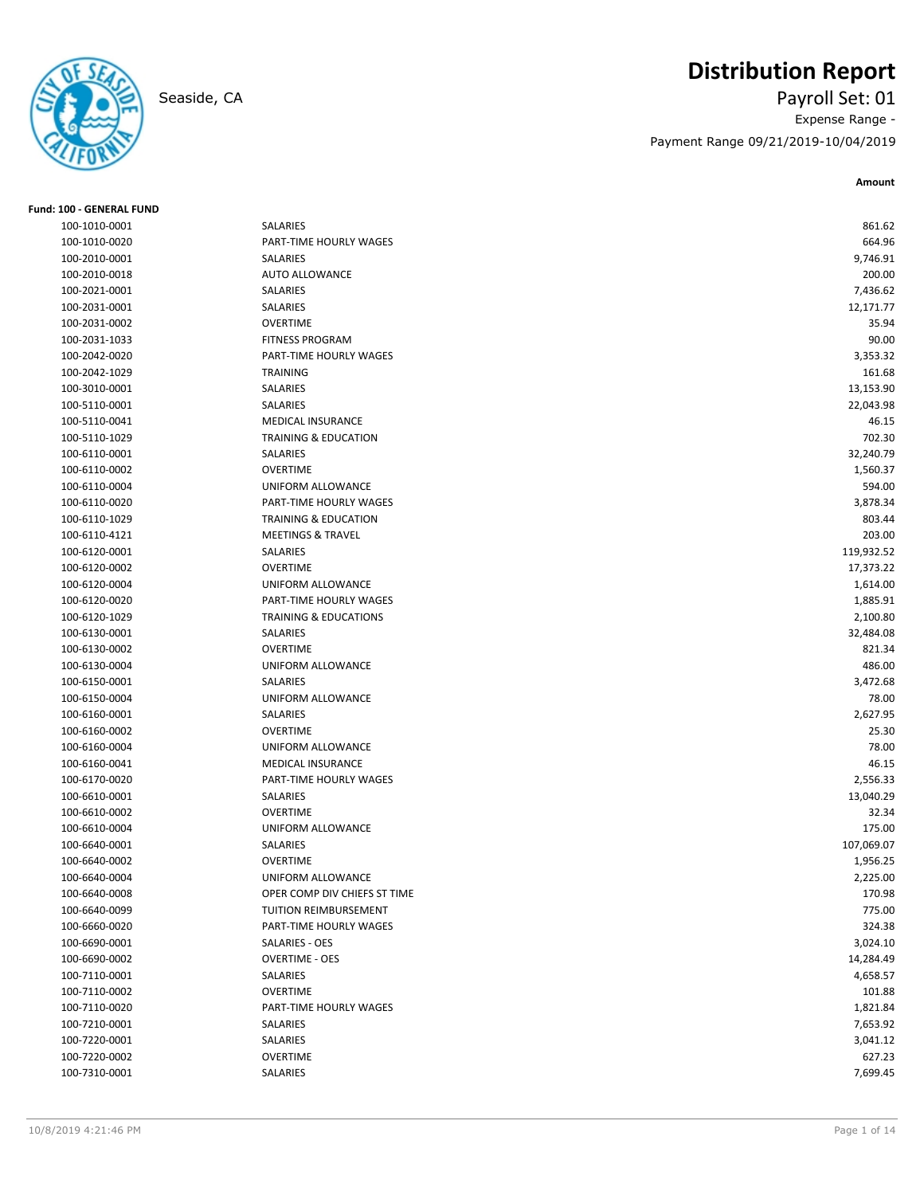# Distribution Report

Seaside, CA

Payroll Set: 01

Expense Range -

Payment Range 09/21/2019-10/04/2019

**Fund: 100 - GENERAL FUND**

| Account | Description | Amount |
|---|---|---|
| 100-1010-0001 | SALARIES | 861.62 |
| 100-1010-0020 | PART-TIME HOURLY WAGES | 664.96 |
| 100-2010-0001 | SALARIES | 9,746.91 |
| 100-2010-0018 | AUTO ALLOWANCE | 200.00 |
| 100-2021-0001 | SALARIES | 7,436.62 |
| 100-2031-0001 | SALARIES | 12,171.77 |
| 100-2031-0002 | OVERTIME | 35.94 |
| 100-2031-1033 | FITNESS PROGRAM | 90.00 |
| 100-2042-0020 | PART-TIME HOURLY WAGES | 3,353.32 |
| 100-2042-1029 | TRAINING | 161.68 |
| 100-3010-0001 | SALARIES | 13,153.90 |
| 100-5110-0001 | SALARIES | 22,043.98 |
| 100-5110-0041 | MEDICAL INSURANCE | 46.15 |
| 100-5110-1029 | TRAINING & EDUCATION | 702.30 |
| 100-6110-0001 | SALARIES | 32,240.79 |
| 100-6110-0002 | OVERTIME | 1,560.37 |
| 100-6110-0004 | UNIFORM ALLOWANCE | 594.00 |
| 100-6110-0020 | PART-TIME HOURLY WAGES | 3,878.34 |
| 100-6110-1029 | TRAINING & EDUCATION | 803.44 |
| 100-6110-4121 | MEETINGS & TRAVEL | 203.00 |
| 100-6120-0001 | SALARIES | 119,932.52 |
| 100-6120-0002 | OVERTIME | 17,373.22 |
| 100-6120-0004 | UNIFORM ALLOWANCE | 1,614.00 |
| 100-6120-0020 | PART-TIME HOURLY WAGES | 1,885.91 |
| 100-6120-1029 | TRAINING & EDUCATIONS | 2,100.80 |
| 100-6130-0001 | SALARIES | 32,484.08 |
| 100-6130-0002 | OVERTIME | 821.34 |
| 100-6130-0004 | UNIFORM ALLOWANCE | 486.00 |
| 100-6150-0001 | SALARIES | 3,472.68 |
| 100-6150-0004 | UNIFORM ALLOWANCE | 78.00 |
| 100-6160-0001 | SALARIES | 2,627.95 |
| 100-6160-0002 | OVERTIME | 25.30 |
| 100-6160-0004 | UNIFORM ALLOWANCE | 78.00 |
| 100-6160-0041 | MEDICAL INSURANCE | 46.15 |
| 100-6170-0020 | PART-TIME HOURLY WAGES | 2,556.33 |
| 100-6610-0001 | SALARIES | 13,040.29 |
| 100-6610-0002 | OVERTIME | 32.34 |
| 100-6610-0004 | UNIFORM ALLOWANCE | 175.00 |
| 100-6640-0001 | SALARIES | 107,069.07 |
| 100-6640-0002 | OVERTIME | 1,956.25 |
| 100-6640-0004 | UNIFORM ALLOWANCE | 2,225.00 |
| 100-6640-0008 | OPER COMP DIV CHIEFS ST TIME | 170.98 |
| 100-6640-0099 | TUITION REIMBURSEMENT | 775.00 |
| 100-6660-0020 | PART-TIME HOURLY WAGES | 324.38 |
| 100-6690-0001 | SALARIES - OES | 3,024.10 |
| 100-6690-0002 | OVERTIME - OES | 14,284.49 |
| 100-7110-0001 | SALARIES | 4,658.57 |
| 100-7110-0002 | OVERTIME | 101.88 |
| 100-7110-0020 | PART-TIME HOURLY WAGES | 1,821.84 |
| 100-7210-0001 | SALARIES | 7,653.92 |
| 100-7220-0001 | SALARIES | 3,041.12 |
| 100-7220-0002 | OVERTIME | 627.23 |
| 100-7310-0001 | SALARIES | 7,699.45 |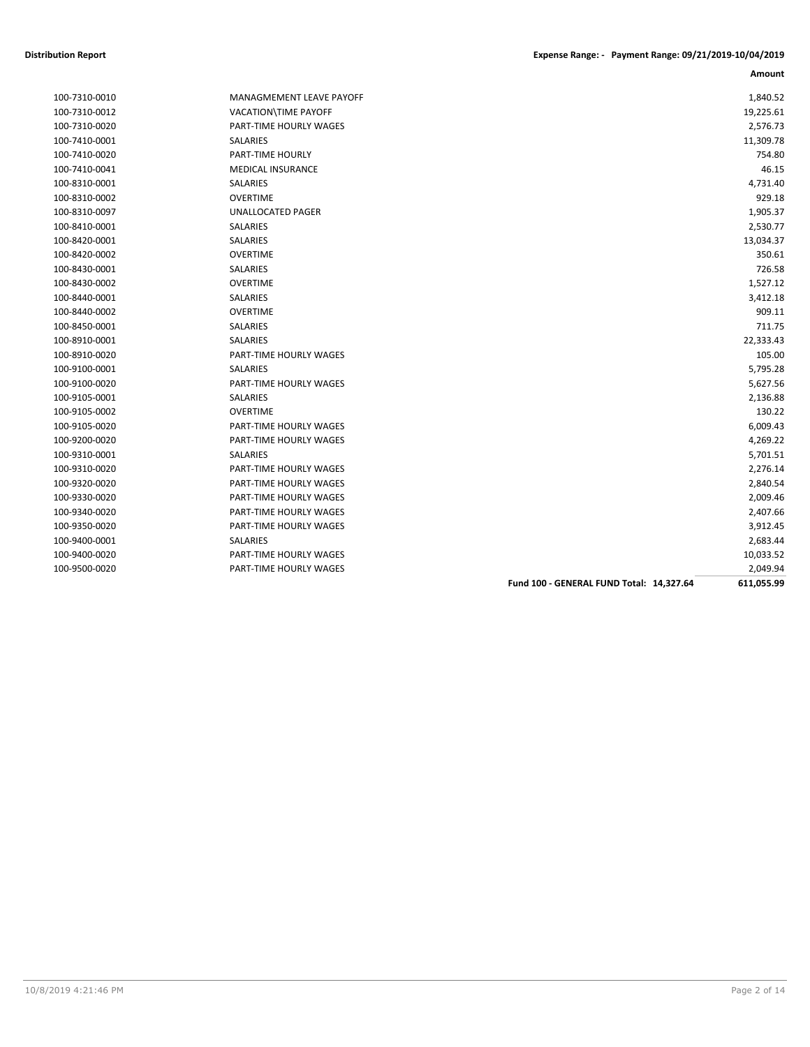**Distribution Report** — Expense Range: - Payment Range: 09/21/2019-10/04/2019

| | | | Amount |
|---|---|---|---|
| 100-7310-0010 | MANAGMEMENT LEAVE PAYOFF | | 1,840.52 |
| 100-7310-0012 | VACATION\TIME PAYOFF | | 19,225.61 |
| 100-7310-0020 | PART-TIME HOURLY WAGES | | 2,576.73 |
| 100-7410-0001 | SALARIES | | 11,309.78 |
| 100-7410-0020 | PART-TIME HOURLY | | 754.80 |
| 100-7410-0041 | MEDICAL INSURANCE | | 46.15 |
| 100-8310-0001 | SALARIES | | 4,731.40 |
| 100-8310-0002 | OVERTIME | | 929.18 |
| 100-8310-0097 | UNALLOCATED PAGER | | 1,905.37 |
| 100-8410-0001 | SALARIES | | 2,530.77 |
| 100-8420-0001 | SALARIES | | 13,034.37 |
| 100-8420-0002 | OVERTIME | | 350.61 |
| 100-8430-0001 | SALARIES | | 726.58 |
| 100-8430-0002 | OVERTIME | | 1,527.12 |
| 100-8440-0001 | SALARIES | | 3,412.18 |
| 100-8440-0002 | OVERTIME | | 909.11 |
| 100-8450-0001 | SALARIES | | 711.75 |
| 100-8910-0001 | SALARIES | | 22,333.43 |
| 100-8910-0020 | PART-TIME HOURLY WAGES | | 105.00 |
| 100-9100-0001 | SALARIES | | 5,795.28 |
| 100-9100-0020 | PART-TIME HOURLY WAGES | | 5,627.56 |
| 100-9105-0001 | SALARIES | | 2,136.88 |
| 100-9105-0002 | OVERTIME | | 130.22 |
| 100-9105-0020 | PART-TIME HOURLY WAGES | | 6,009.43 |
| 100-9200-0020 | PART-TIME HOURLY WAGES | | 4,269.22 |
| 100-9310-0001 | SALARIES | | 5,701.51 |
| 100-9310-0020 | PART-TIME HOURLY WAGES | | 2,276.14 |
| 100-9320-0020 | PART-TIME HOURLY WAGES | | 2,840.54 |
| 100-9330-0020 | PART-TIME HOURLY WAGES | | 2,009.46 |
| 100-9340-0020 | PART-TIME HOURLY WAGES | | 2,407.66 |
| 100-9350-0020 | PART-TIME HOURLY WAGES | | 3,912.45 |
| 100-9400-0001 | SALARIES | | 2,683.44 |
| 100-9400-0020 | PART-TIME HOURLY WAGES | | 10,033.52 |
| 100-9500-0020 | PART-TIME HOURLY WAGES | | 2,049.94 |
| | | **Fund 100 - GENERAL FUND Total: 14,327.64** | **611,055.99** |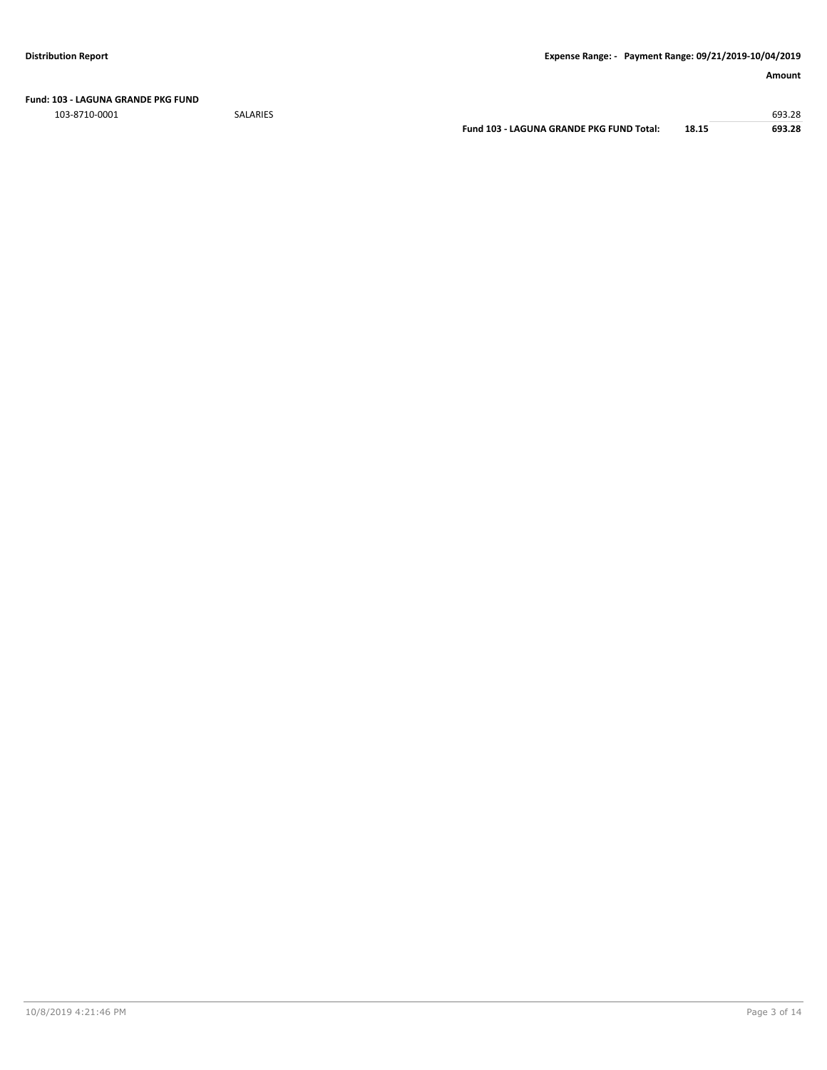**Distribution Report** | **Expense Range: - Payment Range: 09/21/2019-10/04/2019**

**Fund: 103 - LAGUNA GRANDE PKG FUND**

| | | | **Amount** |
|---|---|---|---|
| 103-8710-0001 | SALARIES | | 693.28 |
| | **Fund 103 - LAGUNA GRANDE PKG FUND Total:** | **18.15** | **693.28** |

10/8/2019 4:21:46 PM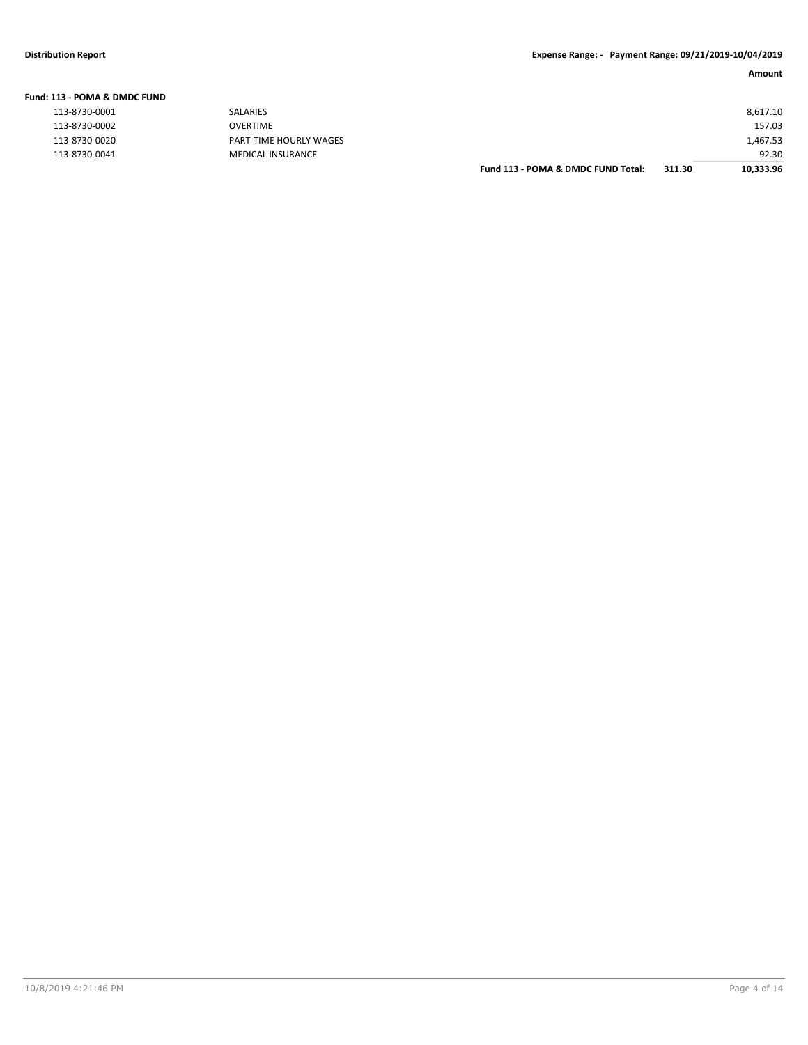**Distribution Report** | **Expense Range: - Payment Range: 09/21/2019-10/04/2019**

| | | | | **Amount** |
|---|---|---|---|---|
| **Fund: 113 - POMA & DMDC FUND** | | | | |
| 113-8730-0001 | SALARIES | | | 8,617.10 |
| 113-8730-0002 | OVERTIME | | | 157.03 |
| 113-8730-0020 | PART-TIME HOURLY WAGES | | | 1,467.53 |
| 113-8730-0041 | MEDICAL INSURANCE | | | 92.30 |
| | | **Fund 113 - POMA & DMDC FUND Total:** | **311.30** | **10,333.96** |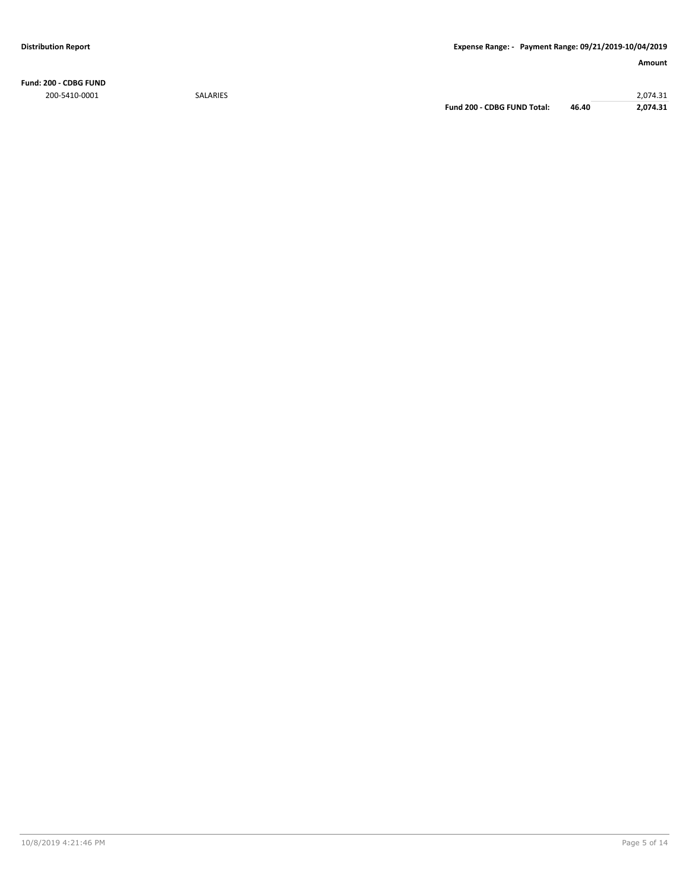**Distribution Report** — **Expense Range: - Payment Range: 09/21/2019-10/04/2019**

| | | | | Amount |
|---|---|---|---|---|
| **Fund: 200 - CDBG FUND** | | | | |
| 200-5410-0001 | SALARIES | | | 2,074.31 |
| | | **Fund 200 - CDBG FUND Total:** | **46.40** | **2,074.31** |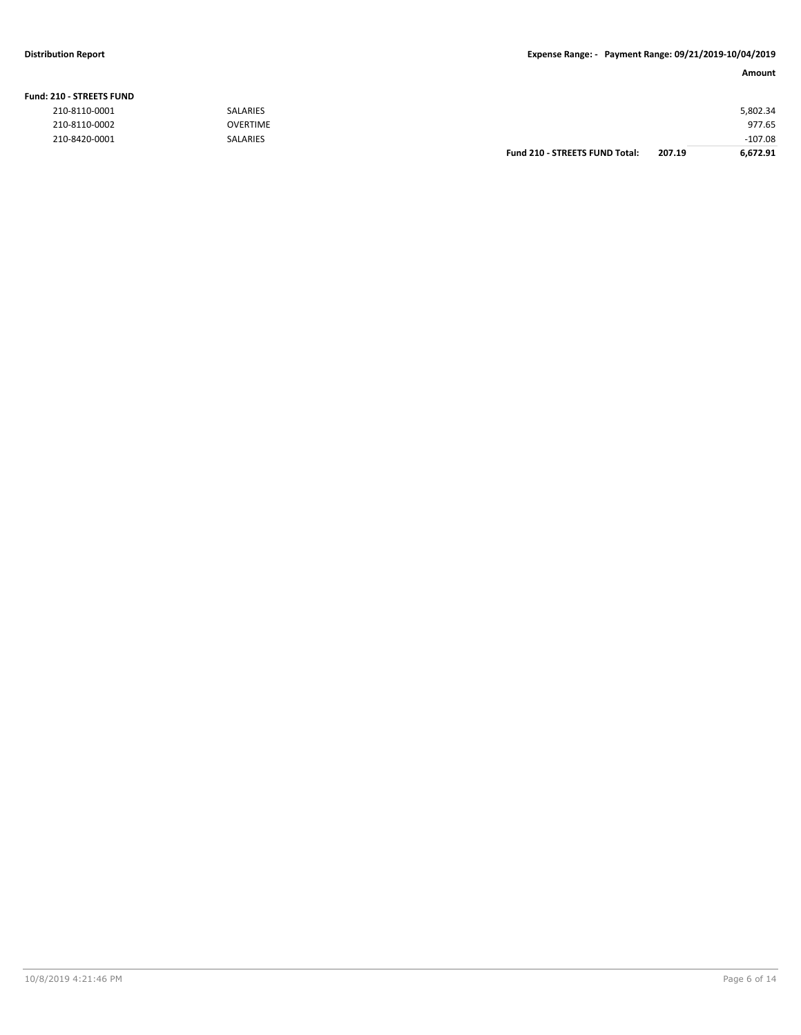**Distribution Report**

**Expense Range: - Payment Range: 09/21/2019-10/04/2019**

| | | | | **Amount** |
|---|---|---|---|---|
| **Fund: 210 - STREETS FUND** | | | | |
| 210-8110-0001 | SALARIES | | | 5,802.34 |
| 210-8110-0002 | OVERTIME | | | 977.65 |
| 210-8420-0001 | SALARIES | | | -107.08 |
| | | **Fund 210 - STREETS FUND Total:** | **207.19** | **6,672.91** |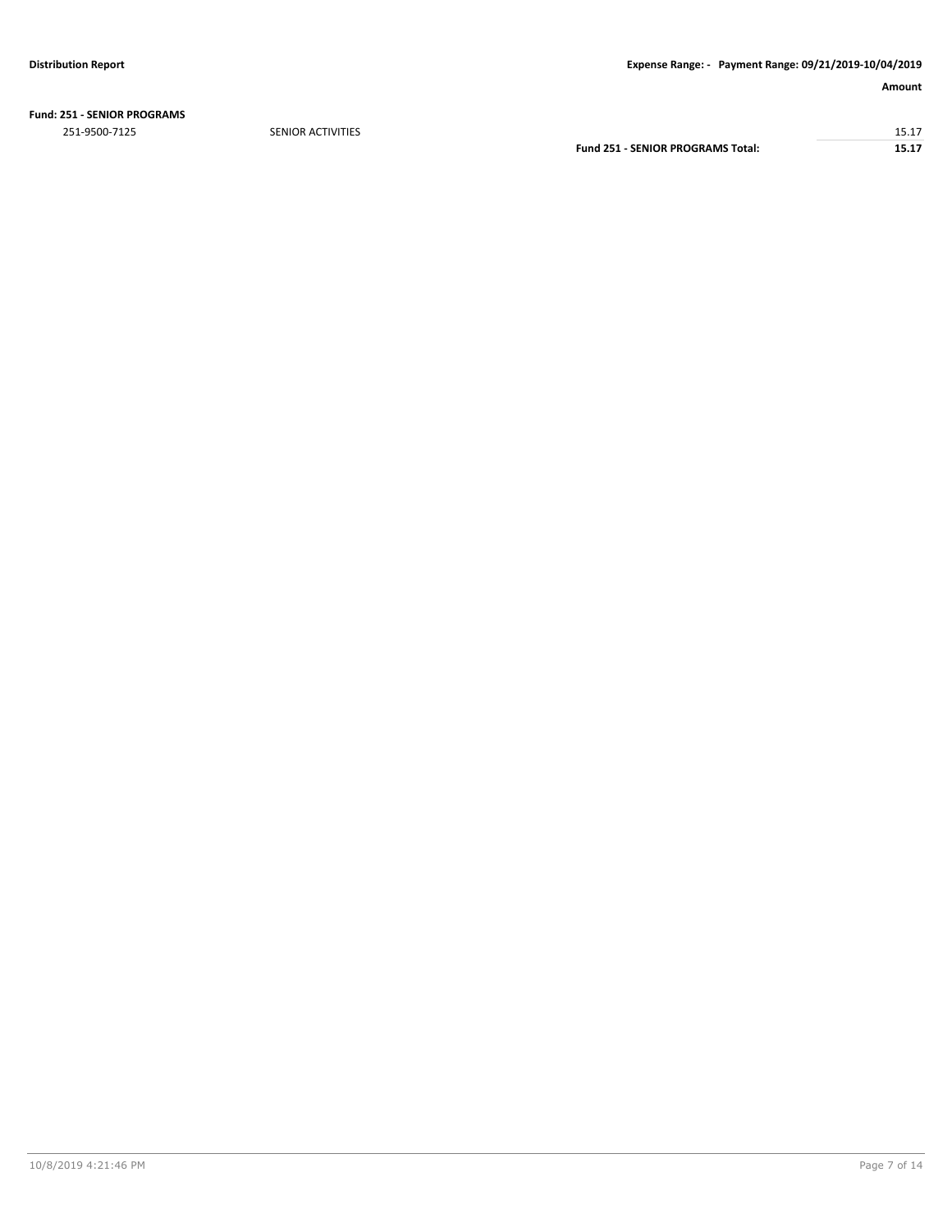| | | Amount |
|---|---|---|
| **Fund: 251 - SENIOR PROGRAMS** | | |
| 251-9500-7125 | SENIOR ACTIVITIES | 15.17 |
| | **Fund 251 - SENIOR PROGRAMS Total:** | **15.17** |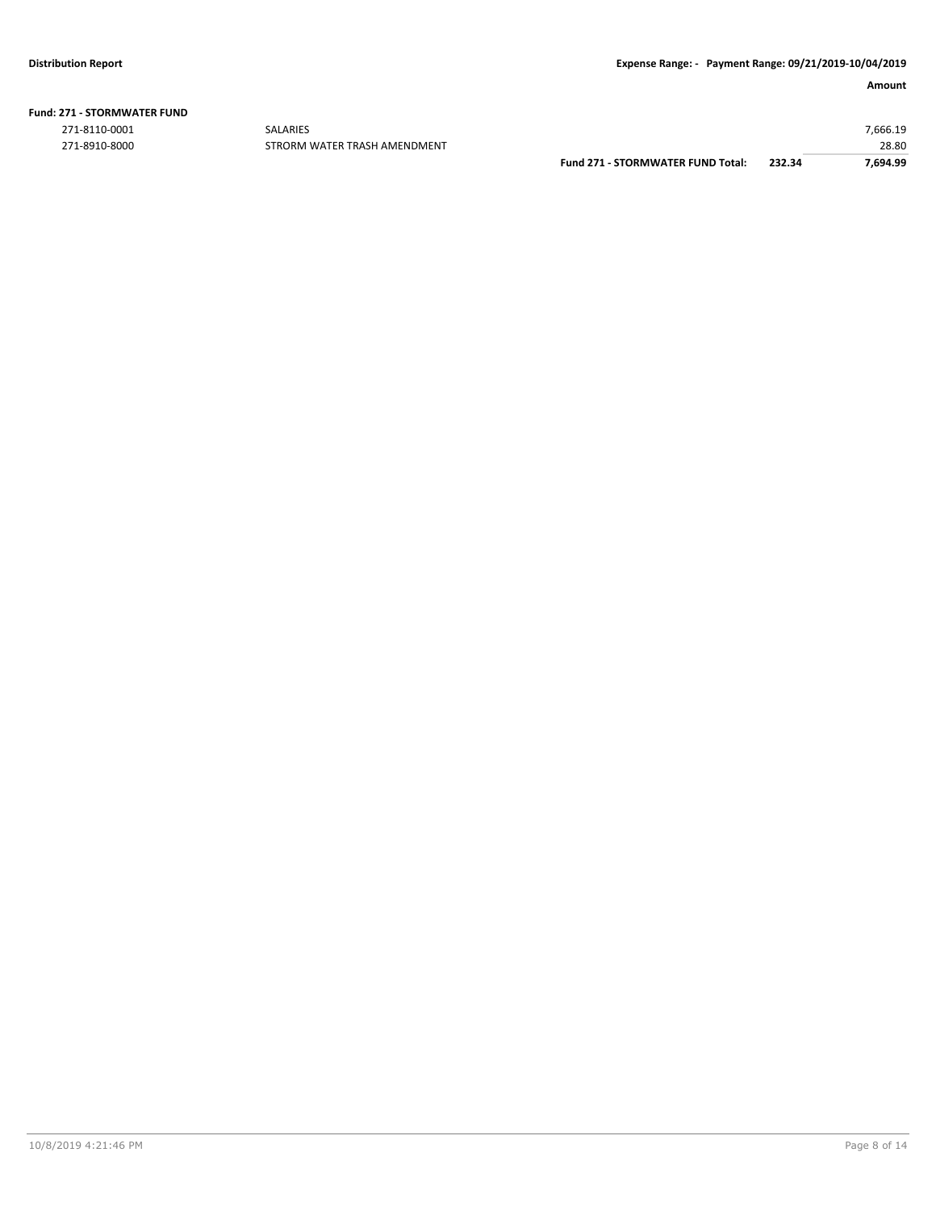**Fund: 271 - STORMWATER FUND**

| Account | Description | | | Amount |
|---|---|---|---|---|
| 271-8110-0001 | SALARIES | | | 7,666.19 |
| 271-8910-8000 | STRORM WATER TRASH AMENDMENT | | | 28.80 |
| | | **Fund 271 - STORMWATER FUND Total:** | **232.34** | **7,694.99** |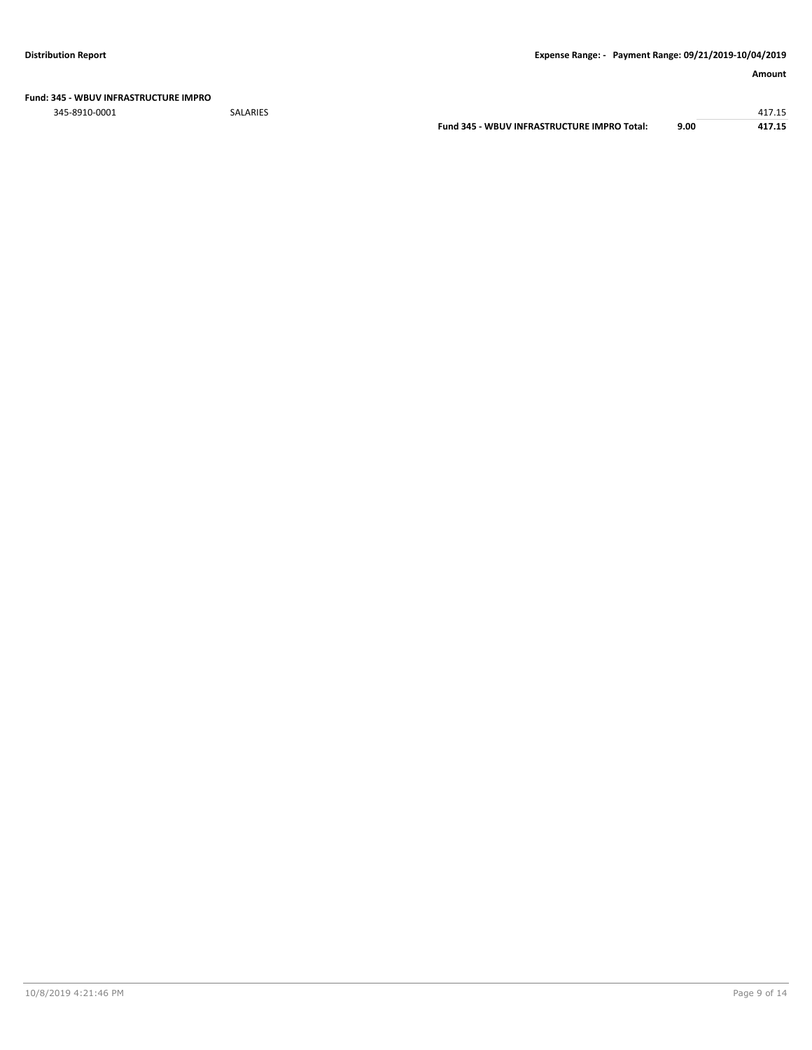**Fund: 345 - WBUV INFRASTRUCTURE IMPRO**

| | | | | Amount |
|---|---|---|---|---|
| 345-8910-0001 | SALARIES | | | 417.15 |
| | | **Fund 345 - WBUV INFRASTRUCTURE IMPRO Total:** | **9.00** | **417.15** |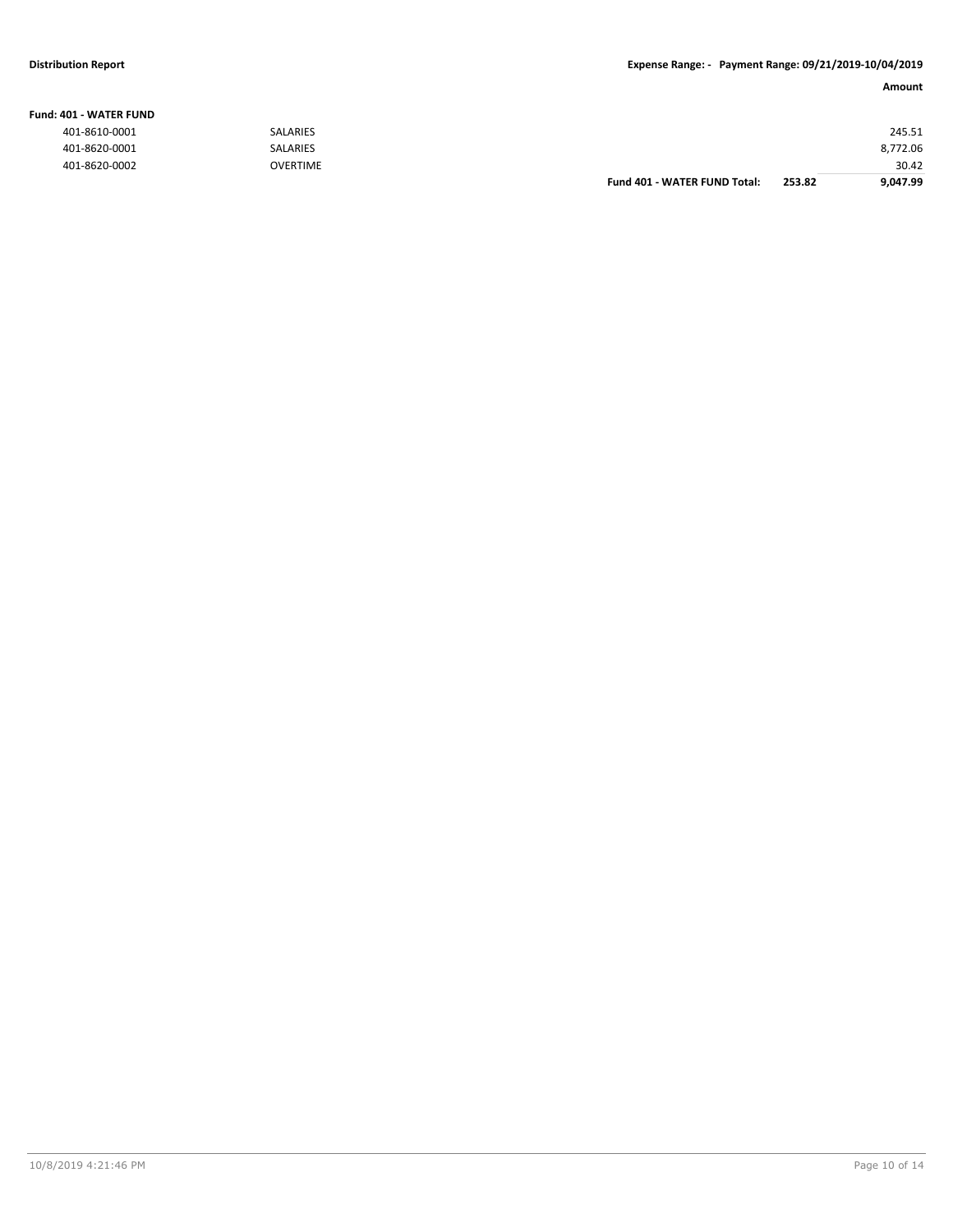**Distribution Report** | **Expense Range: - Payment Range: 09/21/2019-10/04/2019**

| | | | Amount |
|---|---|---|---|
| **Fund: 401 - WATER FUND** | | | |
| 401-8610-0001 | SALARIES | | 245.51 |
| 401-8620-0001 | SALARIES | | 8,772.06 |
| 401-8620-0002 | OVERTIME | | 30.42 |
| | | **Fund 401 - WATER FUND Total:** **253.82** | **9,047.99** |

10/8/2019 4:21:46 PM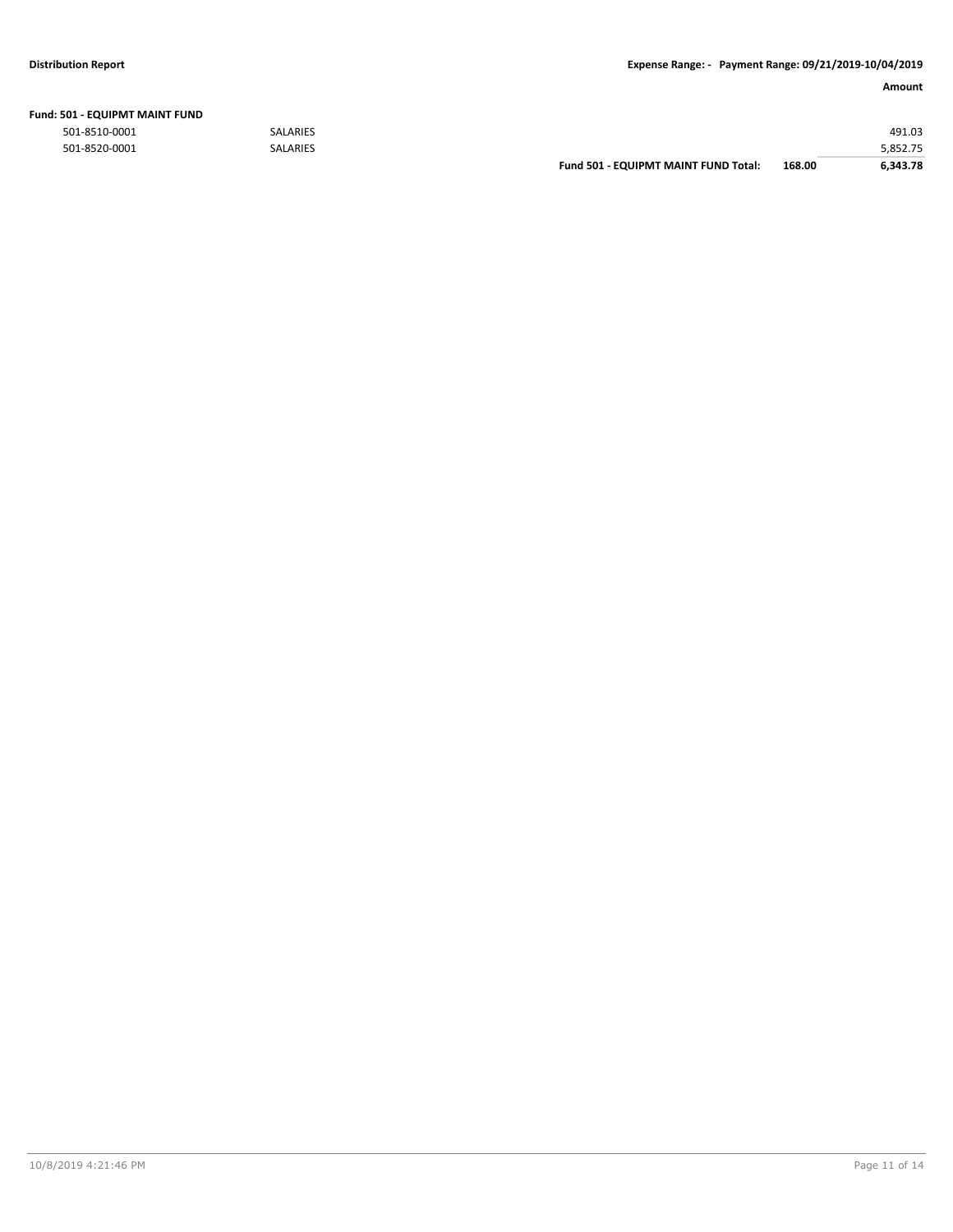**Fund: 501 - EQUIPMT MAINT FUND**

| Account | Description | | | Amount |
|---|---|---|---|---|
| 501-8510-0001 | SALARIES | | | 491.03 |
| 501-8520-0001 | SALARIES | | | 5,852.75 |
| | | **Fund 501 - EQUIPMT MAINT FUND Total:** | **168.00** | **6,343.78** |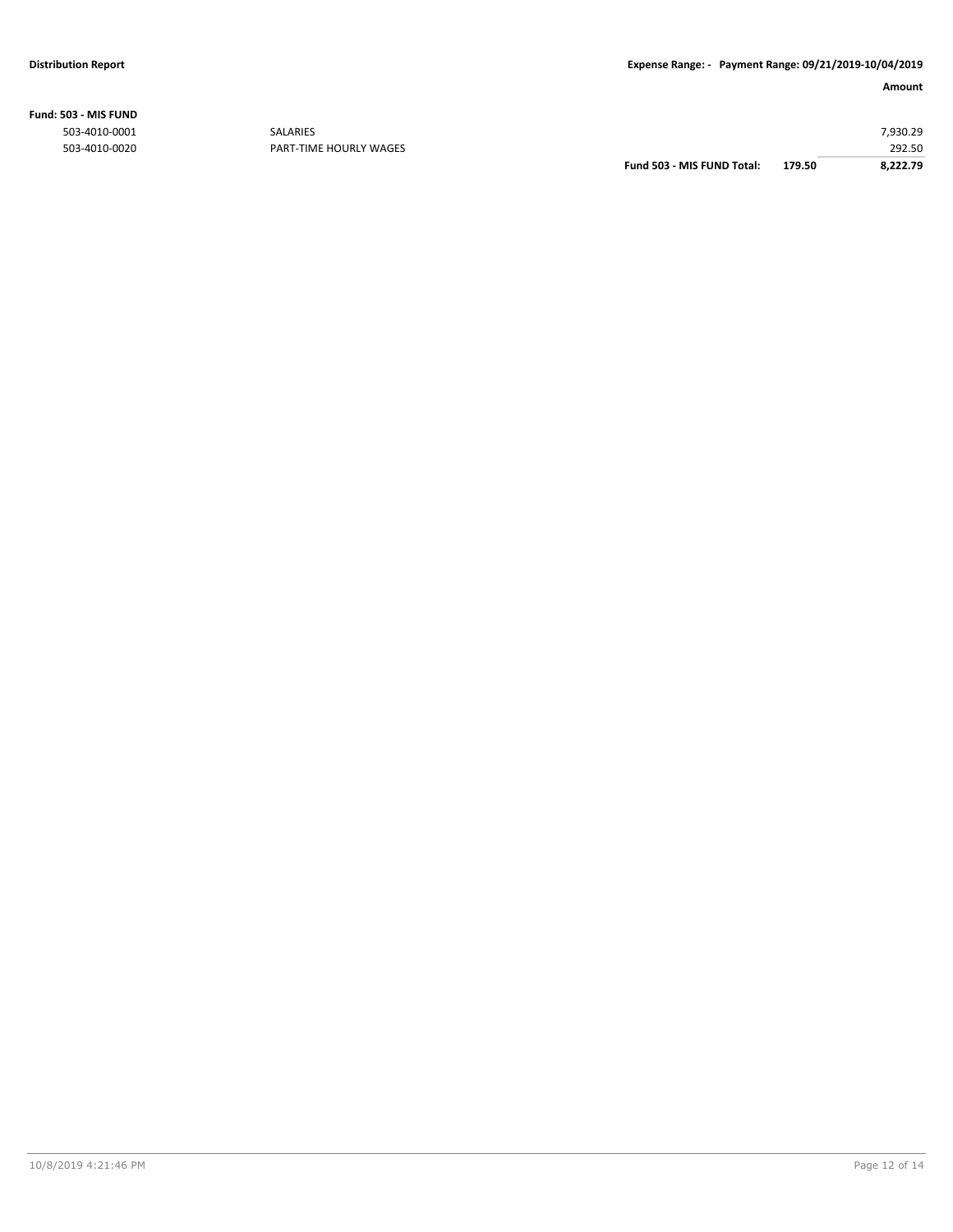**Fund: 503 - MIS FUND**

| Account | Description | | | Amount |
|---|---|---|---|---|
| 503-4010-0001 | SALARIES | | | 7,930.29 |
| 503-4010-0020 | PART-TIME HOURLY WAGES | | | 292.50 |
| | | **Fund 503 - MIS FUND Total:** | **179.50** | **8,222.79** |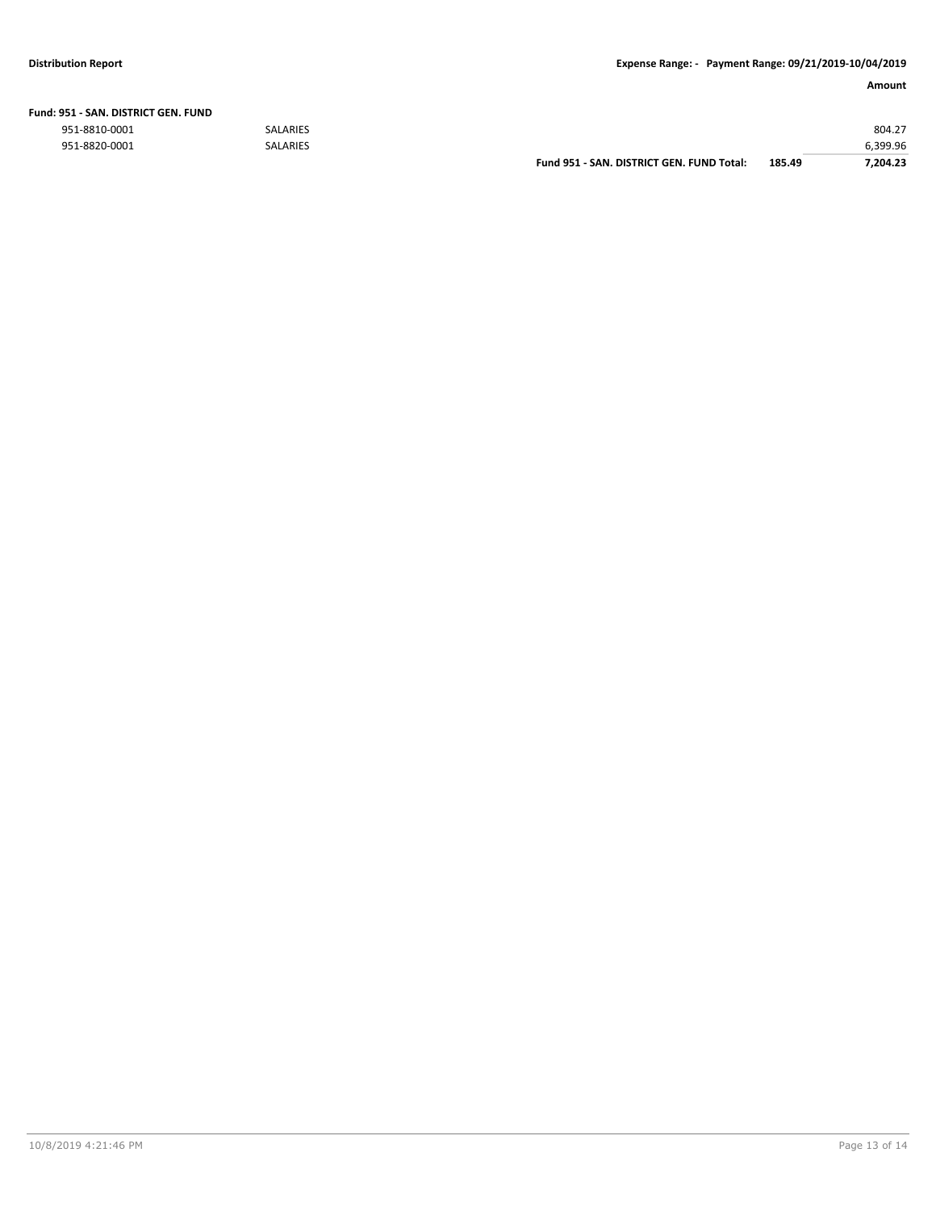**Fund: 951 - SAN. DISTRICT GEN. FUND**

| Account | Description | | | Amount |
|---|---|---|---|---|
| 951-8810-0001 | SALARIES | | | 804.27 |
| 951-8820-0001 | SALARIES | | | 6,399.96 |
| | | **Fund 951 - SAN. DISTRICT GEN. FUND Total:** | **185.49** | **7,204.23** |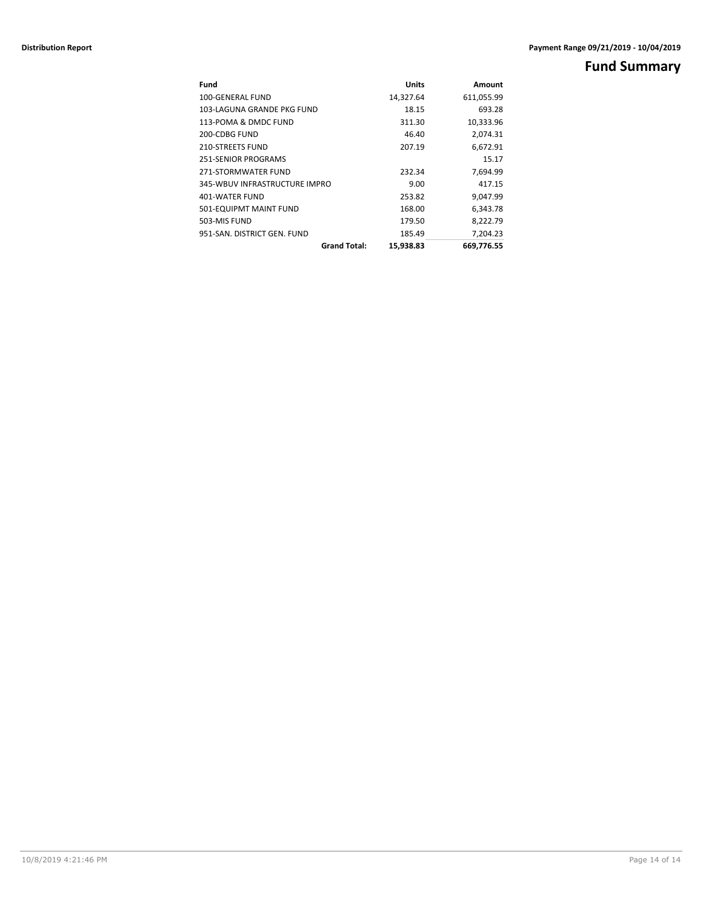# Fund Summary

| Fund | Units | Amount |
|---|---|---|
| 100-GENERAL FUND | 14,327.64 | 611,055.99 |
| 103-LAGUNA GRANDE PKG FUND | 18.15 | 693.28 |
| 113-POMA & DMDC FUND | 311.30 | 10,333.96 |
| 200-CDBG FUND | 46.40 | 2,074.31 |
| 210-STREETS FUND | 207.19 | 6,672.91 |
| 251-SENIOR PROGRAMS | | 15.17 |
| 271-STORMWATER FUND | 232.34 | 7,694.99 |
| 345-WBUV INFRASTRUCTURE IMPRO | 9.00 | 417.15 |
| 401-WATER FUND | 253.82 | 9,047.99 |
| 501-EQUIPMT MAINT FUND | 168.00 | 6,343.78 |
| 503-MIS FUND | 179.50 | 8,222.79 |
| 951-SAN. DISTRICT GEN. FUND | 185.49 | 7,204.23 |
| **Grand Total:** | **15,938.83** | **669,776.55** |